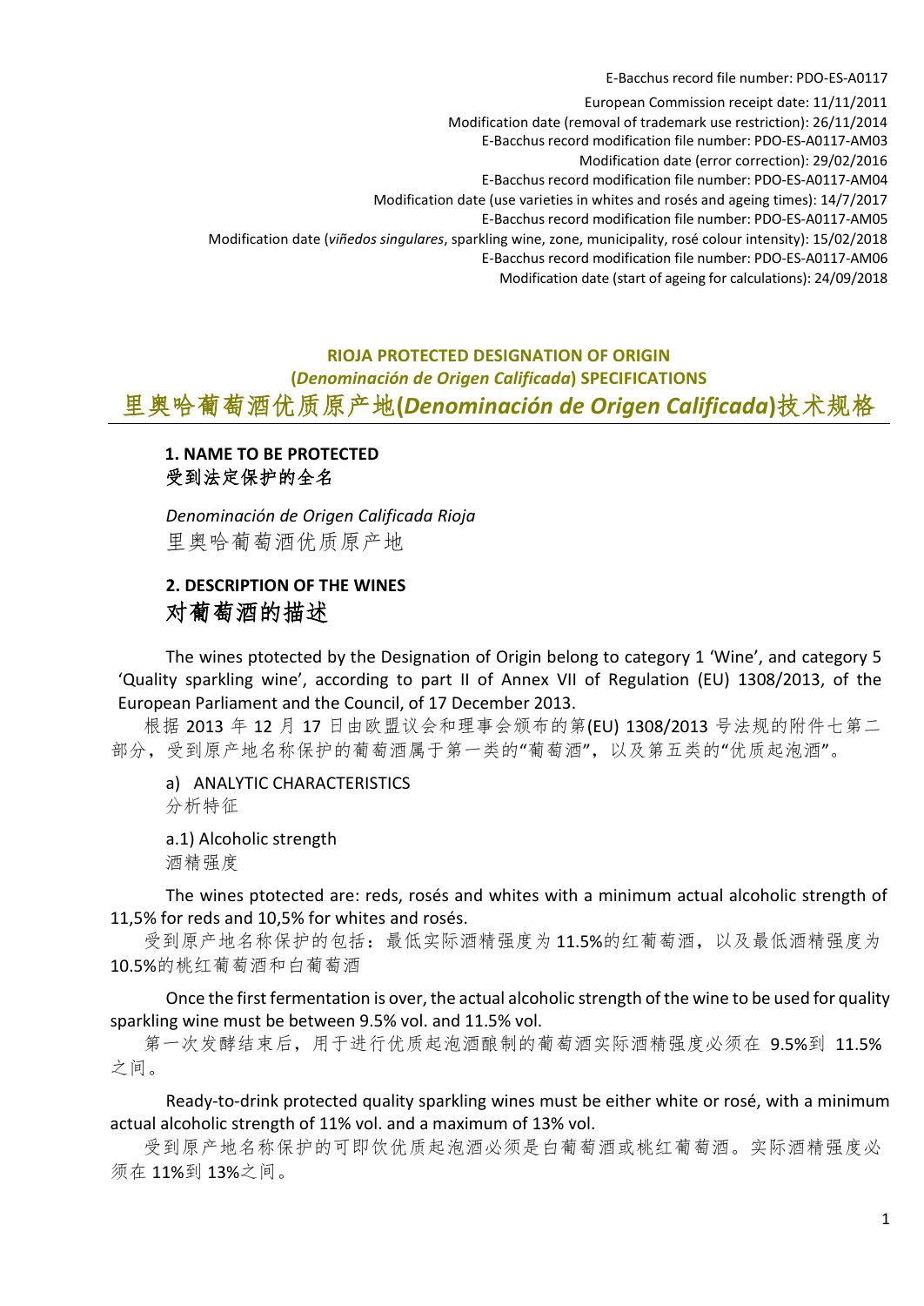E-Bacchus record file number: PDO-ES-A0117

European Commission receipt date: 11/11/2011

Modification date (removal of trademark use restriction): 26/11/2014

E-Bacchus record modification file number: PDO-ES-A0117-AM03

Modification date (error correction): 29/02/2016

E-Bacchus record modification file number: PDO-ES-A0117-AM04

Modification date (use varieties in whites and rosés and ageing times): 14/7/2017

E-Bacchus record modification file number: PDO-ES-A0117-AM05

Modification date (*viñedos singulares*, sparkling wine, zone, municipality, rosé colour intensity): 15/02/2018

E-Bacchus record modification file number: PDO-ES-A0117-AM06

Modification date (start of ageing for calculations): 24/09/2018

# RIOJA PROTECTED DESIGNATION OF ORIGIN (*Denominación de Origen Calificada*) SPECIFICATIONS

# 里奥哈葡萄酒优质原产地(*Denominación de Origen Calificada*)技术规格

## 1. NAME TO BE PROTECTED
## 受到法定保护的全名

*Denominación de Origen Calificada Rioja*

里奥哈葡萄酒优质原产地

## 2. DESCRIPTION OF THE WINES
## 对葡萄酒的描述

The wines ptotected by the Designation of Origin belong to category 1 'Wine', and category 5 'Quality sparkling wine', according to part II of Annex VII of Regulation (EU) 1308/2013, of the European Parliament and the Council, of 17 December 2013.

根据 2013 年 12 月 17 日由欧盟议会和理事会颁布的第(EU) 1308/2013 号法规的附件七第二部分，受到原产地名称保护的葡萄酒属于第一类的"葡萄酒"，以及第五类的"优质起泡酒"。

a) ANALYTIC CHARACTERISTICS

分析特征

a.1) Alcoholic strength

酒精强度

The wines ptotected are: reds, rosés and whites with a minimum actual alcoholic strength of 11,5% for reds and 10,5% for whites and rosés.

受到原产地名称保护的包括：最低实际酒精强度为 11.5%的红葡萄酒，以及最低酒精强度为 10.5%的桃红葡萄酒和白葡萄酒

Once the first fermentation is over, the actual alcoholic strength of the wine to be used for quality sparkling wine must be between 9.5% vol. and 11.5% vol.

第一次发酵结束后，用于进行优质起泡酒酿制的葡萄酒实际酒精强度必须在 9.5%到 11.5%之间。

Ready-to-drink protected quality sparkling wines must be either white or rosé, with a minimum actual alcoholic strength of 11% vol. and a maximum of 13% vol.

受到原产地名称保护的可即饮优质起泡酒必须是白葡萄酒或桃红葡萄酒。实际酒精强度必须在 11%到 13%之间。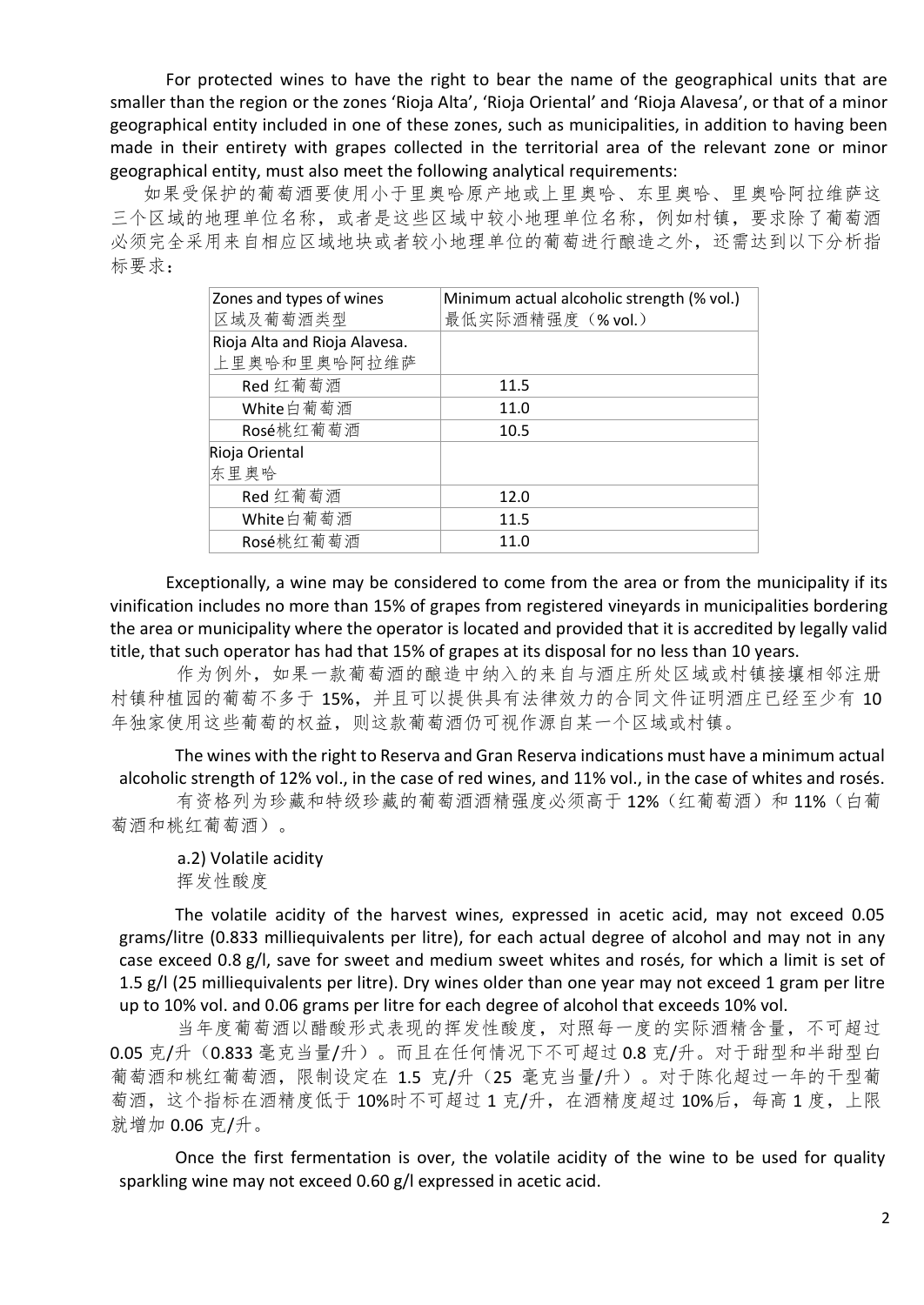For protected wines to have the right to bear the name of the geographical units that are smaller than the region or the zones 'Rioja Alta', 'Rioja Oriental' and 'Rioja Alavesa', or that of a minor geographical entity included in one of these zones, such as municipalities, in addition to having been made in their entirety with grapes collected in the territorial area of the relevant zone or minor geographical entity, must also meet the following analytical requirements:

如果受保护的葡萄酒要使用小于里奥哈原产地或上里奥哈、东里奥哈、里奥哈阿拉维萨这三个区域的地理单位名称，或者是这些区域中较小地理单位名称，例如村镇，要求除了葡萄酒必须完全采用来自相应区域地块或者较小地理单位的葡萄进行酿造之外，还需达到以下分析指标要求：

| Zones and types of wines<br>区域及葡萄酒类型 | Minimum actual alcoholic strength (% vol.)<br>最低实际酒精强度（% vol.） |
|---|---|
| Rioja Alta and Rioja Alavesa.<br>上里奥哈和里奥哈阿拉维萨 | |
| Red 红葡萄酒 | 11.5 |
| White白葡萄酒 | 11.0 |
| Rosé桃红葡萄酒 | 10.5 |
| Rioja Oriental<br>东里奥哈 | |
| Red 红葡萄酒 | 12.0 |
| White白葡萄酒 | 11.5 |
| Rosé桃红葡萄酒 | 11.0 |

Exceptionally, a wine may be considered to come from the area or from the municipality if its vinification includes no more than 15% of grapes from registered vineyards in municipalities bordering the area or municipality where the operator is located and provided that it is accredited by legally valid title, that such operator has had that 15% of grapes at its disposal for no less than 10 years.

作为例外，如果一款葡萄酒的酿造中纳入的来自与酒庄所处区域或村镇接壤相邻注册村镇种植园的葡萄不多于 15%，并且可以提供具有法律效力的合同文件证明酒庄已经至少有 10 年独家使用这些葡萄的权益，则这款葡萄酒仍可视作源自某一个区域或村镇。

The wines with the right to Reserva and Gran Reserva indications must have a minimum actual alcoholic strength of 12% vol., in the case of red wines, and 11% vol., in the case of whites and rosés.

有资格列为珍藏和特级珍藏的葡萄酒酒精强度必须高于 12%（红葡萄酒）和 11%（白葡萄酒和桃红葡萄酒）。

a.2) Volatile acidity
挥发性酸度

The volatile acidity of the harvest wines, expressed in acetic acid, may not exceed 0.05 grams/litre (0.833 milliequivalents per litre), for each actual degree of alcohol and may not in any case exceed 0.8 g/l, save for sweet and medium sweet whites and rosés, for which a limit is set of 1.5 g/l (25 milliequivalents per litre). Dry wines older than one year may not exceed 1 gram per litre up to 10% vol. and 0.06 grams per litre for each degree of alcohol that exceeds 10% vol.

当年度葡萄酒以醋酸形式表现的挥发性酸度，对照每一度的实际酒精含量，不可超过 0.05 克/升（0.833 毫克当量/升）。而且在任何情况下不可超过 0.8 克/升。对于甜型和半甜型白葡萄酒和桃红葡萄酒，限制设定在 1.5 克/升（25 毫克当量/升）。对于陈化超过一年的干型葡萄酒，这个指标在酒精度低于 10%时不可超过 1 克/升，在酒精度超过 10%后，每高 1 度，上限就增加 0.06 克/升。

Once the first fermentation is over, the volatile acidity of the wine to be used for quality sparkling wine may not exceed 0.60 g/l expressed in acetic acid.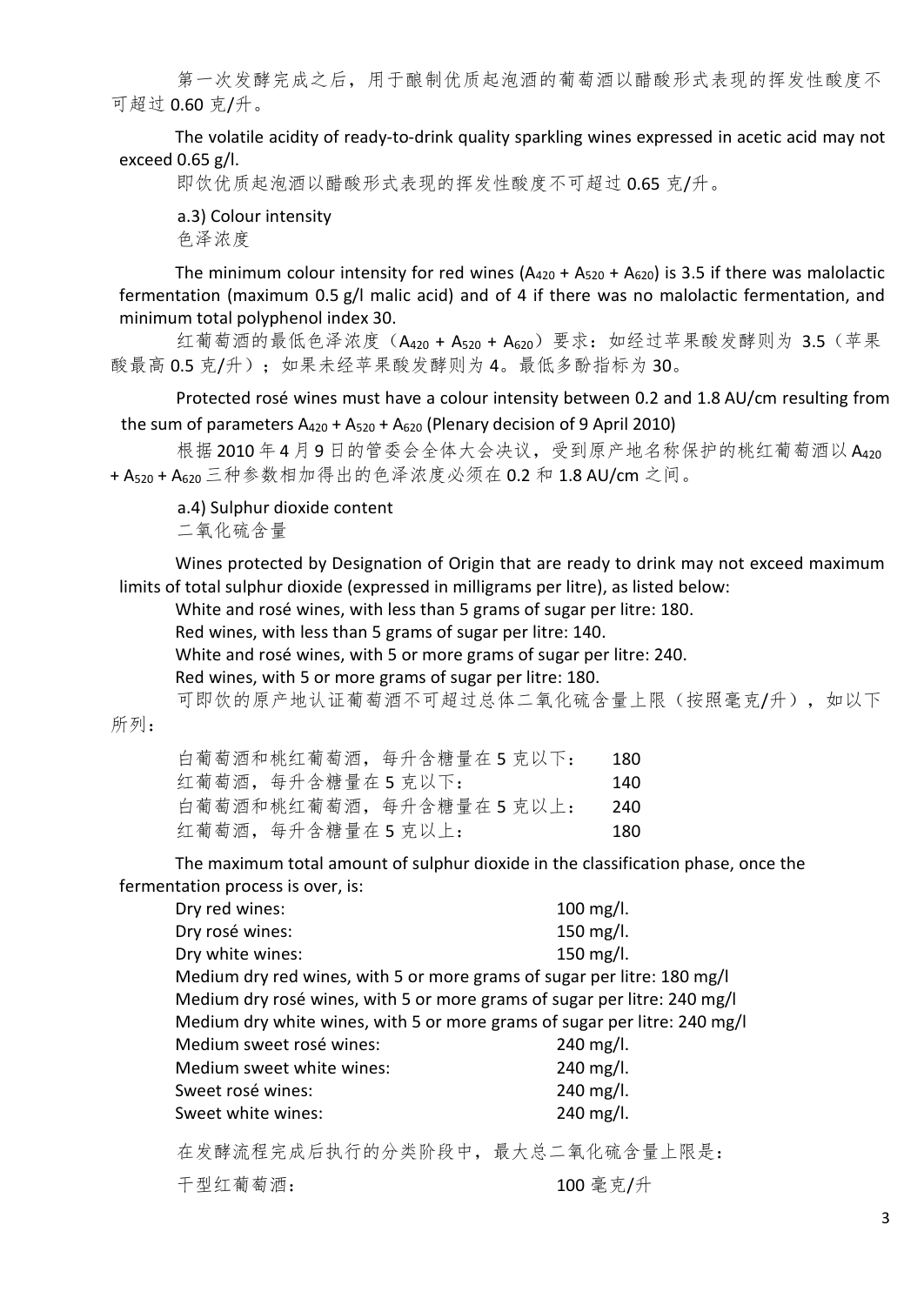第一次发酵完成之后，用于酿制优质起泡酒的葡萄酒以醋酸形式表现的挥发性酸度不可超过 0.60 克/升。

The volatile acidity of ready-to-drink quality sparkling wines expressed in acetic acid may not exceed 0.65 g/l.

即饮优质起泡酒以醋酸形式表现的挥发性酸度不可超过 0.65 克/升。

a.3) Colour intensity

色泽浓度

The minimum colour intensity for red wines ($A_{420}$ + $A_{520}$ + $A_{620}$) is 3.5 if there was malolactic fermentation (maximum 0.5 g/l malic acid) and of 4 if there was no malolactic fermentation, and minimum total polyphenol index 30.

红葡萄酒的最低色泽浓度（$A_{420}$ + $A_{520}$ + $A_{620}$）要求：如经过苹果酸发酵则为 3.5（苹果酸最高 0.5 克/升）；如果未经苹果酸发酵则为 4。最低多酚指标为 30。

Protected rosé wines must have a colour intensity between 0.2 and 1.8 AU/cm resulting from the sum of parameters $A_{420}$ + $A_{520}$ + $A_{620}$ (Plenary decision of 9 April 2010)

根据 2010 年 4 月 9 日的管委会全体大会决议，受到原产地名称保护的桃红葡萄酒以 $A_{420}$ + $A_{520}$ + $A_{620}$ 三种参数相加得出的色泽浓度必须在 0.2 和 1.8 AU/cm 之间。

a.4) Sulphur dioxide content

二氧化硫含量

Wines protected by Designation of Origin that are ready to drink may not exceed maximum limits of total sulphur dioxide (expressed in milligrams per litre), as listed below:

White and rosé wines, with less than 5 grams of sugar per litre: 180.
Red wines, with less than 5 grams of sugar per litre: 140.
White and rosé wines, with 5 or more grams of sugar per litre: 240.
Red wines, with 5 or more grams of sugar per litre: 180.

可即饮的原产地认证葡萄酒不可超过总体二氧化硫含量上限（按照毫克/升），如以下所列：

| | |
|---|---|
| 白葡萄酒和桃红葡萄酒，每升含糖量在 5 克以下： | 180 |
| 红葡萄酒，每升含糖量在 5 克以下： | 140 |
| 白葡萄酒和桃红葡萄酒，每升含糖量在 5 克以上： | 240 |
| 红葡萄酒，每升含糖量在 5 克以上： | 180 |

The maximum total amount of sulphur dioxide in the classification phase, once the fermentation process is over, is:

| | |
|---|---|
| Dry red wines: | 100 mg/l. |
| Dry rosé wines: | 150 mg/l. |
| Dry white wines: | 150 mg/l. |
| Medium dry red wines, with 5 or more grams of sugar per litre: | 180 mg/l |
| Medium dry rosé wines, with 5 or more grams of sugar per litre: | 240 mg/l |
| Medium dry white wines, with 5 or more grams of sugar per litre: | 240 mg/l |
| Medium sweet rosé wines: | 240 mg/l. |
| Medium sweet white wines: | 240 mg/l. |
| Sweet rosé wines: | 240 mg/l. |
| Sweet white wines: | 240 mg/l. |

在发酵流程完成后执行的分类阶段中，最大总二氧化硫含量上限是：

| | |
|---|---|
| 干型红葡萄酒： | 100 毫克/升 |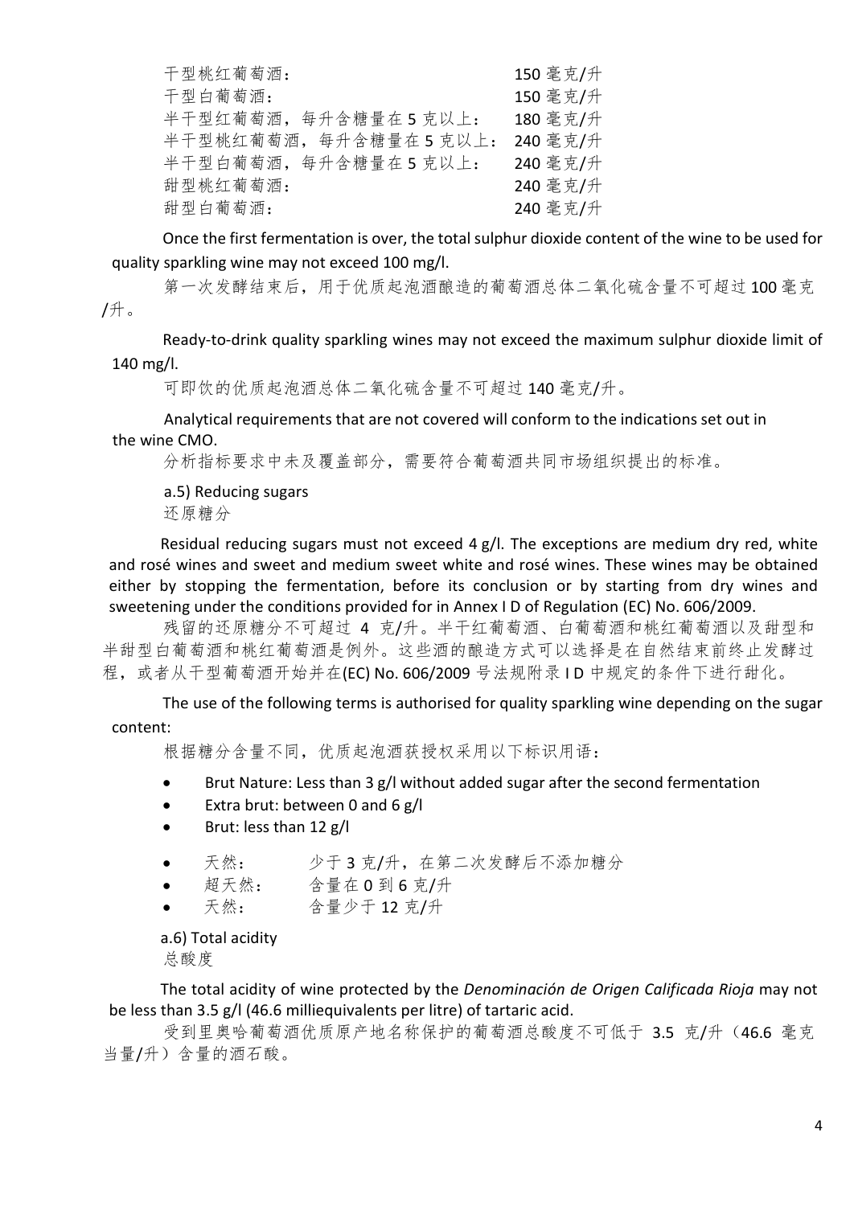| | |
|---|---|
| 干型桃红葡萄酒： | 150 毫克/升 |
| 干型白葡萄酒： | 150 毫克/升 |
| 半干型红葡萄酒，每升含糖量在 5 克以上： | 180 毫克/升 |
| 半干型桃红葡萄酒，每升含糖量在 5 克以上： | 240 毫克/升 |
| 半干型白葡萄酒，每升含糖量在 5 克以上： | 240 毫克/升 |
| 甜型桃红葡萄酒： | 240 毫克/升 |
| 甜型白葡萄酒： | 240 毫克/升 |

Once the first fermentation is over, the total sulphur dioxide content of the wine to be used for quality sparkling wine may not exceed 100 mg/l.

第一次发酵结束后，用于优质起泡酒酿造的葡萄酒总体二氧化硫含量不可超过 100 毫克/升。

Ready-to-drink quality sparkling wines may not exceed the maximum sulphur dioxide limit of 140 mg/l.

可即饮的优质起泡酒总体二氧化硫含量不可超过 140 毫克/升。

Analytical requirements that are not covered will conform to the indications set out in the wine CMO.

分析指标要求中未及覆盖部分，需要符合葡萄酒共同市场组织提出的标准。

a.5) Reducing sugars
还原糖分

Residual reducing sugars must not exceed 4 g/l. The exceptions are medium dry red, white and rosé wines and sweet and medium sweet white and rosé wines. These wines may be obtained either by stopping the fermentation, before its conclusion or by starting from dry wines and sweetening under the conditions provided for in Annex I D of Regulation (EC) No. 606/2009.

残留的还原糖分不可超过 4 克/升。半干红葡萄酒、白葡萄酒和桃红葡萄酒以及甜型和半甜型白葡萄酒和桃红葡萄酒是例外。这些酒的酿造方式可以选择是在自然结束前终止发酵过程，或者从干型葡萄酒开始并在(EC) No. 606/2009 号法规附录 I D 中规定的条件下进行甜化。

The use of the following terms is authorised for quality sparkling wine depending on the sugar content:

根据糖分含量不同，优质起泡酒获授权采用以下标识用语：

- Brut Nature: Less than 3 g/l without added sugar after the second fermentation
- Extra brut: between 0 and 6 g/l
- Brut: less than 12 g/l

- 天然： 少于 3 克/升，在第二次发酵后不添加糖分
- 超天然： 含量在 0 到 6 克/升
- 天然： 含量少于 12 克/升

a.6) Total acidity
总酸度

The total acidity of wine protected by the *Denominación de Origen Calificada Rioja* may not be less than 3.5 g/l (46.6 milliequivalents per litre) of tartaric acid.

受到里奥哈葡萄酒优质原产地名称保护的葡萄酒总酸度不可低于 3.5 克/升（46.6 毫克当量/升）含量的酒石酸。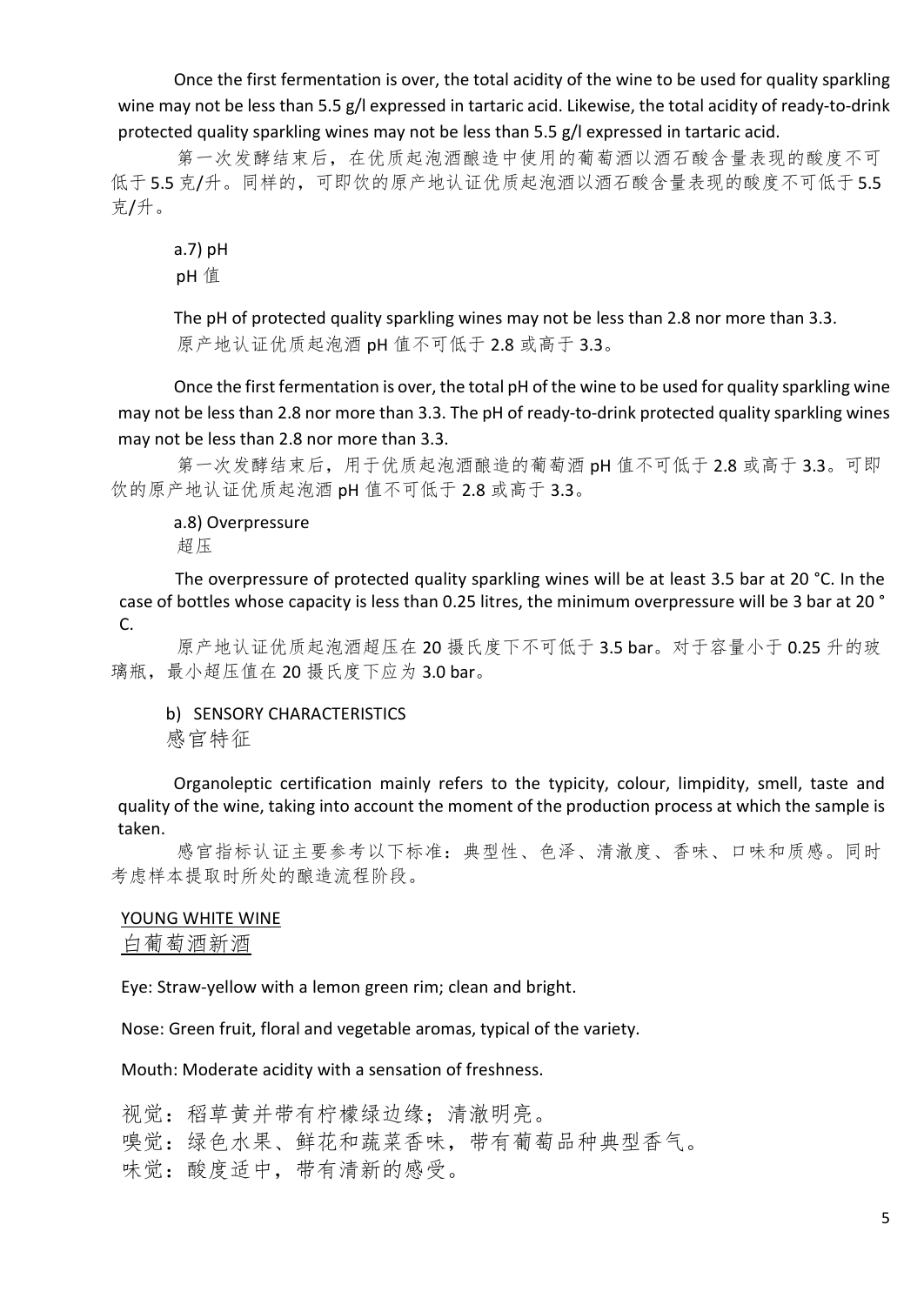Once the first fermentation is over, the total acidity of the wine to be used for quality sparkling wine may not be less than 5.5 g/l expressed in tartaric acid. Likewise, the total acidity of ready-to-drink protected quality sparkling wines may not be less than 5.5 g/l expressed in tartaric acid.

第一次发酵结束后，在优质起泡酒酿造中使用的葡萄酒以酒石酸含量表现的酸度不可低于5.5 克/升。同样的，可即饮的原产地认证优质起泡酒以酒石酸含量表现的酸度不可低于5.5 克/升。

a.7) pH

pH 值

The pH of protected quality sparkling wines may not be less than 2.8 nor more than 3.3.

原产地认证优质起泡酒 pH 值不可低于 2.8 或高于 3.3。

Once the first fermentation is over, the total pH of the wine to be used for quality sparkling wine may not be less than 2.8 nor more than 3.3. The pH of ready-to-drink protected quality sparkling wines may not be less than 2.8 nor more than 3.3.

第一次发酵结束后，用于优质起泡酒酿造的葡萄酒 pH 值不可低于 2.8 或高于 3.3。可即饮的原产地认证优质起泡酒 pH 值不可低于 2.8 或高于 3.3。

a.8) Overpressure

超压

The overpressure of protected quality sparkling wines will be at least 3.5 bar at 20 °C. In the case of bottles whose capacity is less than 0.25 litres, the minimum overpressure will be 3 bar at 20 °C.

原产地认证优质起泡酒超压在 20 摄氏度下不可低于 3.5 bar。对于容量小于 0.25 升的玻璃瓶，最小超压值在 20 摄氏度下应为 3.0 bar。

b) SENSORY CHARACTERISTICS

感官特征

Organoleptic certification mainly refers to the typicity, colour, limpidity, smell, taste and quality of the wine, taking into account the moment of the production process at which the sample is taken.

感官指标认证主要参考以下标准：典型性、色泽、清澈度、香味、口味和质感。同时考虑样本提取时所处的酿造流程阶段。

<u>YOUNG WHITE WINE</u>

<u>白葡萄酒新酒</u>

Eye: Straw-yellow with a lemon green rim; clean and bright.

Nose: Green fruit, floral and vegetable aromas, typical of the variety.

Mouth: Moderate acidity with a sensation of freshness.

视觉：稻草黄并带有柠檬绿边缘；清澈明亮。

嗅觉：绿色水果、鲜花和蔬菜香味，带有葡萄品种典型香气。

味觉：酸度适中，带有清新的感受。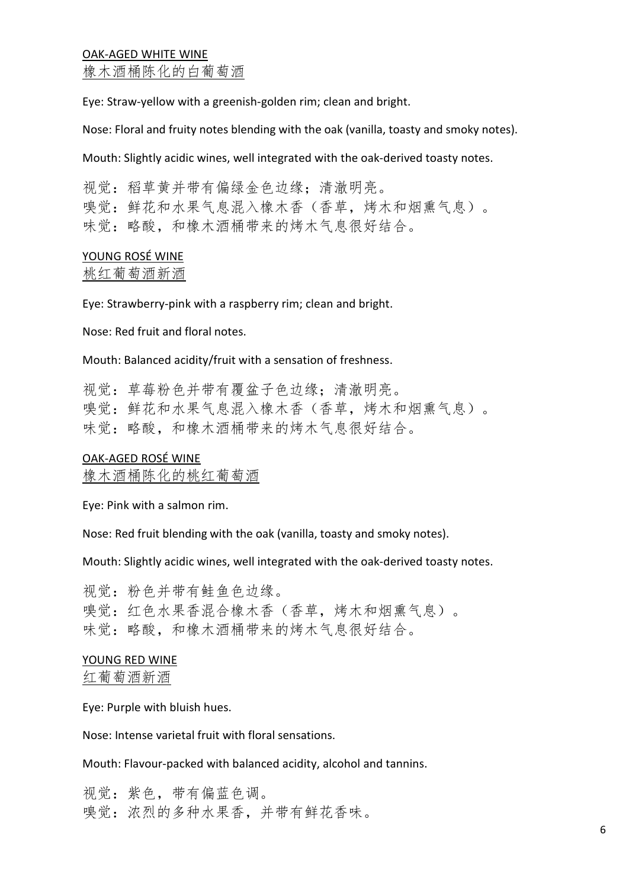OAK-AGED WHITE WINE
橡木酒桶陈化的白葡萄酒

Eye: Straw-yellow with a greenish-golden rim; clean and bright.

Nose: Floral and fruity notes blending with the oak (vanilla, toasty and smoky notes).

Mouth: Slightly acidic wines, well integrated with the oak-derived toasty notes.

视觉：稻草黄并带有偏绿金色边缘；清澈明亮。
嗅觉：鲜花和水果气息混入橡木香（香草，烤木和烟熏气息）。
味觉：略酸，和橡木酒桶带来的烤木气息很好结合。

YOUNG ROSÉ WINE
桃红葡萄酒新酒

Eye: Strawberry-pink with a raspberry rim; clean and bright.

Nose: Red fruit and floral notes.

Mouth: Balanced acidity/fruit with a sensation of freshness.

视觉：草莓粉色并带有覆盆子色边缘；清澈明亮。
嗅觉：鲜花和水果气息混入橡木香（香草，烤木和烟熏气息）。
味觉：略酸，和橡木酒桶带来的烤木气息很好结合。

OAK-AGED ROSÉ WINE
橡木酒桶陈化的桃红葡萄酒

Eye: Pink with a salmon rim.

Nose: Red fruit blending with the oak (vanilla, toasty and smoky notes).

Mouth: Slightly acidic wines, well integrated with the oak-derived toasty notes.

视觉：粉色并带有鲑鱼色边缘。
嗅觉：红色水果香混合橡木香（香草，烤木和烟熏气息）。
味觉：略酸，和橡木酒桶带来的烤木气息很好结合。

YOUNG RED WINE
红葡萄酒新酒

Eye: Purple with bluish hues.

Nose: Intense varietal fruit with floral sensations.

Mouth: Flavour-packed with balanced acidity, alcohol and tannins.

视觉：紫色，带有偏蓝色调。
嗅觉：浓烈的多种水果香，并带有鲜花香味。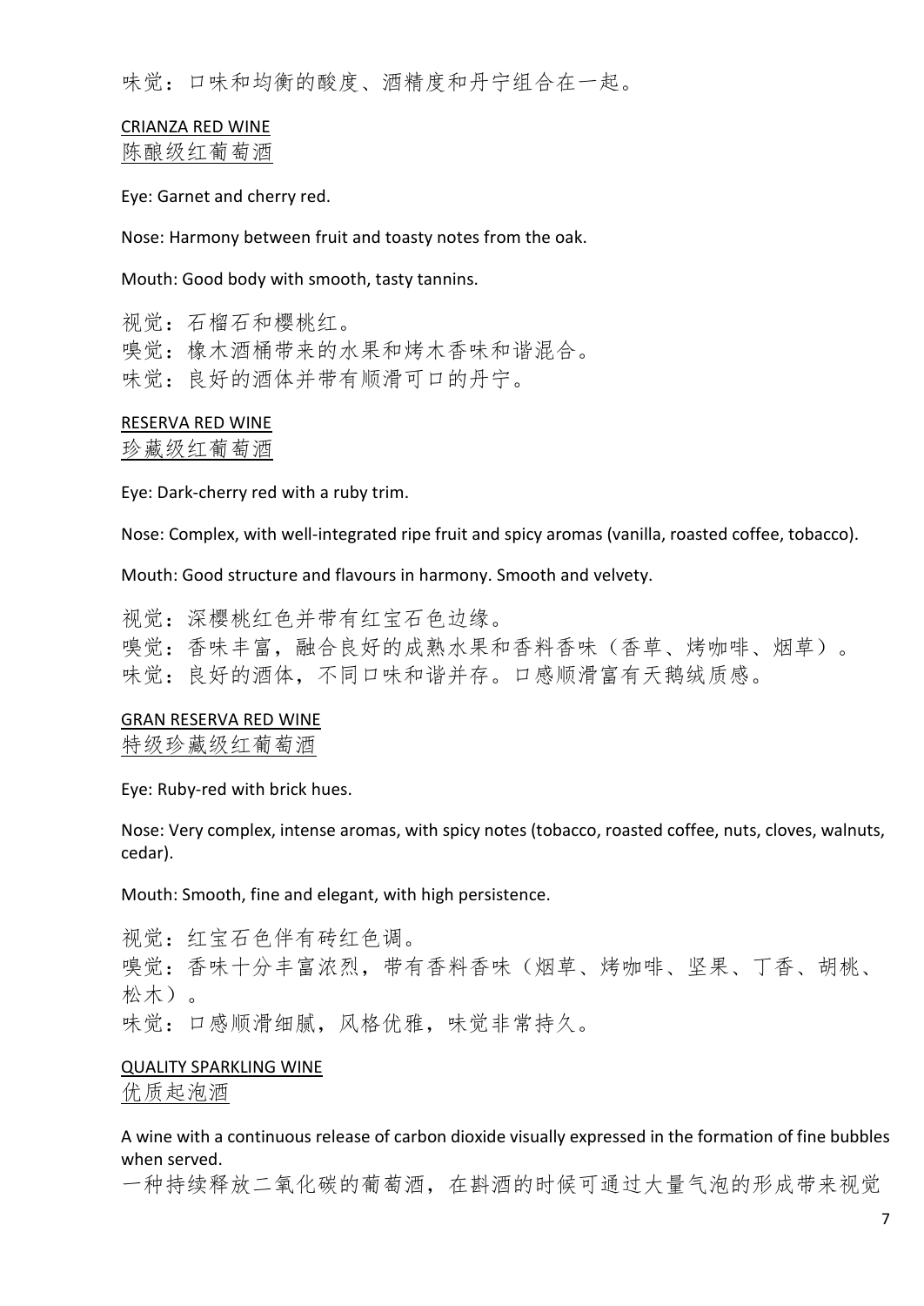味觉：口味和均衡的酸度、酒精度和丹宁组合在一起。

## CRIANZA RED WINE
## 陈酿级红葡萄酒

Eye: Garnet and cherry red.

Nose: Harmony between fruit and toasty notes from the oak.

Mouth: Good body with smooth, tasty tannins.

视觉：石榴石和樱桃红。
嗅觉：橡木酒桶带来的水果和烤木香味和谐混合。
味觉：良好的酒体并带有顺滑可口的丹宁。

## RESERVA RED WINE
## 珍藏级红葡萄酒

Eye: Dark-cherry red with a ruby trim.

Nose: Complex, with well-integrated ripe fruit and spicy aromas (vanilla, roasted coffee, tobacco).

Mouth: Good structure and flavours in harmony. Smooth and velvety.

视觉：深樱桃红色并带有红宝石色边缘。
嗅觉：香味丰富，融合良好的成熟水果和香料香味（香草、烤咖啡、烟草）。
味觉：良好的酒体，不同口味和谐并存。口感顺滑富有天鹅绒质感。

## GRAN RESERVA RED WINE
## 特级珍藏级红葡萄酒

Eye: Ruby-red with brick hues.

Nose: Very complex, intense aromas, with spicy notes (tobacco, roasted coffee, nuts, cloves, walnuts, cedar).

Mouth: Smooth, fine and elegant, with high persistence.

视觉：红宝石色伴有砖红色调。
嗅觉：香味十分丰富浓烈，带有香料香味（烟草、烤咖啡、坚果、丁香、胡桃、松木）。
味觉：口感顺滑细腻，风格优雅，味觉非常持久。

## QUALITY SPARKLING WINE
## 优质起泡酒

A wine with a continuous release of carbon dioxide visually expressed in the formation of fine bubbles when served.
一种持续释放二氧化碳的葡萄酒，在斟酒的时候可通过大量气泡的形成带来视觉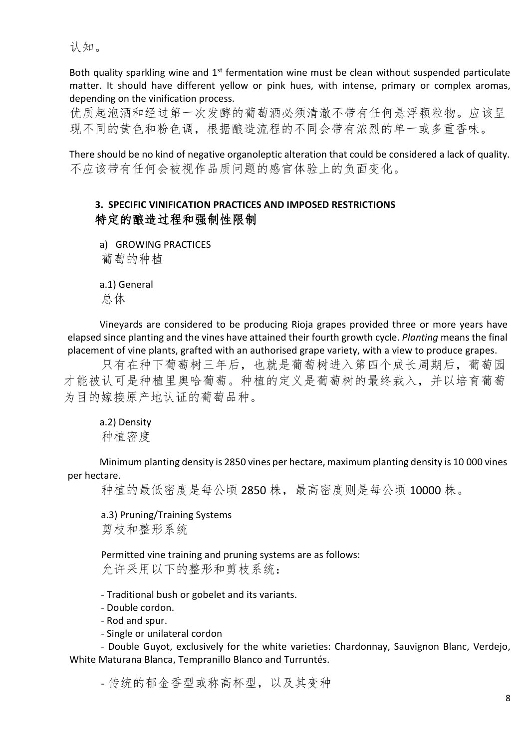认知。

Both quality sparkling wine and 1st fermentation wine must be clean without suspended particulate matter. It should have different yellow or pink hues, with intense, primary or complex aromas, depending on the vinification process.

优质起泡酒和经过第一次发酵的葡萄酒必须清澈不带有任何悬浮颗粒物。应该呈现不同的黄色和粉色调，根据酿造流程的不同会带有浓烈的单一或多重香味。

There should be no kind of negative organoleptic alteration that could be considered a lack of quality.

不应该带有任何会被视作品质问题的感官体验上的负面变化。

### 3. SPECIFIC VINIFICATION PRACTICES AND IMPOSED RESTRICTIONS
### 特定的酿造过程和强制性限制

a) GROWING PRACTICES

葡萄的种植

a.1) General

总体

Vineyards are considered to be producing Rioja grapes provided three or more years have elapsed since planting and the vines have attained their fourth growth cycle. *Planting* means the final placement of vine plants, grafted with an authorised grape variety, with a view to produce grapes.

只有在种下葡萄树三年后，也就是葡萄树进入第四个成长周期后，葡萄园才能被认可是种植里奥哈葡萄。种植的定义是葡萄树的最终栽入，并以培育葡萄为目的嫁接原产地认证的葡萄品种。

a.2) Density

种植密度

Minimum planting density is 2850 vines per hectare, maximum planting density is 10 000 vines per hectare.

种植的最低密度是每公顷 2850 株，最高密度则是每公顷 10000 株。

a.3) Pruning/Training Systems

剪枝和整形系统

Permitted vine training and pruning systems are as follows:

允许采用以下的整形和剪枝系统：

- Traditional bush or gobelet and its variants.
- Double cordon.
- Rod and spur.
- Single or unilateral cordon
- Double Guyot, exclusively for the white varieties: Chardonnay, Sauvignon Blanc, Verdejo, White Maturana Blanca, Tempranillo Blanco and Turruntés.

- 传统的郁金香型或称高杯型，以及其变种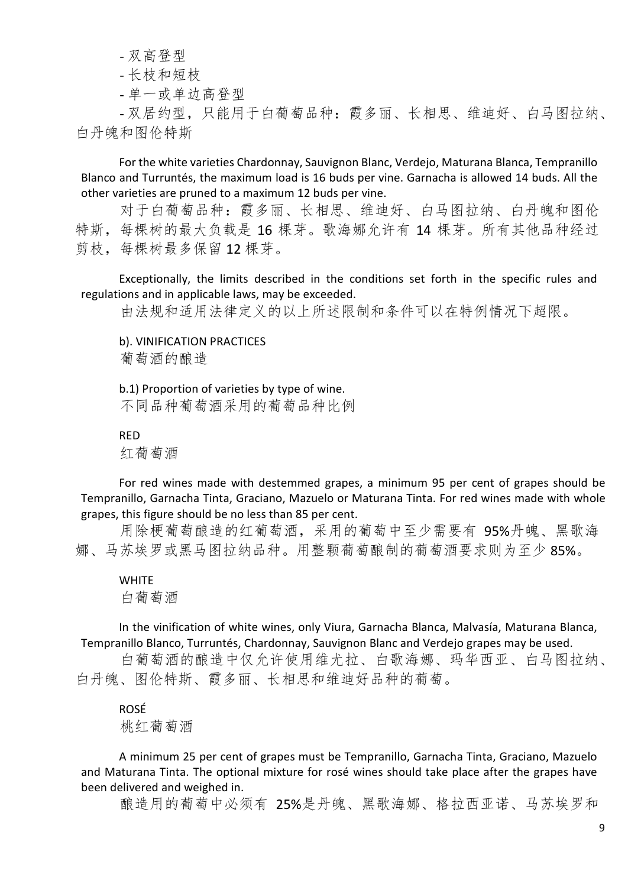- 双高登型
- 长枝和短枝
- 单一或单边高登型
- 双居约型，只能用于白葡萄品种：霞多丽、长相思、维迪好、白马图拉纳、白丹魄和图伦特斯

For the white varieties Chardonnay, Sauvignon Blanc, Verdejo, Maturana Blanca, Tempranillo Blanco and Turruntés, the maximum load is 16 buds per vine. Garnacha is allowed 14 buds. All the other varieties are pruned to a maximum 12 buds per vine.

对于白葡萄品种：霞多丽、长相思、维迪好、白马图拉纳、白丹魄和图伦特斯，每棵树的最大负载是 16 棵芽。歌海娜允许有 14 棵芽。所有其他品种经过剪枝，每棵树最多保留 12 棵芽。

Exceptionally, the limits described in the conditions set forth in the specific rules and regulations and in applicable laws, may be exceeded.

由法规和适用法律定义的以上所述限制和条件可以在特例情况下超限。

b). VINIFICATION PRACTICES

葡萄酒的酿造

b.1) Proportion of varieties by type of wine.

不同品种葡萄酒采用的葡萄品种比例

RED

红葡萄酒

For red wines made with destemmed grapes, a minimum 95 per cent of grapes should be Tempranillo, Garnacha Tinta, Graciano, Mazuelo or Maturana Tinta. For red wines made with whole grapes, this figure should be no less than 85 per cent.

用除梗葡萄酿造的红葡萄酒，采用的葡萄中至少需要有 95%丹魄、黑歌海娜、马苏埃罗或黑马图拉纳品种。用整颗葡萄酿制的葡萄酒要求则为至少 85%。

WHITE

白葡萄酒

In the vinification of white wines, only Viura, Garnacha Blanca, Malvasía, Maturana Blanca, Tempranillo Blanco, Turruntés, Chardonnay, Sauvignon Blanc and Verdejo grapes may be used.

白葡萄酒的酿造中仅允许使用维尤拉、白歌海娜、玛华西亚、白马图拉纳、白丹魄、图伦特斯、霞多丽、长相思和维迪好品种的葡萄。

ROSÉ

桃红葡萄酒

A minimum 25 per cent of grapes must be Tempranillo, Garnacha Tinta, Graciano, Mazuelo and Maturana Tinta. The optional mixture for rosé wines should take place after the grapes have been delivered and weighed in.

酿造用的葡萄中必须有 25%是丹魄、黑歌海娜、格拉西亚诺、马苏埃罗和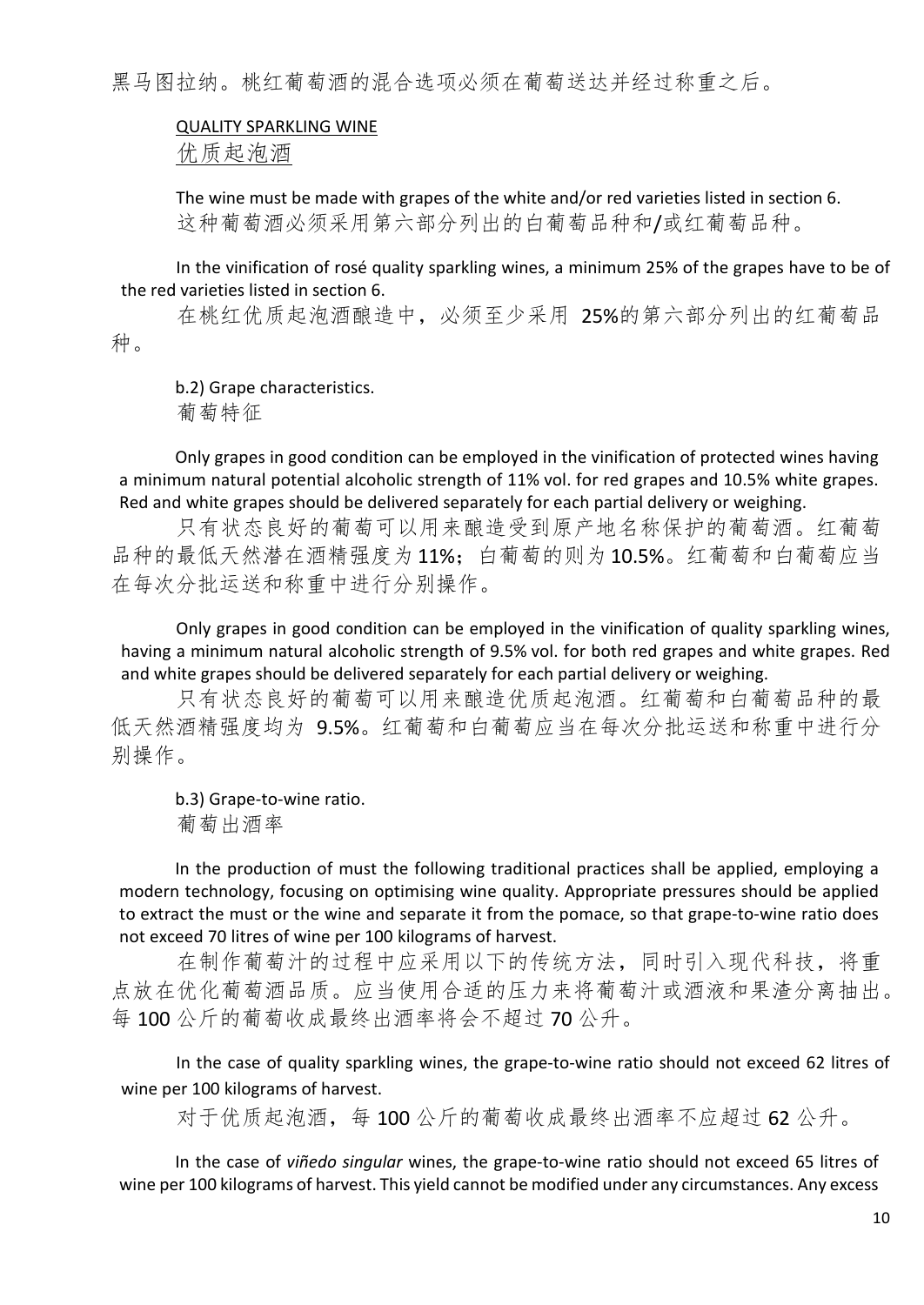黑马图拉纳。桃红葡萄酒的混合选项必须在葡萄送达并经过称重之后。

<u>QUALITY SPARKLING WINE</u>

<u>优质起泡酒</u>

The wine must be made with grapes of the white and/or red varieties listed in section 6.

这种葡萄酒必须采用第六部分列出的白葡萄品种和/或红葡萄品种。

In the vinification of rosé quality sparkling wines, a minimum 25% of the grapes have to be of the red varieties listed in section 6.

在桃红优质起泡酒酿造中，必须至少采用 25%的第六部分列出的红葡萄品种。

b.2) Grape characteristics.

葡萄特征

Only grapes in good condition can be employed in the vinification of protected wines having a minimum natural potential alcoholic strength of 11% vol. for red grapes and 10.5% white grapes. Red and white grapes should be delivered separately for each partial delivery or weighing.

只有状态良好的葡萄可以用来酿造受到原产地名称保护的葡萄酒。红葡萄品种的最低天然潜在酒精强度为 11%；白葡萄的则为 10.5%。红葡萄和白葡萄应当在每次分批运送和称重中进行分别操作。

Only grapes in good condition can be employed in the vinification of quality sparkling wines, having a minimum natural alcoholic strength of 9.5% vol. for both red grapes and white grapes. Red and white grapes should be delivered separately for each partial delivery or weighing.

只有状态良好的葡萄可以用来酿造优质起泡酒。红葡萄和白葡萄品种的最低天然酒精强度均为 9.5%。红葡萄和白葡萄应当在每次分批运送和称重中进行分别操作。

b.3) Grape-to-wine ratio.

葡萄出酒率

In the production of must the following traditional practices shall be applied, employing a modern technology, focusing on optimising wine quality. Appropriate pressures should be applied to extract the must or the wine and separate it from the pomace, so that grape-to-wine ratio does not exceed 70 litres of wine per 100 kilograms of harvest.

在制作葡萄汁的过程中应采用以下的传统方法，同时引入现代科技，将重点放在优化葡萄酒品质。应当使用合适的压力来将葡萄汁或酒液和果渣分离抽出。每 100 公斤的葡萄收成最终出酒率将会不超过 70 公升。

In the case of quality sparkling wines, the grape-to-wine ratio should not exceed 62 litres of wine per 100 kilograms of harvest.

对于优质起泡酒，每 100 公斤的葡萄收成最终出酒率不应超过 62 公升。

In the case of *viñedo singular* wines, the grape-to-wine ratio should not exceed 65 litres of wine per 100 kilograms of harvest. This yield cannot be modified under any circumstances. Any excess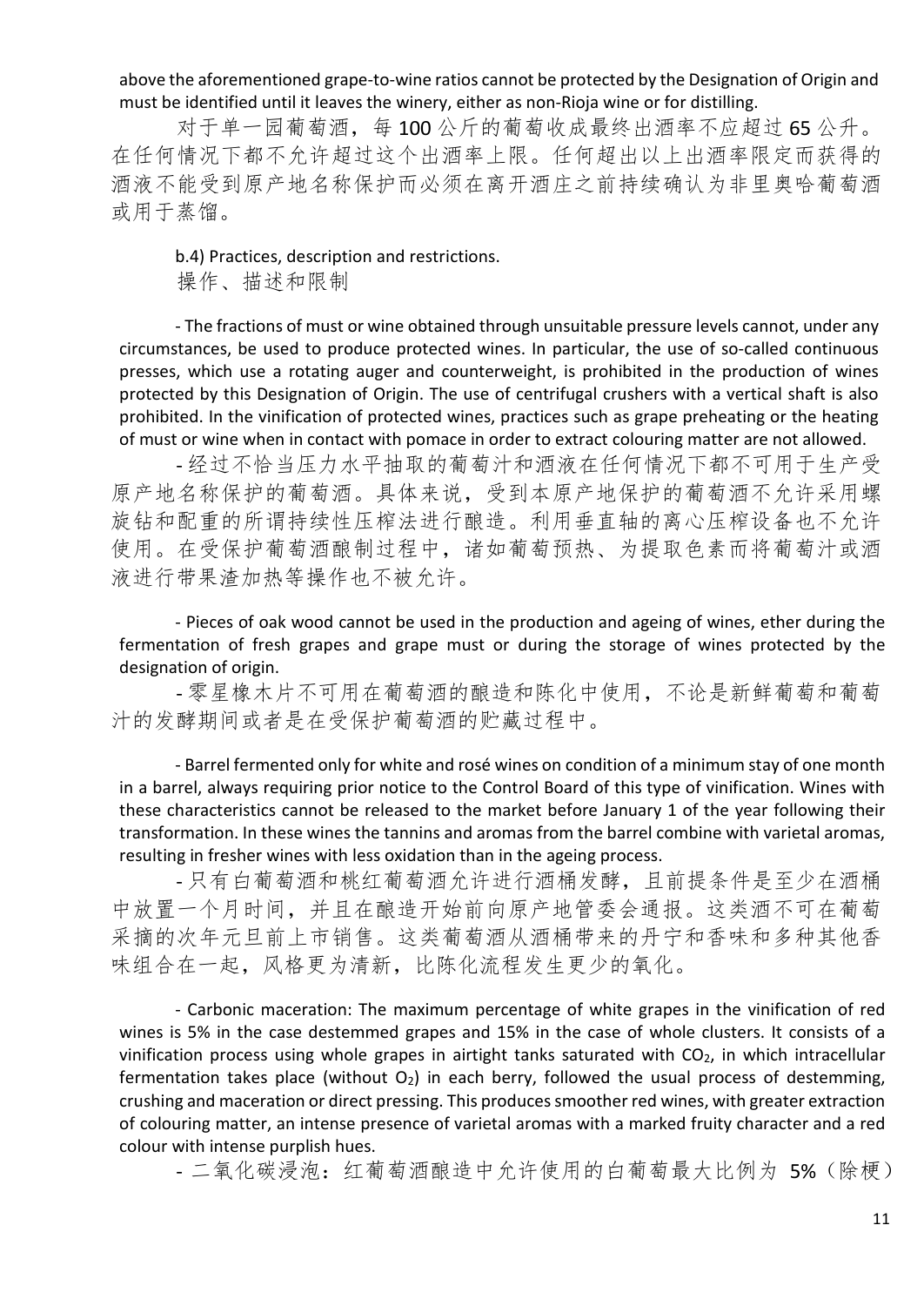above the aforementioned grape-to-wine ratios cannot be protected by the Designation of Origin and must be identified until it leaves the winery, either as non-Rioja wine or for distilling.

对于单一园葡萄酒，每 100 公斤的葡萄收成最终出酒率不应超过 65 公升。在任何情况下都不允许超过这个出酒率上限。任何超出以上出酒率限定而获得的酒液不能受到原产地名称保护而必须在离开酒庄之前持续确认为非里奥哈葡萄酒或用于蒸馏。

b.4) Practices, description and restrictions.
操作、描述和限制

- The fractions of must or wine obtained through unsuitable pressure levels cannot, under any circumstances, be used to produce protected wines. In particular, the use of so-called continuous presses, which use a rotating auger and counterweight, is prohibited in the production of wines protected by this Designation of Origin. The use of centrifugal crushers with a vertical shaft is also prohibited. In the vinification of protected wines, practices such as grape preheating or the heating of must or wine when in contact with pomace in order to extract colouring matter are not allowed.

- 经过不恰当压力水平抽取的葡萄汁和酒液在任何情况下都不可用于生产受原产地名称保护的葡萄酒。具体来说，受到本原产地保护的葡萄酒不允许采用螺旋钻和配重的所谓持续性压榨法进行酿造。利用垂直轴的离心压榨设备也不允许使用。在受保护葡萄酒酿制过程中，诸如葡萄预热、为提取色素而将葡萄汁或酒液进行带果渣加热等操作也不被允许。

- Pieces of oak wood cannot be used in the production and ageing of wines, ether during the fermentation of fresh grapes and grape must or during the storage of wines protected by the designation of origin.

- 零星橡木片不可用在葡萄酒的酿造和陈化中使用，不论是新鲜葡萄和葡萄汁的发酵期间或者是在受保护葡萄酒的贮藏过程中。

- Barrel fermented only for white and rosé wines on condition of a minimum stay of one month in a barrel, always requiring prior notice to the Control Board of this type of vinification. Wines with these characteristics cannot be released to the market before January 1 of the year following their transformation. In these wines the tannins and aromas from the barrel combine with varietal aromas, resulting in fresher wines with less oxidation than in the ageing process.

- 只有白葡萄酒和桃红葡萄酒允许进行酒桶发酵，且前提条件是至少在酒桶中放置一个月时间，并且在酿造开始前向原产地管委会通报。这类酒不可在葡萄采摘的次年元旦前上市销售。这类葡萄酒从酒桶带来的丹宁和香味和多种其他香味组合在一起，风格更为清新，比陈化流程发生更少的氧化。

- Carbonic maceration: The maximum percentage of white grapes in the vinification of red wines is 5% in the case destemmed grapes and 15% in the case of whole clusters. It consists of a vinification process using whole grapes in airtight tanks saturated with $CO_2$, in which intracellular fermentation takes place (without $O_2$) in each berry, followed the usual process of destemming, crushing and maceration or direct pressing. This produces smoother red wines, with greater extraction of colouring matter, an intense presence of varietal aromas with a marked fruity character and a red colour with intense purplish hues.

- 二氧化碳浸泡：红葡萄酒酿造中允许使用的白葡萄最大比例为 5%（除梗）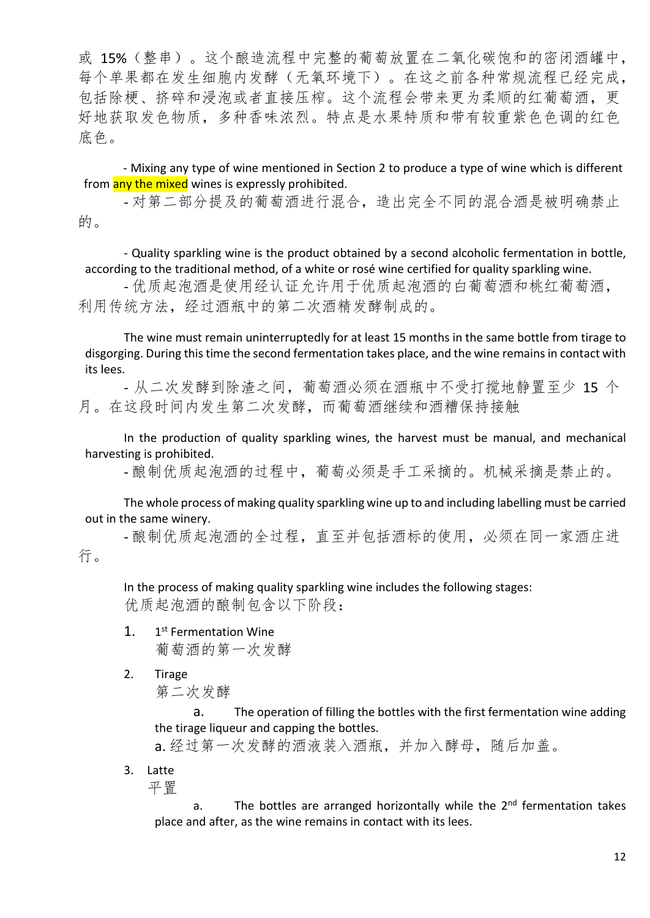或 15%（整串）。这个酿造流程中完整的葡萄放置在二氧化碳饱和的密闭酒罐中，每个单果都在发生细胞内发酵（无氧环境下）。在这之前各种常规流程已经完成，包括除梗、挤碎和浸泡或者直接压榨。这个流程会带来更为柔顺的红葡萄酒，更好地获取发色物质，多种香味浓烈。特点是水果特质和带有较重紫色色调的红色底色。

- Mixing any type of wine mentioned in Section 2 to produce a type of wine which is different from any the mixed wines is expressly prohibited.

- 对第二部分提及的葡萄酒进行混合，造出完全不同的混合酒是被明确禁止的。

- Quality sparkling wine is the product obtained by a second alcoholic fermentation in bottle, according to the traditional method, of a white or rosé wine certified for quality sparkling wine.

- 优质起泡酒是使用经认证允许用于优质起泡酒的白葡萄酒和桃红葡萄酒，利用传统方法，经过酒瓶中的第二次酒精发酵制成的。

The wine must remain uninterruptedly for at least 15 months in the same bottle from tirage to disgorging. During this time the second fermentation takes place, and the wine remains in contact with its lees.

- 从二次发酵到除渣之间，葡萄酒必须在酒瓶中不受打搅地静置至少 15 个月。在这段时间内发生第二次发酵，而葡萄酒继续和酒糟保持接触

In the production of quality sparkling wines, the harvest must be manual, and mechanical harvesting is prohibited.

- 酿制优质起泡酒的过程中，葡萄必须是手工采摘的。机械采摘是禁止的。

The whole process of making quality sparkling wine up to and including labelling must be carried out in the same winery.

- 酿制优质起泡酒的全过程，直至并包括酒标的使用，必须在同一家酒庄进行。

In the process of making quality sparkling wine includes the following stages:
优质起泡酒的酿制包含以下阶段：

1. 1st Fermentation Wine
   葡萄酒的第一次发酵

2. Tirage
   第二次发酵

   a. The operation of filling the bottles with the first fermentation wine adding the tirage liqueur and capping the bottles.
   a. 经过第一次发酵的酒液装入酒瓶，并加入酵母，随后加盖。

3. Latte
   平置

   a. The bottles are arranged horizontally while the 2nd fermentation takes place and after, as the wine remains in contact with its lees.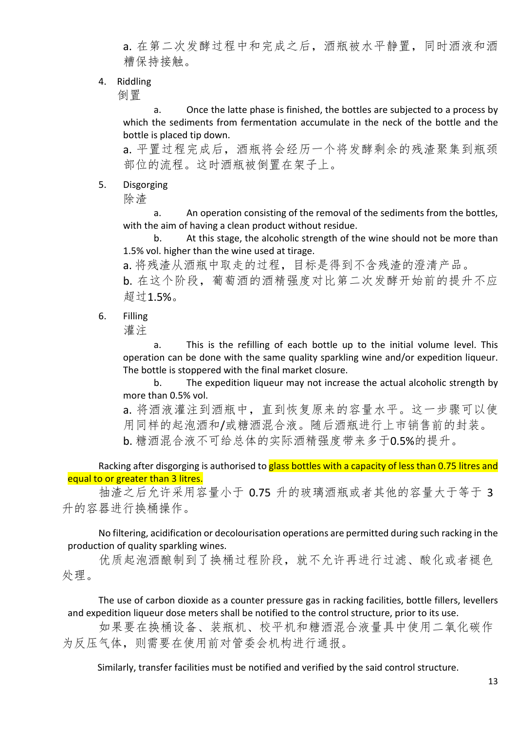a. 在第二次发酵过程中和完成之后，酒瓶被水平静置，同时酒液和酒糟保持接触。

4. Riddling
   倒置

   a. Once the latte phase is finished, the bottles are subjected to a process by which the sediments from fermentation accumulate in the neck of the bottle and the bottle is placed tip down.

   a. 平置过程完成后，酒瓶将会经历一个将发酵剩余的残渣聚集到瓶颈部位的流程。这时酒瓶被倒置在架子上。

5. Disgorging
   除渣

   a. An operation consisting of the removal of the sediments from the bottles, with the aim of having a clean product without residue.

   b. At this stage, the alcoholic strength of the wine should not be more than 1.5% vol. higher than the wine used at tirage.

   a. 将残渣从酒瓶中取走的过程，目标是得到不含残渣的澄清产品。

   b. 在这个阶段，葡萄酒的酒精强度对比第二次发酵开始前的提升不应超过1.5%。

6. Filling
   灌注

   a. This is the refilling of each bottle up to the initial volume level. This operation can be done with the same quality sparkling wine and/or expedition liqueur. The bottle is stoppered with the final market closure.

   b. The expedition liqueur may not increase the actual alcoholic strength by more than 0.5% vol.

   a. 将酒液灌注到酒瓶中，直到恢复原来的容量水平。这一步骤可以使用同样的起泡酒和/或糖酒混合液。随后酒瓶进行上市销售前的封装。

   b. 糖酒混合液不可给总体的实际酒精强度带来多于0.5%的提升。

Racking after disgorging is authorised to glass bottles with a capacity of less than 0.75 litres and equal to or greater than 3 litres.

抽渣之后允许采用容量小于 0.75 升的玻璃酒瓶或者其他的容量大于等于 3 升的容器进行换桶操作。

No filtering, acidification or decolourisation operations are permitted during such racking in the production of quality sparkling wines.

优质起泡酒酿制到了换桶过程阶段，就不允许再进行过滤、酸化或者褪色处理。

The use of carbon dioxide as a counter pressure gas in racking facilities, bottle fillers, levellers and expedition liqueur dose meters shall be notified to the control structure, prior to its use.

如果要在换桶设备、装瓶机、校平机和糖酒混合液量具中使用二氧化碳作为反压气体，则需要在使用前对管委会机构进行通报。

Similarly, transfer facilities must be notified and verified by the said control structure.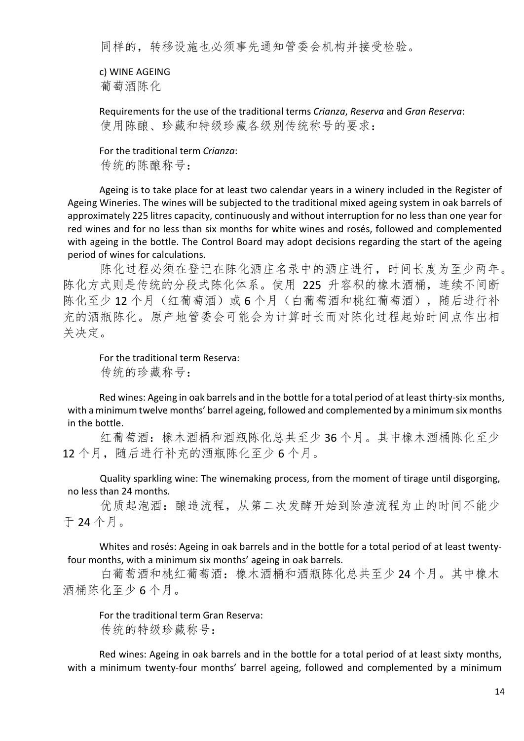同样的，转移设施也必须事先通知管委会机构并接受检验。

c) WINE AGEING
葡萄酒陈化

Requirements for the use of the traditional terms *Crianza*, *Reserva* and *Gran Reserva*:
使用陈酿、珍藏和特级珍藏各级别传统称号的要求：

For the traditional term *Crianza*:
传统的陈酿称号：

Ageing is to take place for at least two calendar years in a winery included in the Register of Ageing Wineries. The wines will be subjected to the traditional mixed ageing system in oak barrels of approximately 225 litres capacity, continuously and without interruption for no less than one year for red wines and for no less than six months for white wines and rosés, followed and complemented with ageing in the bottle. The Control Board may adopt decisions regarding the start of the ageing period of wines for calculations.

陈化过程必须在登记在陈化酒庄名录中的酒庄进行，时间长度为至少两年。陈化方式则是传统的分段式陈化体系。使用 225 升容积的橡木酒桶，连续不间断陈化至少 12 个月（红葡萄酒）或 6 个月（白葡萄酒和桃红葡萄酒），随后进行补充的酒瓶陈化。原产地管委会可能会为计算时长而对陈化过程起始时间点作出相关决定。

For the traditional term Reserva:
传统的珍藏称号：

Red wines: Ageing in oak barrels and in the bottle for a total period of at least thirty-six months, with a minimum twelve months' barrel ageing, followed and complemented by a minimum six months in the bottle.

红葡萄酒：橡木酒桶和酒瓶陈化总共至少 36 个月。其中橡木酒桶陈化至少 12 个月，随后进行补充的酒瓶陈化至少 6 个月。

Quality sparkling wine: The winemaking process, from the moment of tirage until disgorging, no less than 24 months.

优质起泡酒：酿造流程，从第二次发酵开始到除渣流程为止的时间不能少于 24 个月。

Whites and rosés: Ageing in oak barrels and in the bottle for a total period of at least twenty-four months, with a minimum six months' ageing in oak barrels.

白葡萄酒和桃红葡萄酒：橡木酒桶和酒瓶陈化总共至少 24 个月。其中橡木酒桶陈化至少 6 个月。

For the traditional term Gran Reserva:
传统的特级珍藏称号：

Red wines: Ageing in oak barrels and in the bottle for a total period of at least sixty months, with a minimum twenty-four months' barrel ageing, followed and complemented by a minimum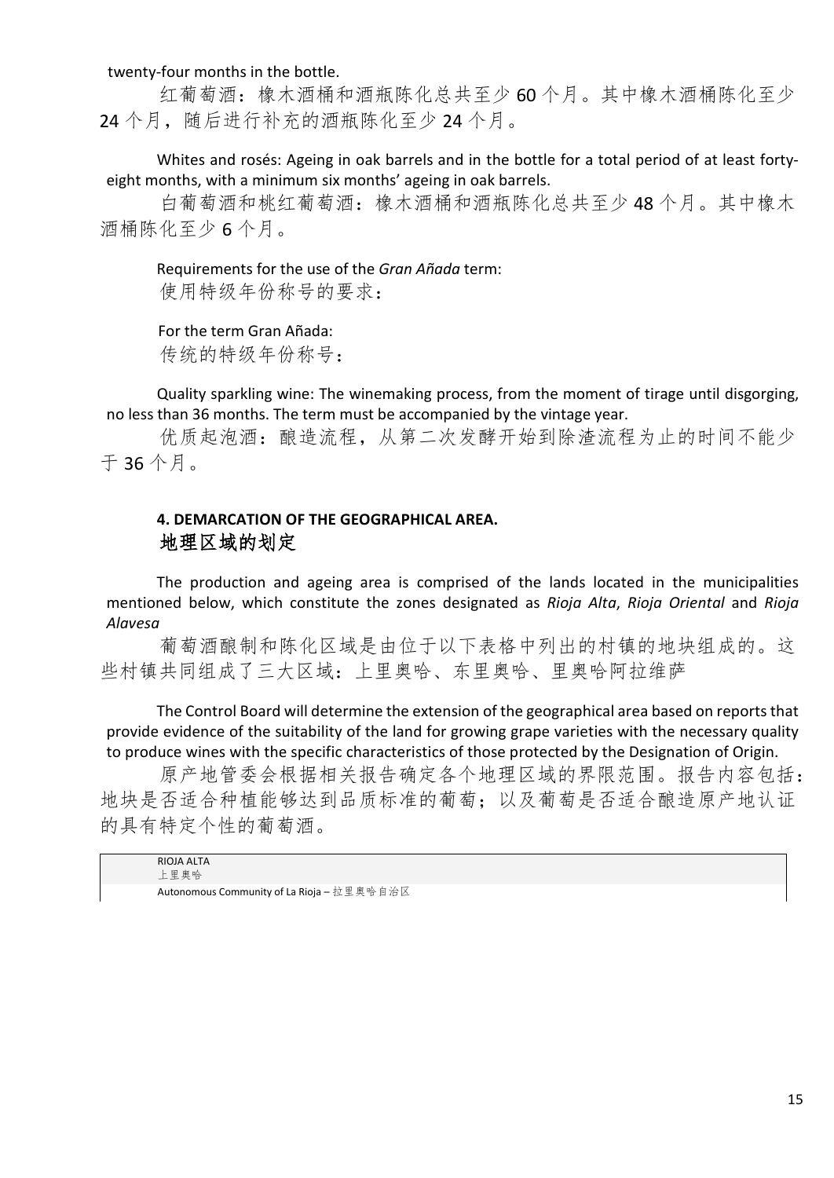twenty-four months in the bottle.

红葡萄酒：橡木酒桶和酒瓶陈化总共至少 60 个月。其中橡木酒桶陈化至少 24 个月，随后进行补充的酒瓶陈化至少 24 个月。

Whites and rosés: Ageing in oak barrels and in the bottle for a total period of at least forty-eight months, with a minimum six months' ageing in oak barrels.

白葡萄酒和桃红葡萄酒：橡木酒桶和酒瓶陈化总共至少 48 个月。其中橡木酒桶陈化至少 6 个月。

Requirements for the use of the *Gran Añada* term:

使用特级年份称号的要求：

For the term Gran Añada:

传统的特级年份称号：

Quality sparkling wine: The winemaking process, from the moment of tirage until disgorging, no less than 36 months. The term must be accompanied by the vintage year.

优质起泡酒：酿造流程，从第二次发酵开始到除渣流程为止的时间不能少于 36 个月。

## 4. DEMARCATION OF THE GEOGRAPHICAL AREA.

## 地理区域的划定

The production and ageing area is comprised of the lands located in the municipalities mentioned below, which constitute the zones designated as *Rioja Alta*, *Rioja Oriental* and *Rioja Alavesa*

葡萄酒酿制和陈化区域是由位于以下表格中列出的村镇的地块组成的。这些村镇共同组成了三大区域：上里奥哈、东里奥哈、里奥哈阿拉维萨

The Control Board will determine the extension of the geographical area based on reports that provide evidence of the suitability of the land for growing grape varieties with the necessary quality to produce wines with the specific characteristics of those protected by the Designation of Origin.

原产地管委会根据相关报告确定各个地理区域的界限范围。报告内容包括：地块是否适合种植能够达到品质标准的葡萄；以及葡萄是否适合酿造原产地认证的具有特定个性的葡萄酒。

| RIOJA ALTA<br>上里奥哈 |
| --- |
| Autonomous Community of La Rioja – 拉里奥哈自治区 |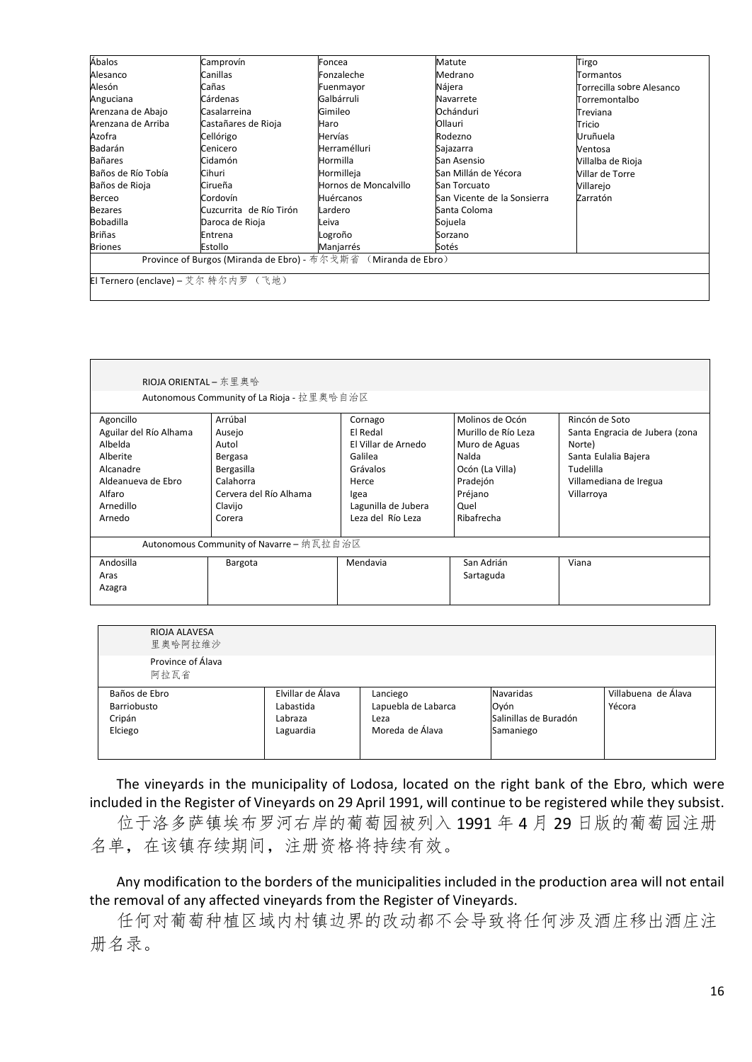| Ábalos | Camprovín | Foncea | Matute | Tirgo |
|---|---|---|---|---|
| Alesanco | Canillas | Fonzaleche | Medrano | Tormantos |
| Alesón | Cañas | Fuenmayor | Nájera | Torrecilla sobre Alesanco |
| Anguciana | Cárdenas | Galbárruli | Navarrete | Torremontalbo |
| Arenzana de Abajo | Casalarreina | Gimileo | Ochánduri | Treviana |
| Arenzana de Arriba | Castañares de Rioja | Haro | Ollauri | Tricio |
| Azofra | Cellórigo | Hervías | Rodezno | Uruñuela |
| Badarán | Cenicero | Herramélluri | Sajazarra | Ventosa |
| Bañares | Cidamón | Hormilla | San Asensio | Villalba de Rioja |
| Baños de Río Tobía | Cihuri | Hormilleja | San Millán de Yécora | Villar de Torre |
| Baños de Rioja | Cirueña | Hornos de Moncalvillo | San Torcuato | Villarejo |
| Berceo | Cordovín | Huércanos | San Vicente de la Sonsierra | Zarratón |
| Bezares | Cuzcurrita de Río Tirón | Lardero | Santa Coloma | |
| Bobadilla | Daroca de Rioja | Leiva | Sojuela | |
| Briñas | Entrena | Logroño | Sorzano | |
| Briones | Estollo | Manjarrés | Sotés | |
| Province of Burgos (Miranda de Ebro) - 布尔戈斯省 （Miranda de Ebro） | | | | |
| El Ternero (enclave) – 艾尔特尔内罗 （飞地） | | | | |

| RIOJA ORIENTAL – 东里奥哈 | | | | |
|---|---|---|---|---|
| Autonomous Community of La Rioja - 拉里奥哈自治区 | | | | |
| Agoncillo<br>Aguilar del Río Alhama<br>Albelda<br>Alberite<br>Alcanadre<br>Aldeanueva de Ebro<br>Alfaro<br>Arnedillo<br>Arnedo | Arrúbal<br>Ausejo<br>Autol<br>Bergasa<br>Bergasilla<br>Calahorra<br>Cervera del Río Alhama<br>Clavijo<br>Corera | Cornago<br>El Redal<br>El Villar de Arnedo<br>Galilea<br>Grávalos<br>Herce<br>Igea<br>Lagunilla de Jubera<br>Leza del Río Leza | Molinos de Ocón<br>Murillo de Río Leza<br>Muro de Aguas<br>Nalda<br>Ocón (La Villa)<br>Pradejón<br>Préjano<br>Quel<br>Ribafrecha | Rincón de Soto<br>Santa Engracia de Jubera (zona Norte)<br>Santa Eulalia Bajera<br>Tudelilla<br>Villamediana de Iregua<br>Villarroya |
| Autonomous Community of Navarre – 纳瓦拉自治区 | | | | |
| Andosilla<br>Aras<br>Azagra | Bargota | Mendavia | San Adrián<br>Sartaguda | Viana |

| RIOJA ALAVESA<br>里奥哈阿拉维沙 | | | | |
|---|---|---|---|---|
| Province of Álava<br>阿拉瓦省 | | | | |
| Baños de Ebro<br>Barriobusto<br>Cripán<br>Elciego | Elvillar de Álava<br>Labastida<br>Labraza<br>Laguardia | Lanciego<br>Lapuebla de Labarca<br>Leza<br>Moreda de Álava | Navaridas<br>Oyón<br>Salinillas de Buradón<br>Samaniego | Villabuena de Álava<br>Yécora |

The vineyards in the municipality of Lodosa, located on the right bank of the Ebro, which were included in the Register of Vineyards on 29 April 1991, will continue to be registered while they subsist.

位于洛多萨镇埃布罗河右岸的葡萄园被列入 1991 年 4 月 29 日版的葡萄园注册名单，在该镇存续期间，注册资格将持续有效。

Any modification to the borders of the municipalities included in the production area will not entail the removal of any affected vineyards from the Register of Vineyards.

任何对葡萄种植区域内村镇边界的改动都不会导致将任何涉及酒庄移出酒庄注册名录。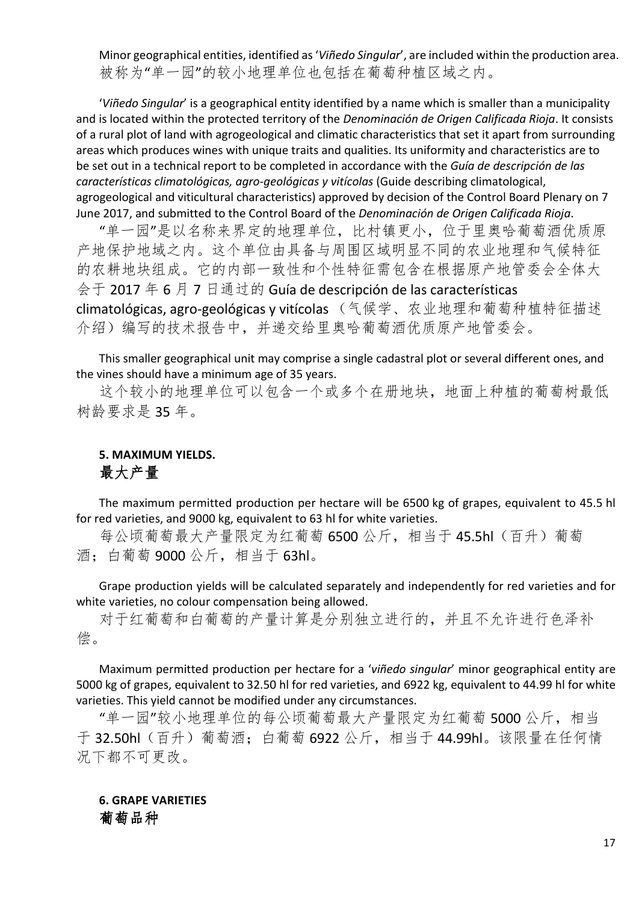Minor geographical entities, identified as '*Viñedo Singular*', are included within the production area.
被称为"单一园"的较小地理单位也包括在葡萄种植区域之内。

'*Viñedo Singular*' is a geographical entity identified by a name which is smaller than a municipality and is located within the protected territory of the *Denominación de Origen Calificada Rioja*. It consists of a rural plot of land with agrogeological and climatic characteristics that set it apart from surrounding areas which produces wines with unique traits and qualities. Its uniformity and characteristics are to be set out in a technical report to be completed in accordance with the *Guía de descripción de las características climatológicas, agro-geológicas y vitícolas* (Guide describing climatological, agrogeological and viticultural characteristics) approved by decision of the Control Board Plenary on 7 June 2017, and submitted to the Control Board of the *Denominación de Origen Calificada Rioja*.
"单一园"是以名称来界定的地理单位，比村镇更小，位于里奥哈葡萄酒优质原产地保护地域之内。这个单位由具备与周围区域明显不同的农业地理和气候特征的农耕地块组成。它的内部一致性和个性特征需包含在根据原产地管委会全体大会于 2017 年 6 月 7 日通过的 Guía de descripción de las características climatológicas, agro-geológicas y vitícolas （气候学、农业地理和葡萄种植特征描述介绍）编写的技术报告中，并递交给里奥哈葡萄酒优质原产地管委会。

This smaller geographical unit may comprise a single cadastral plot or several different ones, and the vines should have a minimum age of 35 years.
这个较小的地理单位可以包含一个或多个在册地块，地面上种植的葡萄树最低树龄要求是 35 年。

## 5. MAXIMUM YIELDS.
## 最大产量

The maximum permitted production per hectare will be 6500 kg of grapes, equivalent to 45.5 hl for red varieties, and 9000 kg, equivalent to 63 hl for white varieties.
每公顷葡萄最大产量限定为红葡萄 6500 公斤，相当于 45.5hl（百升）葡萄酒；白葡萄 9000 公斤，相当于 63hl。

Grape production yields will be calculated separately and independently for red varieties and for white varieties, no colour compensation being allowed.
对于红葡萄和白葡萄的产量计算是分别独立进行的，并且不允许进行色泽补偿。

Maximum permitted production per hectare for a '*viñedo singular*' minor geographical entity are 5000 kg of grapes, equivalent to 32.50 hl for red varieties, and 6922 kg, equivalent to 44.99 hl for white varieties. This yield cannot be modified under any circumstances.
"单一园"较小地理单位的每公顷葡萄最大产量限定为红葡萄 5000 公斤，相当于 32.50hl（百升）葡萄酒；白葡萄 6922 公斤，相当于 44.99hl。该限量在任何情况下都不可更改。

## 6. GRAPE VARIETIES
## 葡萄品种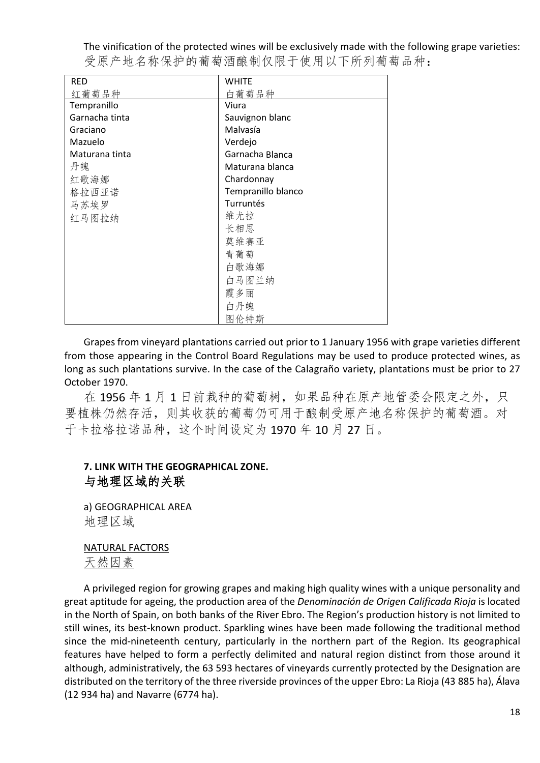The vinification of the protected wines will be exclusively made with the following grape varieties:
受原产地名称保护的葡萄酒酿制仅限于使用以下所列葡萄品种：

| RED<br>红葡萄品种 | WHITE<br>白葡萄品种 |
|---|---|
| Tempranillo<br>Garnacha tinta<br>Graciano<br>Mazuelo<br>Maturana tinta<br>丹魄<br>红歌海娜<br>格拉西亚诺<br>马苏埃罗<br>红马图拉纳 | Viura<br>Sauvignon blanc<br>Malvasía<br>Verdejo<br>Garnacha Blanca<br>Maturana blanca<br>Chardonnay<br>Tempranillo blanco<br>Turruntés<br>维尤拉<br>长相思<br>莫维赛亚<br>青葡萄<br>白歌海娜<br>白马图兰纳<br>霞多丽<br>白丹魄<br>图伦特斯 |

Grapes from vineyard plantations carried out prior to 1 January 1956 with grape varieties different from those appearing in the Control Board Regulations may be used to produce protected wines, as long as such plantations survive. In the case of the Calagraño variety, plantations must be prior to 27 October 1970.

在 1956 年 1 月 1 日前栽种的葡萄树，如果品种在原产地管委会限定之外，只要植株仍然存活，则其收获的葡萄仍可用于酿制受原产地名称保护的葡萄酒。对于卡拉格拉诺品种，这个时间设定为 1970 年 10 月 27 日。

## 7. LINK WITH THE GEOGRAPHICAL ZONE.
## 与地理区域的关联

a) GEOGRAPHICAL AREA
地理区域

NATURAL FACTORS
天然因素

A privileged region for growing grapes and making high quality wines with a unique personality and great aptitude for ageing, the production area of the *Denominación de Origen Calificada Rioja* is located in the North of Spain, on both banks of the River Ebro. The Region's production history is not limited to still wines, its best-known product. Sparkling wines have been made following the traditional method since the mid-nineteenth century, particularly in the northern part of the Region. Its geographical features have helped to form a perfectly delimited and natural region distinct from those around it although, administratively, the 63 593 hectares of vineyards currently protected by the Designation are distributed on the territory of the three riverside provinces of the upper Ebro: La Rioja (43 885 ha), Álava (12 934 ha) and Navarre (6774 ha).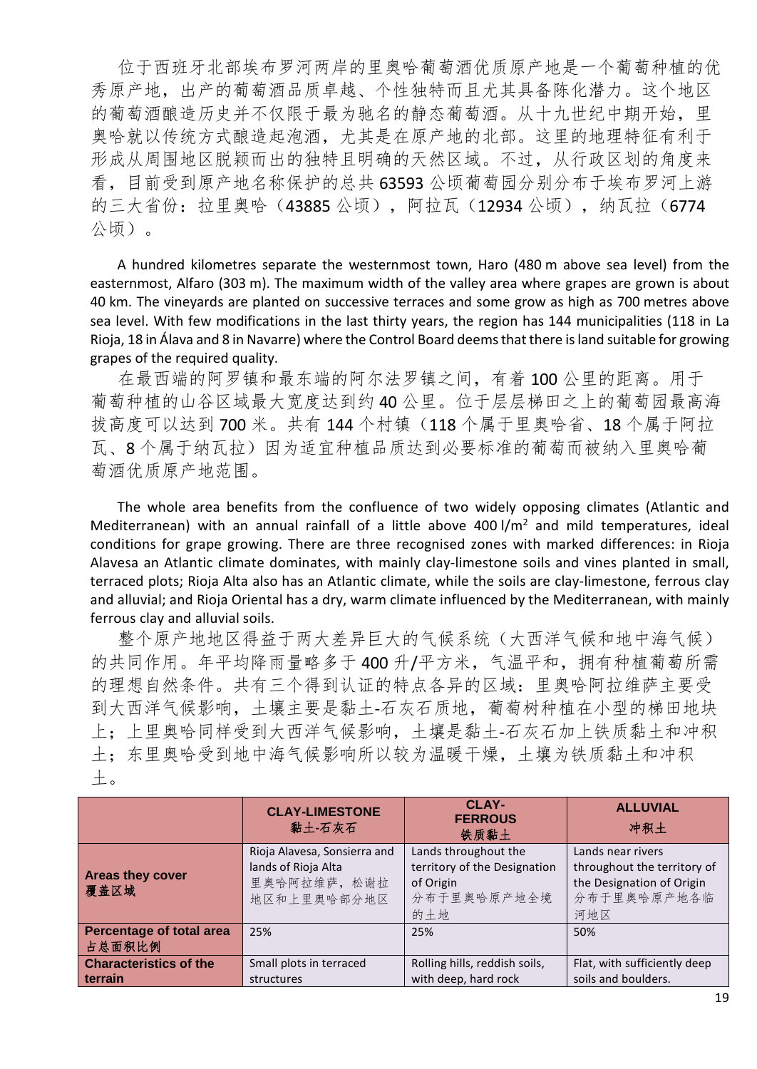位于西班牙北部埃布罗河两岸的里奥哈葡萄酒优质原产地是一个葡萄种植的优秀原产地，出产的葡萄酒品质卓越、个性独特而且尤其具备陈化潜力。这个地区的葡萄酒酿造历史并不仅限于最为驰名的静态葡萄酒。从十九世纪中期开始，里奥哈就以传统方式酿造起泡酒，尤其是在原产地的北部。这里的地理特征有利于形成从周围地区脱颖而出的独特且明确的天然区域。不过，从行政区划的角度来看，目前受到原产地名称保护的总共 63593 公顷葡萄园分别分布于埃布罗河上游的三大省份：拉里奥哈（43885 公顷），阿拉瓦（12934 公顷），纳瓦拉（6774 公顷）。

A hundred kilometres separate the westernmost town, Haro (480 m above sea level) from the easternmost, Alfaro (303 m). The maximum width of the valley area where grapes are grown is about 40 km. The vineyards are planted on successive terraces and some grow as high as 700 metres above sea level. With few modifications in the last thirty years, the region has 144 municipalities (118 in La Rioja, 18 in Álava and 8 in Navarre) where the Control Board deems that there is land suitable for growing grapes of the required quality.

在最西端的阿罗镇和最东端的阿尔法罗镇之间，有着 100 公里的距离。用于葡萄种植的山谷区域最大宽度达到约 40 公里。位于层层梯田之上的葡萄园最高海拔高度可以达到 700 米。共有 144 个村镇（118 个属于里奥哈省、18 个属于阿拉瓦、8 个属于纳瓦拉）因为适宜种植品质达到必要标准的葡萄而被纳入里奥哈葡萄酒优质原产地范围。

The whole area benefits from the confluence of two widely opposing climates (Atlantic and Mediterranean) with an annual rainfall of a little above 400 l/m$^2$ and mild temperatures, ideal conditions for grape growing. There are three recognised zones with marked differences: in Rioja Alavesa an Atlantic climate dominates, with mainly clay-limestone soils and vines planted in small, terraced plots; Rioja Alta also has an Atlantic climate, while the soils are clay-limestone, ferrous clay and alluvial; and Rioja Oriental has a dry, warm climate influenced by the Mediterranean, with mainly ferrous clay and alluvial soils.

整个原产地地区得益于两大差异巨大的气候系统（大西洋气候和地中海气候）的共同作用。年平均降雨量略多于 400 升/平方米，气温平和，拥有种植葡萄所需的理想自然条件。共有三个得到认证的特点各异的区域：里奥哈阿拉维萨主要受到大西洋气候影响，土壤主要是黏土-石灰石质地，葡萄树种植在小型的梯田地块上；上里奥哈同样受到大西洋气候影响，土壤是黏土-石灰石加上铁质黏土和冲积土；东里奥哈受到地中海气候影响所以较为温暖干燥，土壤为铁质黏土和冲积土。

| | **CLAY-LIMESTONE** 黏土-石灰石 | **CLAY-FERROUS** 铁质黏土 | **ALLUVIAL** 冲积土 |
|---|---|---|---|
| **Areas they cover** 覆盖区域 | Rioja Alavesa, Sonsierra and lands of Rioja Alta 里奥哈阿拉维萨，松谢拉地区和上里奥哈部分地区 | Lands throughout the territory of the Designation of Origin 分布于里奥哈原产地全境的土地 | Lands near rivers throughout the territory of the Designation of Origin 分布于里奥哈原产地各临河地区 |
| **Percentage of total area** 占总面积比例 | 25% | 25% | 50% |
| **Characteristics of the terrain** | Small plots in terraced structures | Rolling hills, reddish soils, with deep, hard rock | Flat, with sufficiently deep soils and boulders. |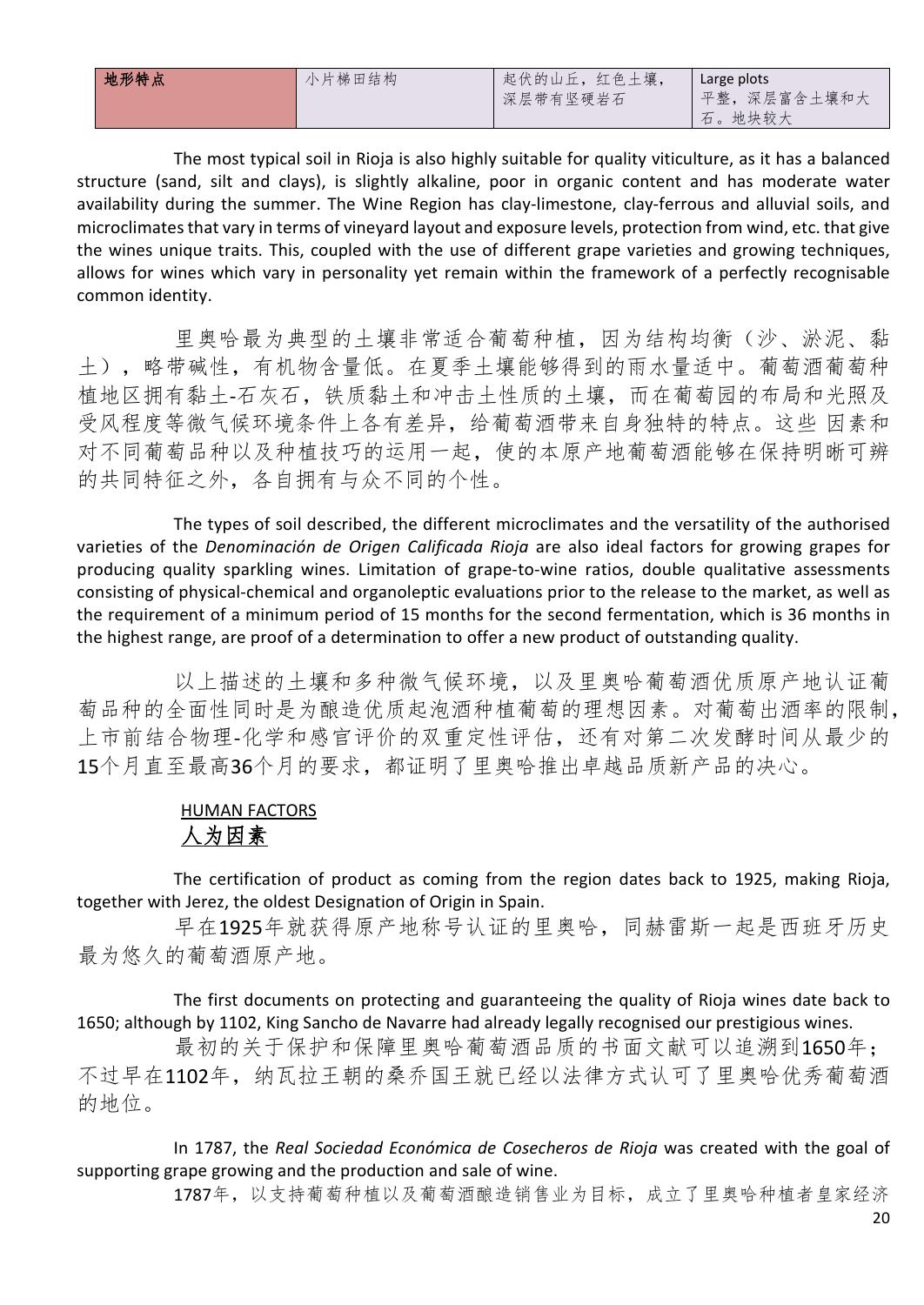| 地形特点 | 小片梯田结构 | 起伏的山丘，红色土壤，深层带有坚硬岩石 | Large plots 平整，深层富含土壤和大石。地块较大 |
|---|---|---|---|

The most typical soil in Rioja is also highly suitable for quality viticulture, as it has a balanced structure (sand, silt and clays), is slightly alkaline, poor in organic content and has moderate water availability during the summer. The Wine Region has clay-limestone, clay-ferrous and alluvial soils, and microclimates that vary in terms of vineyard layout and exposure levels, protection from wind, etc. that give the wines unique traits. This, coupled with the use of different grape varieties and growing techniques, allows for wines which vary in personality yet remain within the framework of a perfectly recognisable common identity.

里奥哈最为典型的土壤非常适合葡萄种植，因为结构均衡（沙、淤泥、黏土），略带碱性，有机物含量低。在夏季土壤能够得到的雨水量适中。葡萄酒葡萄种植地区拥有黏土-石灰石，铁质黏土和冲击土性质的土壤，而在葡萄园的布局和光照及受风程度等微气候环境条件上各有差异，给葡萄酒带来自身独特的特点。这些 因素和对不同葡萄品种以及种植技巧的运用一起，使的本原产地葡萄酒能够在保持明晰可辨的共同特征之外，各自拥有与众不同的个性。

The types of soil described, the different microclimates and the versatility of the authorised varieties of the *Denominación de Origen Calificada Rioja* are also ideal factors for growing grapes for producing quality sparkling wines. Limitation of grape-to-wine ratios, double qualitative assessments consisting of physical-chemical and organoleptic evaluations prior to the release to the market, as well as the requirement of a minimum period of 15 months for the second fermentation, which is 36 months in the highest range, are proof of a determination to offer a new product of outstanding quality.

以上描述的土壤和多种微气候环境，以及里奥哈葡萄酒优质原产地认证葡萄品种的全面性同时是为酿造优质起泡酒种植葡萄的理想因素。对葡萄出酒率的限制，上市前结合物理-化学和感官评价的双重定性评估，还有对第二次发酵时间从最少的15个月直至最高36个月的要求，都证明了里奥哈推出卓越品质新产品的决心。

## HUMAN FACTORS
## 人为因素

The certification of product as coming from the region dates back to 1925, making Rioja, together with Jerez, the oldest Designation of Origin in Spain.

早在1925年就获得原产地称号认证的里奥哈，同赫雷斯一起是西班牙历史最为悠久的葡萄酒原产地。

The first documents on protecting and guaranteeing the quality of Rioja wines date back to 1650; although by 1102, King Sancho de Navarre had already legally recognised our prestigious wines.

最初的关于保护和保障里奥哈葡萄酒品质的书面文献可以追溯到1650年；不过早在1102年，纳瓦拉王朝的桑乔国王就已经以法律方式认可了里奥哈优秀葡萄酒的地位。

In 1787, the *Real Sociedad Económica de Cosecheros de Rioja* was created with the goal of supporting grape growing and the production and sale of wine.

1787年，以支持葡萄种植以及葡萄酒酿造销售业为目标，成立了里奥哈种植者皇家经济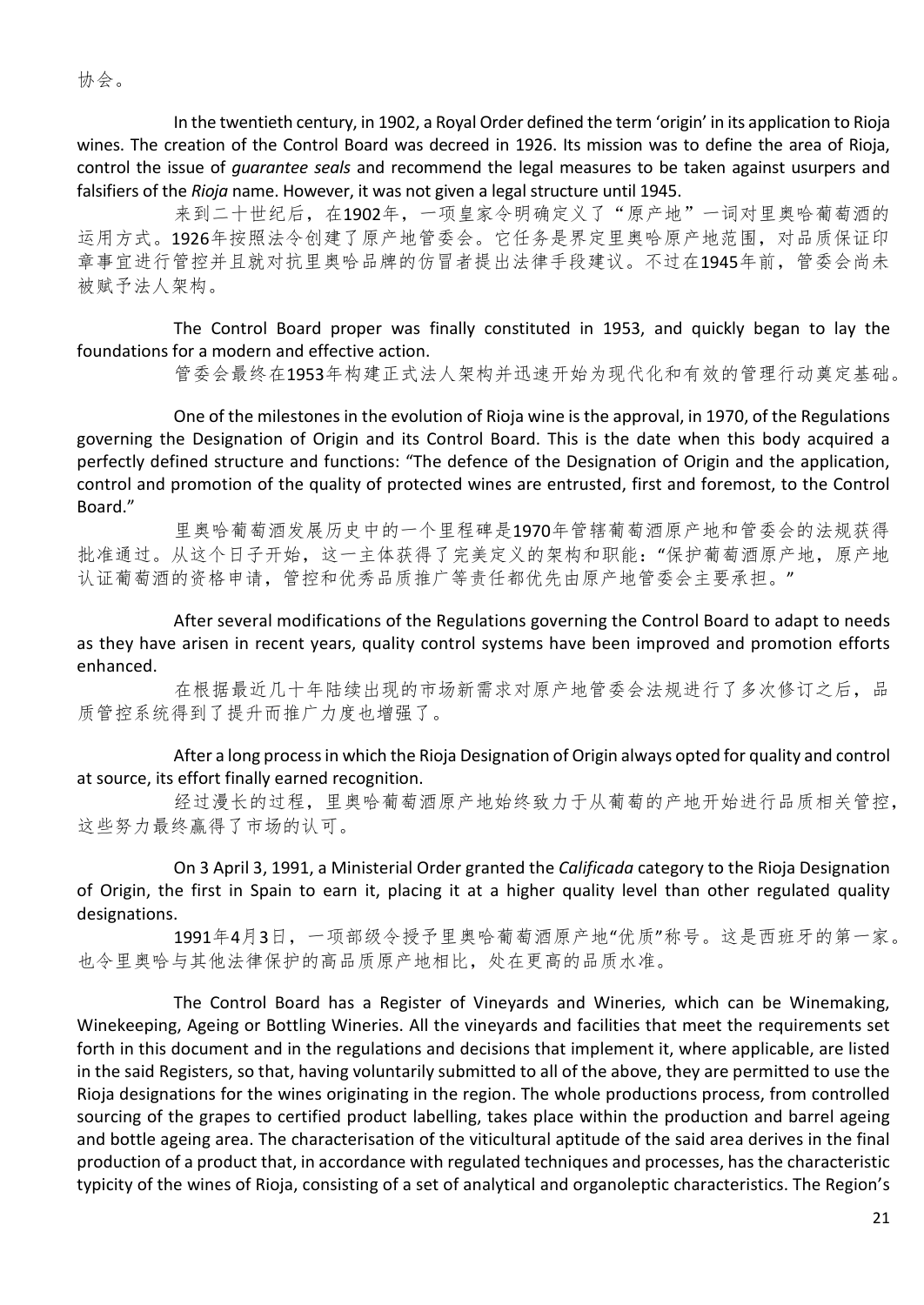协会。

In the twentieth century, in 1902, a Royal Order defined the term 'origin' in its application to Rioja wines. The creation of the Control Board was decreed in 1926. Its mission was to define the area of Rioja, control the issue of *guarantee seals* and recommend the legal measures to be taken against usurpers and falsifiers of the *Rioja* name. However, it was not given a legal structure until 1945.

来到二十世纪后，在1902年，一项皇家令明确定义了"原产地"一词对里奥哈葡萄酒的运用方式。1926年按照法令创建了原产地管委会。它任务是界定里奥哈原产地范围，对品质保证印章事宜进行管控并且就对抗里奥哈品牌的仿冒者提出法律手段建议。不过在1945年前，管委会尚未被赋予法人架构。

The Control Board proper was finally constituted in 1953, and quickly began to lay the foundations for a modern and effective action.

管委会最终在1953年构建正式法人架构并迅速开始为现代化和有效的管理行动奠定基础。

One of the milestones in the evolution of Rioja wine is the approval, in 1970, of the Regulations governing the Designation of Origin and its Control Board. This is the date when this body acquired a perfectly defined structure and functions: "The defence of the Designation of Origin and the application, control and promotion of the quality of protected wines are entrusted, first and foremost, to the Control Board."

里奥哈葡萄酒发展历史中的一个里程碑是1970年管辖葡萄酒原产地和管委会的法规获得批准通过。从这个日子开始，这一主体获得了完美定义的架构和职能："保护葡萄酒原产地，原产地认证葡萄酒的资格申请，管控和优秀品质推广等责任都优先由原产地管委会主要承担。"

After several modifications of the Regulations governing the Control Board to adapt to needs as they have arisen in recent years, quality control systems have been improved and promotion efforts enhanced.

在根据最近几十年陆续出现的市场新需求对原产地管委会法规进行了多次修订之后，品质管控系统得到了提升而推广力度也增强了。

After a long process in which the Rioja Designation of Origin always opted for quality and control at source, its effort finally earned recognition.

经过漫长的过程，里奥哈葡萄酒原产地始终致力于从葡萄的产地开始进行品质相关管控，这些努力最终赢得了市场的认可。

On 3 April 3, 1991, a Ministerial Order granted the *Calificada* category to the Rioja Designation of Origin, the first in Spain to earn it, placing it at a higher quality level than other regulated quality designations.

1991年4月3日，一项部级令授予里奥哈葡萄酒原产地"优质"称号。这是西班牙的第一家。也令里奥哈与其他法律保护的高品质原产地相比，处在更高的品质水准。

The Control Board has a Register of Vineyards and Wineries, which can be Winemaking, Winekeeping, Ageing or Bottling Wineries. All the vineyards and facilities that meet the requirements set forth in this document and in the regulations and decisions that implement it, where applicable, are listed in the said Registers, so that, having voluntarily submitted to all of the above, they are permitted to use the Rioja designations for the wines originating in the region. The whole productions process, from controlled sourcing of the grapes to certified product labelling, takes place within the production and barrel ageing and bottle ageing area. The characterisation of the viticultural aptitude of the said area derives in the final production of a product that, in accordance with regulated techniques and processes, has the characteristic typicity of the wines of Rioja, consisting of a set of analytical and organoleptic characteristics. The Region's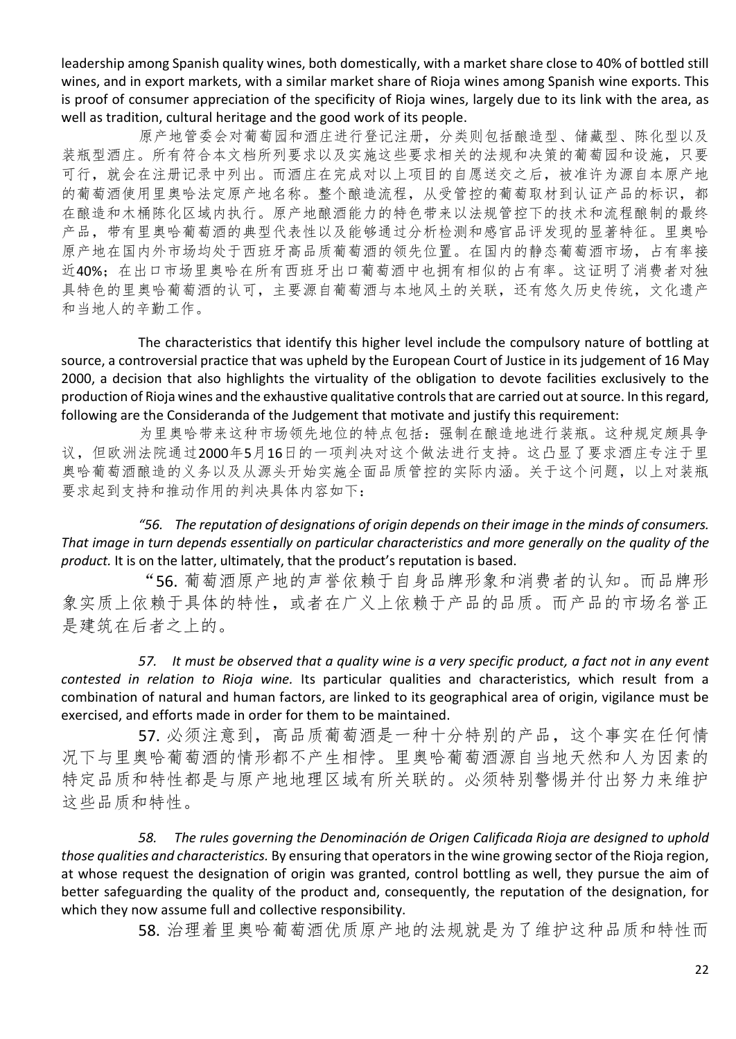leadership among Spanish quality wines, both domestically, with a market share close to 40% of bottled still wines, and in export markets, with a similar market share of Rioja wines among Spanish wine exports. This is proof of consumer appreciation of the specificity of Rioja wines, largely due to its link with the area, as well as tradition, cultural heritage and the good work of its people.

原产地管委会对葡萄园和酒庄进行登记注册，分类则包括酿造型、储藏型、陈化型以及装瓶型酒庄。所有符合本文档所列要求以及实施这些要求相关的法规和决策的葡萄园和设施，只要可行，就会在注册记录中列出。而酒庄在完成对以上项目的自愿送交之后，被准许为源自本原产地的葡萄酒使用里奥哈法定原产地名称。整个酿造流程，从受管控的葡萄取材到认证产品的标识，都在酿造和木桶陈化区域内执行。原产地酿酒能力的特色带来以法规管控下的技术和流程酿制的最终产品，带有里奥哈葡萄酒的典型代表性以及能够通过分析检测和感官品评发现的显著特征。里奥哈原产地在国内外市场均处于西班牙高品质葡萄酒的领先位置。在国内的静态葡萄酒市场，占有率接近40%；在出口市场里奥哈在所有西班牙出口葡萄酒中也拥有相似的占有率。这证明了消费者对独具特色的里奥哈葡萄酒的认可，主要源自葡萄酒与本地风土的关联，还有悠久历史传统，文化遗产和当地人的辛勤工作。

The characteristics that identify this higher level include the compulsory nature of bottling at source, a controversial practice that was upheld by the European Court of Justice in its judgement of 16 May 2000, a decision that also highlights the virtuality of the obligation to devote facilities exclusively to the production of Rioja wines and the exhaustive qualitative controls that are carried out at source. In this regard, following are the Consideranda of the Judgement that motivate and justify this requirement:

为里奥哈带来这种市场领先地位的特点包括：强制在酿造地进行装瓶。这种规定颇具争议，但欧洲法院通过2000年5月16日的一项判决对这个做法进行支持。这凸显了要求酒庄专注于里奥哈葡萄酒酿造的义务以及从源头开始实施全面品质管控的实际内涵。关于这个问题，以上对装瓶要求起到支持和推动作用的判决具体内容如下：

*"56. The reputation of designations of origin depends on their image in the minds of consumers. That image in turn depends essentially on particular characteristics and more generally on the quality of the product.* It is on the latter, ultimately, that the product's reputation is based.

"56. 葡萄酒原产地的声誉依赖于自身品牌形象和消费者的认知。而品牌形象实质上依赖于具体的特性，或者在广义上依赖于产品的品质。而产品的市场名誉正是建筑在后者之上的。

*57. It must be observed that a quality wine is a very specific product, a fact not in any event contested in relation to Rioja wine.* Its particular qualities and characteristics, which result from a combination of natural and human factors, are linked to its geographical area of origin, vigilance must be exercised, and efforts made in order for them to be maintained.

57. 必须注意到，高品质葡萄酒是一种十分特别的产品，这个事实在任何情况下与里奥哈葡萄酒的情形都不产生相悖。里奥哈葡萄酒源自当地天然和人为因素的特定品质和特性都是与原产地地理区域有所关联的。必须特别警惕并付出努力来维护这些品质和特性。

*58. The rules governing the Denominación de Origen Calificada Rioja are designed to uphold those qualities and characteristics.* By ensuring that operators in the wine growing sector of the Rioja region, at whose request the designation of origin was granted, control bottling as well, they pursue the aim of better safeguarding the quality of the product and, consequently, the reputation of the designation, for which they now assume full and collective responsibility.

58. 治理着里奥哈葡萄酒优质原产地的法规就是为了维护这种品质和特性而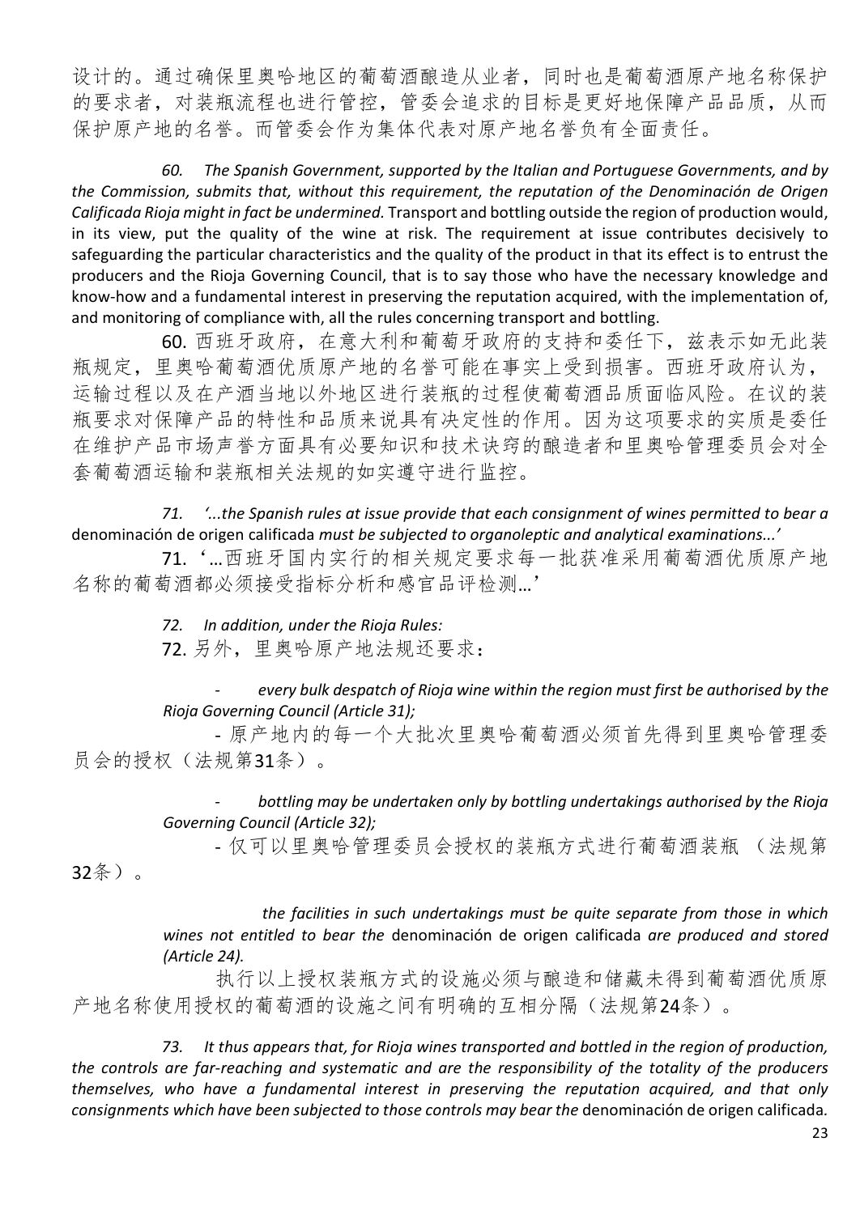设计的。通过确保里奥哈地区的葡萄酒酿造从业者，同时也是葡萄酒原产地名称保护的要求者，对装瓶流程也进行管控，管委会追求的目标是更好地保障产品品质，从而保护原产地的名誉。而管委会作为集体代表对原产地名誉负有全面责任。

*60. The Spanish Government, supported by the Italian and Portuguese Governments, and by the Commission, submits that, without this requirement, the reputation of the Denominación de Origen Calificada Rioja might in fact be undermined.* Transport and bottling outside the region of production would, in its view, put the quality of the wine at risk. The requirement at issue contributes decisively to safeguarding the particular characteristics and the quality of the product in that its effect is to entrust the producers and the Rioja Governing Council, that is to say those who have the necessary knowledge and know-how and a fundamental interest in preserving the reputation acquired, with the implementation of, and monitoring of compliance with, all the rules concerning transport and bottling.

60. 西班牙政府，在意大利和葡萄牙政府的支持和委任下，兹表示如无此装瓶规定，里奥哈葡萄酒优质原产地的名誉可能在事实上受到损害。西班牙政府认为，运输过程以及在产酒当地以外地区进行装瓶的过程使葡萄酒品质面临风险。在议的装瓶要求对保障产品的特性和品质来说具有决定性的作用。因为这项要求的实质是委任在维护产品市场声誉方面具有必要知识和技术诀窍的酿造者和里奥哈管理委员会对全套葡萄酒运输和装瓶相关法规的如实遵守进行监控。

*71. '...the Spanish rules at issue provide that each consignment of wines permitted to bear a* denominación de origen calificada *must be subjected to organoleptic and analytical examinations...'*

71. '…西班牙国内实行的相关规定要求每一批获准采用葡萄酒优质原产地名称的葡萄酒都必须接受指标分析和感官品评检测…'

*72. In addition, under the Rioja Rules:*

72. 另外，里奥哈原产地法规还要求：

- *every bulk despatch of Rioja wine within the region must first be authorised by the Rioja Governing Council (Article 31);*

- 原产地内的每一个大批次里奥哈葡萄酒必须首先得到里奥哈管理委员会的授权（法规第31条）。

- *bottling may be undertaken only by bottling undertakings authorised by the Rioja Governing Council (Article 32);*

- 仅可以里奥哈管理委员会授权的装瓶方式进行葡萄酒装瓶 （法规第32条）。

*the facilities in such undertakings must be quite separate from those in which wines not entitled to bear the* denominación de origen calificada *are produced and stored (Article 24).*

执行以上授权装瓶方式的设施必须与酿造和储藏未得到葡萄酒优质原产地名称使用授权的葡萄酒的设施之间有明确的互相分隔（法规第24条）。

*73. It thus appears that, for Rioja wines transported and bottled in the region of production, the controls are far-reaching and systematic and are the responsibility of the totality of the producers themselves, who have a fundamental interest in preserving the reputation acquired, and that only consignments which have been subjected to those controls may bear the* denominación de origen calificada.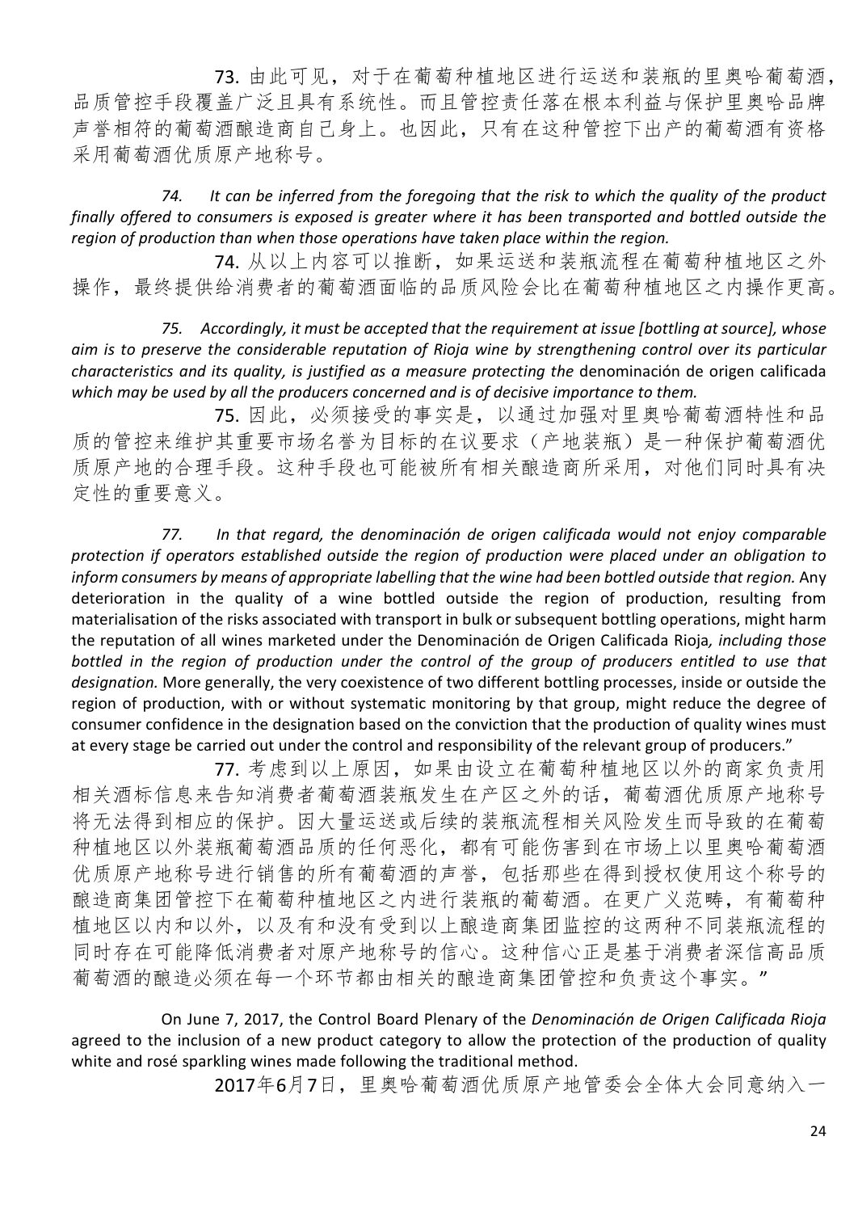73. 由此可见，对于在葡萄种植地区进行运送和装瓶的里奥哈葡萄酒，品质管控手段覆盖广泛且具有系统性。而且管控责任落在根本利益与保护里奥哈品牌声誉相符的葡萄酒酿造商自己身上。也因此，只有在这种管控下出产的葡萄酒有资格采用葡萄酒优质原产地称号。

*74. It can be inferred from the foregoing that the risk to which the quality of the product finally offered to consumers is exposed is greater where it has been transported and bottled outside the region of production than when those operations have taken place within the region.*

74. 从以上内容可以推断，如果运送和装瓶流程在葡萄种植地区之外操作，最终提供给消费者的葡萄酒面临的品质风险会比在葡萄种植地区之内操作更高。

*75. Accordingly, it must be accepted that the requirement at issue [bottling at source], whose aim is to preserve the considerable reputation of Rioja wine by strengthening control over its particular characteristics and its quality, is justified as a measure protecting the* denominación de origen calificada *which may be used by all the producers concerned and is of decisive importance to them.*

75. 因此，必须接受的事实是，以通过加强对里奥哈葡萄酒特性和品质的管控来维护其重要市场名誉为目标的在议要求（产地装瓶）是一种保护葡萄酒优质原产地的合理手段。这种手段也可能被所有相关酿造商所采用，对他们同时具有决定性的重要意义。

*77. In that regard, the denominación de origen calificada would not enjoy comparable protection if operators established outside the region of production were placed under an obligation to inform consumers by means of appropriate labelling that the wine had been bottled outside that region.* Any deterioration in the quality of a wine bottled outside the region of production, resulting from materialisation of the risks associated with transport in bulk or subsequent bottling operations, might harm the reputation of all wines marketed under the Denominación de Origen Calificada Rioja*, including those bottled in the region of production under the control of the group of producers entitled to use that designation.* More generally, the very coexistence of two different bottling processes, inside or outside the region of production, with or without systematic monitoring by that group, might reduce the degree of consumer confidence in the designation based on the conviction that the production of quality wines must at every stage be carried out under the control and responsibility of the relevant group of producers."

77. 考虑到以上原因，如果由设立在葡萄种植地区以外的商家负责用相关酒标信息来告知消费者葡萄酒装瓶发生在产区之外的话，葡萄酒优质原产地称号将无法得到相应的保护。因大量运送或后续的装瓶流程相关风险发生而导致的在葡萄种植地区以外装瓶葡萄酒品质的任何恶化，都有可能伤害到在市场上以里奥哈葡萄酒优质原产地称号进行销售的所有葡萄酒的声誉，包括那些在得到授权使用这个称号的酿造商集团管控下在葡萄种植地区之内进行装瓶的葡萄酒。在更广义范畴，有葡萄种植地区以内和以外，以及有和没有受到以上酿造商集团监控的这两种不同装瓶流程的同时存在可能降低消费者对原产地称号的信心。这种信心正是基于消费者深信高品质葡萄酒的酿造必须在每一个环节都由相关的酿造商集团管控和负责这个事实。"

On June 7, 2017, the Control Board Plenary of the *Denominación de Origen Calificada Rioja* agreed to the inclusion of a new product category to allow the protection of the production of quality white and rosé sparkling wines made following the traditional method.

2017年6月7日，里奥哈葡萄酒优质原产地管委会全体大会同意纳入一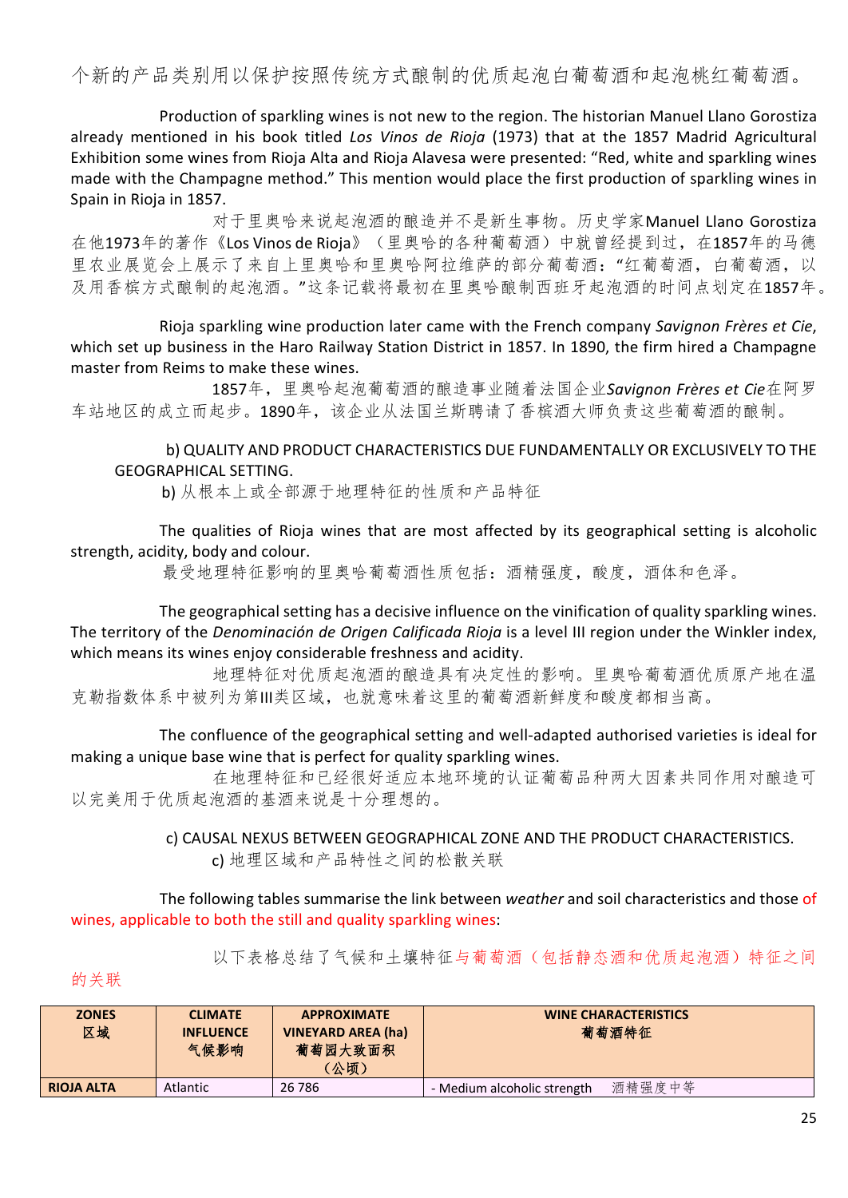个新的产品类别用以保护按照传统方式酿制的优质起泡白葡萄酒和起泡桃红葡萄酒。

Production of sparkling wines is not new to the region. The historian Manuel Llano Gorostiza already mentioned in his book titled *Los Vinos de Rioja* (1973) that at the 1857 Madrid Agricultural Exhibition some wines from Rioja Alta and Rioja Alavesa were presented: "Red, white and sparkling wines made with the Champagne method." This mention would place the first production of sparkling wines in Spain in Rioja in 1857.

对于里奥哈来说起泡酒的酿造并不是新生事物。历史学家Manuel Llano Gorostiza在他1973年的著作《Los Vinos de Rioja》（里奥哈的各种葡萄酒）中就曾经提到过，在1857年的马德里农业展览会上展示了来自上里奥哈和里奥哈阿拉维萨的部分葡萄酒："红葡萄酒，白葡萄酒，以及用香槟方式酿制的起泡酒。"这条记载将最初在里奥哈酿制西班牙起泡酒的时间点划定在1857年。

Rioja sparkling wine production later came with the French company *Savignon Frères et Cie*, which set up business in the Haro Railway Station District in 1857. In 1890, the firm hired a Champagne master from Reims to make these wines.

1857年，里奥哈起泡葡萄酒的酿造事业随着法国企业*Savignon Frères et Cie*在阿罗车站地区的成立而起步。1890年，该企业从法国兰斯聘请了香槟酒大师负责这些葡萄酒的酿制。

b) QUALITY AND PRODUCT CHARACTERISTICS DUE FUNDAMENTALLY OR EXCLUSIVELY TO THE GEOGRAPHICAL SETTING.

b) 从根本上或全部源于地理特征的性质和产品特征

The qualities of Rioja wines that are most affected by its geographical setting is alcoholic strength, acidity, body and colour.

最受地理特征影响的里奥哈葡萄酒性质包括：酒精强度，酸度，酒体和色泽。

The geographical setting has a decisive influence on the vinification of quality sparkling wines. The territory of the *Denominación de Origen Calificada Rioja* is a level III region under the Winkler index, which means its wines enjoy considerable freshness and acidity.

地理特征对优质起泡酒的酿造具有决定性的影响。里奥哈葡萄酒优质原产地在温克勒指数体系中被列为第III类区域，也就意味着这里的葡萄酒新鲜度和酸度都相当高。

The confluence of the geographical setting and well-adapted authorised varieties is ideal for making a unique base wine that is perfect for quality sparkling wines.

在地理特征和已经很好适应本地环境的认证葡萄品种两大因素共同作用对酿造可以完美用于优质起泡酒的基酒来说是十分理想的。

c) CAUSAL NEXUS BETWEEN GEOGRAPHICAL ZONE AND THE PRODUCT CHARACTERISTICS.

c) 地理区域和产品特性之间的松散关联

The following tables summarise the link between *weather* and soil characteristics and those of wines, applicable to both the still and quality sparkling wines:

以下表格总结了气候和土壤特征与葡萄酒（包括静态酒和优质起泡酒）特征之间的关联

| ZONES 区域 | CLIMATE INFLUENCE 气候影响 | APPROXIMATE VINEYARD AREA (ha) 葡萄园大致面积（公顷） | WINE CHARACTERISTICS 葡萄酒特征 |
|---|---|---|---|
| RIOJA ALTA | Atlantic | 26 786 | - Medium alcoholic strength 酒精强度中等 |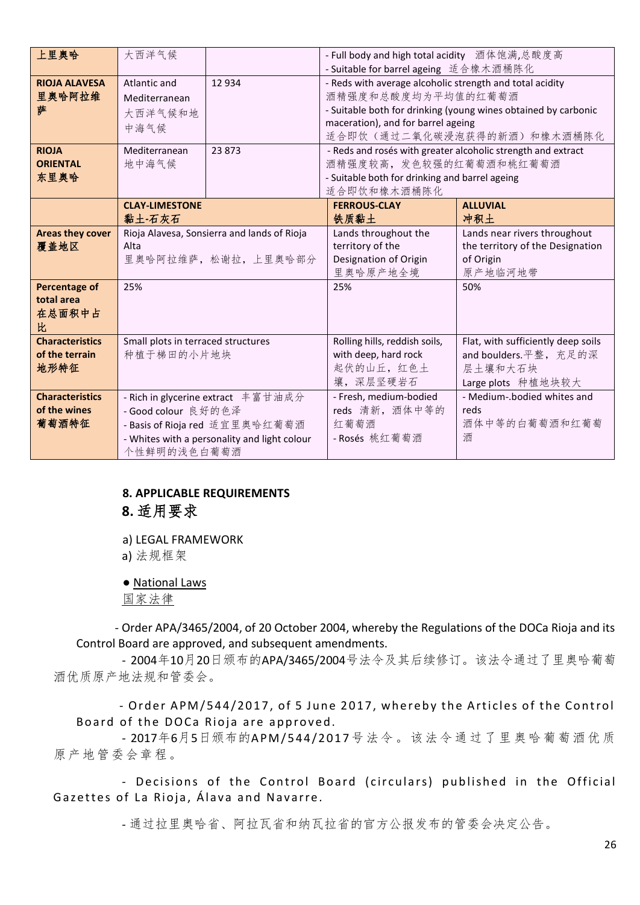| 上里奥哈 | 大西洋气候 | | - Full body and high total acidity 酒体饱满,总酸度高<br>- Suitable for barrel ageing 适合橡木酒桶陈化 | |
|---|---|---|---|---|
| **RIOJA ALAVESA 里奥哈阿拉维萨** | Atlantic and Mediterranean 大西洋气候和地中海气候 | 12 934 | - Reds with average alcoholic strength and total acidity 酒精强度和总酸度均为平均值的红葡萄酒<br>- Suitable both for drinking (young wines obtained by carbonic maceration), and for barrel ageing 适合即饮（通过二氧化碳浸泡获得的新酒）和橡木酒桶陈化 | |
| **RIOJA ORIENTAL 东里奥哈** | Mediterranean 地中海气候 | 23 873 | - Reds and rosés with greater alcoholic strength and extract 酒精强度较高，发色较强的红葡萄酒和桃红葡萄酒<br>- Suitable both for drinking and barrel ageing 适合即饮和橡木酒桶陈化 | |
| | **CLAY-LIMESTONE 黏土-石灰石** | | **FERROUS-CLAY 铁质黏土** | **ALLUVIAL 冲积土** |
| **Areas they cover 覆盖地区** | Rioja Alavesa, Sonsierra and lands of Rioja Alta 里奥哈阿拉维萨，松谢拉，上里奥哈部分 | | Lands throughout the territory of the Designation of Origin 里奥哈原产地全境 | Lands near rivers throughout the territory of the Designation of Origin 原产地临河地带 |
| **Percentage of total area 在总面积中占比** | 25% | | 25% | 50% |
| **Characteristics of the terrain 地形特征** | Small plots in terraced structures 种植于梯田的小片地块 | | Rolling hills, reddish soils, with deep, hard rock 起伏的山丘，红色土壤，深层坚硬岩石 | Flat, with sufficiently deep soils and boulders.平整，充足的深层土壤和大石块<br>Large plots 种植地块较大 |
| **Characteristics of the wines 葡萄酒特征** | - Rich in glycerine extract 丰富甘油成分<br>- Good colour 良好的色泽<br>- Basis of Rioja red 适宜里奥哈红葡萄酒<br>- Whites with a personality and light colour 个性鲜明的浅色白葡萄酒 | | - Fresh, medium-bodied reds 清新，酒体中等的红葡萄酒<br>- Rosés 桃红葡萄酒 | - Medium-.bodied whites and reds 酒体中等的白葡萄酒和红葡萄酒 |

## 8. APPLICABLE REQUIREMENTS
## 8. 适用要求

a) LEGAL FRAMEWORK
a) 法规框架

● National Laws
国家法律

- Order APA/3465/2004, of 20 October 2004, whereby the Regulations of the DOCa Rioja and its Control Board are approved, and subsequent amendments.
- 2004年10月20日颁布的APA/3465/2004号法令及其后续修订。该法令通过了里奥哈葡萄酒优质原产地法规和管委会。

- Order APM/544/2017, of 5 June 2017, whereby the Articles of the Control Board of the DOCa Rioja are approved.
- 2017年6月5日颁布的APM/544/2017号法令。该法令通过了里奥哈葡萄酒优质原产地管委会章程。

- Decisions of the Control Board (circulars) published in the Official Gazettes of La Rioja, Álava and Navarre.

- 通过拉里奥哈省、阿拉瓦省和纳瓦拉省的官方公报发布的管委会决定公告。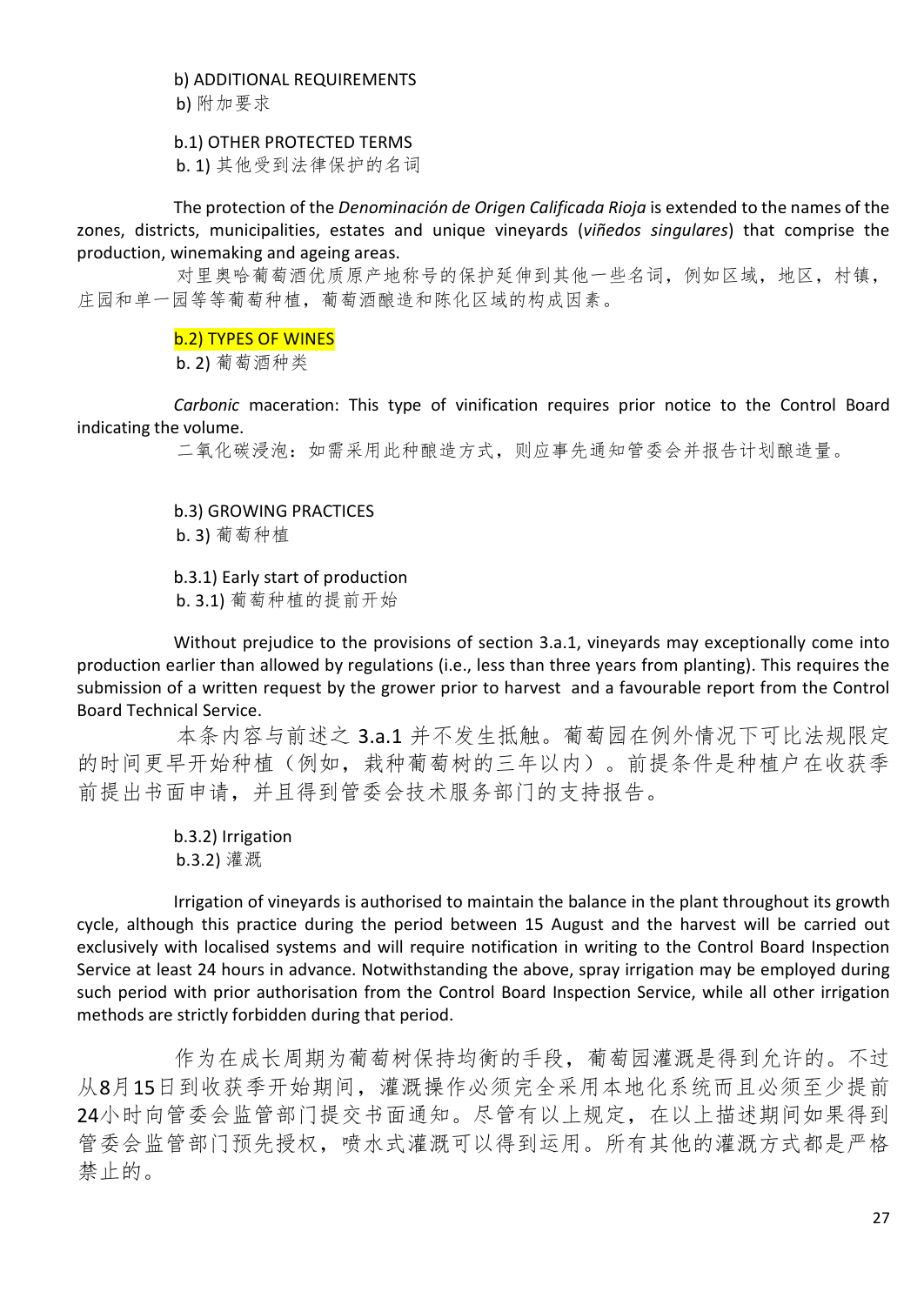b) ADDITIONAL REQUIREMENTS

b) 附加要求

b.1) OTHER PROTECTED TERMS

b. 1) 其他受到法律保护的名词

The protection of the *Denominación de Origen Calificada Rioja* is extended to the names of the zones, districts, municipalities, estates and unique vineyards (*viñedos singulares*) that comprise the production, winemaking and ageing areas.

对里奥哈葡萄酒优质原产地称号的保护延伸到其他一些名词，例如区域，地区，村镇，庄园和单一园等等葡萄种植，葡萄酒酿造和陈化区域的构成因素。

b.2) TYPES OF WINES

b. 2) 葡萄酒种类

*Carbonic* maceration: This type of vinification requires prior notice to the Control Board indicating the volume.

二氧化碳浸泡：如需采用此种酿造方式，则应事先通知管委会并报告计划酿造量。

b.3) GROWING PRACTICES

b. 3) 葡萄种植

b.3.1) Early start of production

b. 3.1) 葡萄种植的提前开始

Without prejudice to the provisions of section 3.a.1, vineyards may exceptionally come into production earlier than allowed by regulations (i.e., less than three years from planting). This requires the submission of a written request by the grower prior to harvest and a favourable report from the Control Board Technical Service.

本条内容与前述之 3.a.1 并不发生抵触。葡萄园在例外情况下可比法规限定的时间更早开始种植（例如，栽种葡萄树的三年以内）。前提条件是种植户在收获季前提出书面申请，并且得到管委会技术服务部门的支持报告。

b.3.2) Irrigation

b.3.2) 灌溉

Irrigation of vineyards is authorised to maintain the balance in the plant throughout its growth cycle, although this practice during the period between 15 August and the harvest will be carried out exclusively with localised systems and will require notification in writing to the Control Board Inspection Service at least 24 hours in advance. Notwithstanding the above, spray irrigation may be employed during such period with prior authorisation from the Control Board Inspection Service, while all other irrigation methods are strictly forbidden during that period.

作为在成长周期为葡萄树保持均衡的手段，葡萄园灌溉是得到允许的。不过从8月15日到收获季开始期间，灌溉操作必须完全采用本地化系统而且必须至少提前24小时向管委会监管部门提交书面通知。尽管有以上规定，在以上描述期间如果得到管委会监管部门预先授权，喷水式灌溉可以得到运用。所有其他的灌溉方式都是严格禁止的。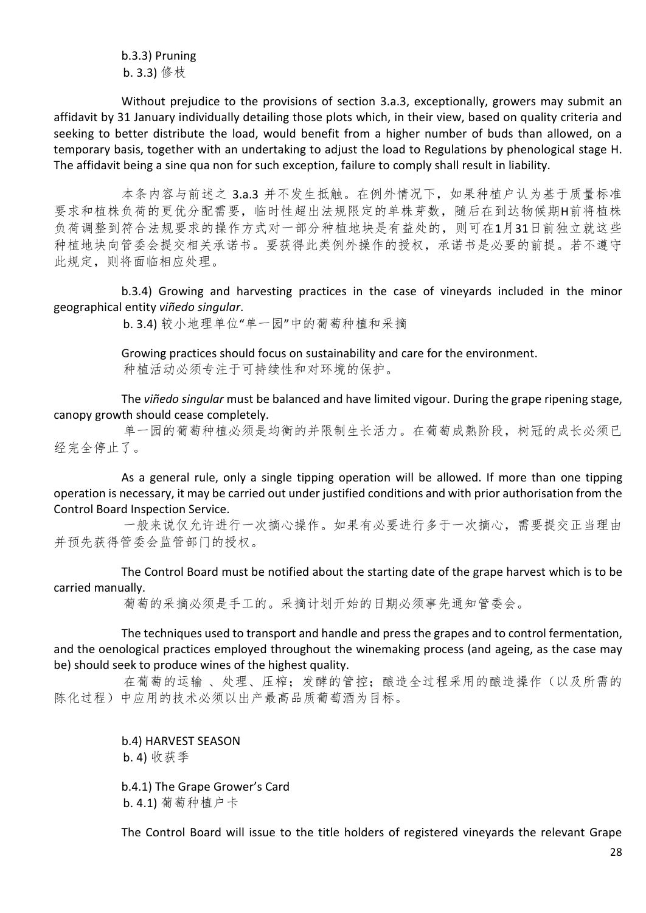b.3.3) Pruning
b. 3.3) 修枝

Without prejudice to the provisions of section 3.a.3, exceptionally, growers may submit an affidavit by 31 January individually detailing those plots which, in their view, based on quality criteria and seeking to better distribute the load, would benefit from a higher number of buds than allowed, on a temporary basis, together with an undertaking to adjust the load to Regulations by phenological stage H. The affidavit being a sine qua non for such exception, failure to comply shall result in liability.

本条内容与前述之 3.a.3 并不发生抵触。在例外情况下，如果种植户认为基于质量标准要求和植株负荷的更优分配需要，临时性超出法规限定的单株芽数，随后在到达物候期H前将植株负荷调整到符合法规要求的操作方式对一部分种植地块是有益处的，则可在1月31日前独立就这些种植地块向管委会提交相关承诺书。要获得此类例外操作的授权，承诺书是必要的前提。若不遵守此规定，则将面临相应处理。

b.3.4) Growing and harvesting practices in the case of vineyards included in the minor geographical entity *viñedo singular*.
b. 3.4) 较小地理单位"单一园"中的葡萄种植和采摘

Growing practices should focus on sustainability and care for the environment.
种植活动必须专注于可持续性和对环境的保护。

The *viñedo singular* must be balanced and have limited vigour. During the grape ripening stage, canopy growth should cease completely.
单一园的葡萄种植必须是均衡的并限制生长活力。在葡萄成熟阶段，树冠的成长必须已经完全停止了。

As a general rule, only a single tipping operation will be allowed. If more than one tipping operation is necessary, it may be carried out under justified conditions and with prior authorisation from the Control Board Inspection Service.
一般来说仅允许进行一次摘心操作。如果有必要进行多于一次摘心，需要提交正当理由并预先获得管委会监管部门的授权。

The Control Board must be notified about the starting date of the grape harvest which is to be carried manually.
葡萄的采摘必须是手工的。采摘计划开始的日期必须事先通知管委会。

The techniques used to transport and handle and press the grapes and to control fermentation, and the oenological practices employed throughout the winemaking process (and ageing, as the case may be) should seek to produce wines of the highest quality.
在葡萄的运输 、处理、压榨；发酵的管控；酿造全过程采用的酿造操作（以及所需的陈化过程）中应用的技术必须以出产最高品质葡萄酒为目标。

b.4) HARVEST SEASON
b. 4) 收获季

b.4.1) The Grape Grower's Card
b. 4.1) 葡萄种植户卡

The Control Board will issue to the title holders of registered vineyards the relevant Grape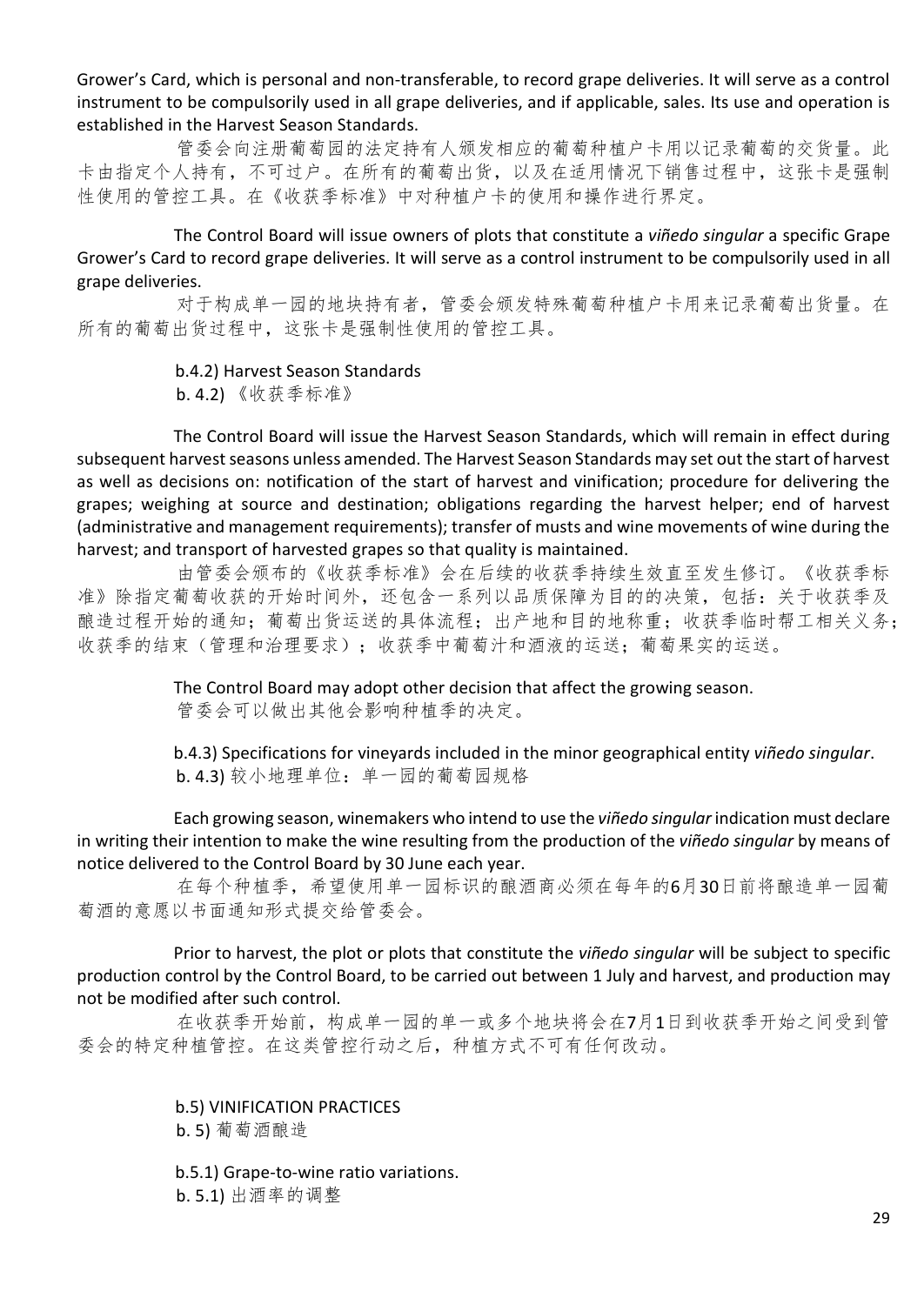Grower's Card, which is personal and non-transferable, to record grape deliveries. It will serve as a control instrument to be compulsorily used in all grape deliveries, and if applicable, sales. Its use and operation is established in the Harvest Season Standards.

管委会向注册葡萄园的法定持有人颁发相应的葡萄种植户卡用以记录葡萄的交货量。此卡由指定个人持有，不可过户。在所有的葡萄出货，以及在适用情况下销售过程中，这张卡是强制性使用的管控工具。在《收获季标准》中对种植户卡的使用和操作进行界定。

The Control Board will issue owners of plots that constitute a *viñedo singular* a specific Grape Grower's Card to record grape deliveries. It will serve as a control instrument to be compulsorily used in all grape deliveries.

对于构成单一园的地块持有者，管委会颁发特殊葡萄种植户卡用来记录葡萄出货量。在所有的葡萄出货过程中，这张卡是强制性使用的管控工具。

b.4.2) Harvest Season Standards

b. 4.2) 《收获季标准》

The Control Board will issue the Harvest Season Standards, which will remain in effect during subsequent harvest seasons unless amended. The Harvest Season Standards may set out the start of harvest as well as decisions on: notification of the start of harvest and vinification; procedure for delivering the grapes; weighing at source and destination; obligations regarding the harvest helper; end of harvest (administrative and management requirements); transfer of musts and wine movements of wine during the harvest; and transport of harvested grapes so that quality is maintained.

由管委会颁布的《收获季标准》会在后续的收获季持续生效直至发生修订。《收获季标准》除指定葡萄收获的开始时间外，还包含一系列以品质保障为目的的决策，包括：关于收获季及酿造过程开始的通知；葡萄出货运送的具体流程；出产地和目的地称重；收获季临时帮工相关义务；收获季的结束（管理和治理要求）；收获季中葡萄汁和酒液的运送；葡萄果实的运送。

The Control Board may adopt other decision that affect the growing season.

管委会可以做出其他会影响种植季的决定。

b.4.3) Specifications for vineyards included in the minor geographical entity *viñedo singular*.

b. 4.3) 较小地理单位：单一园的葡萄园规格

Each growing season, winemakers who intend to use the *viñedo singular* indication must declare in writing their intention to make the wine resulting from the production of the *viñedo singular* by means of notice delivered to the Control Board by 30 June each year.

在每个种植季，希望使用单一园标识的酿酒商必须在每年的6月30日前将酿造单一园葡萄酒的意愿以书面通知形式提交给管委会。

Prior to harvest, the plot or plots that constitute the *viñedo singular* will be subject to specific production control by the Control Board, to be carried out between 1 July and harvest, and production may not be modified after such control.

在收获季开始前，构成单一园的单一或多个地块将会在7月1日到收获季开始之间受到管委会的特定种植管控。在这类管控行动之后，种植方式不可有任何改动。

b.5) VINIFICATION PRACTICES

b. 5) 葡萄酒酿造

b.5.1) Grape-to-wine ratio variations.

b. 5.1) 出酒率的调整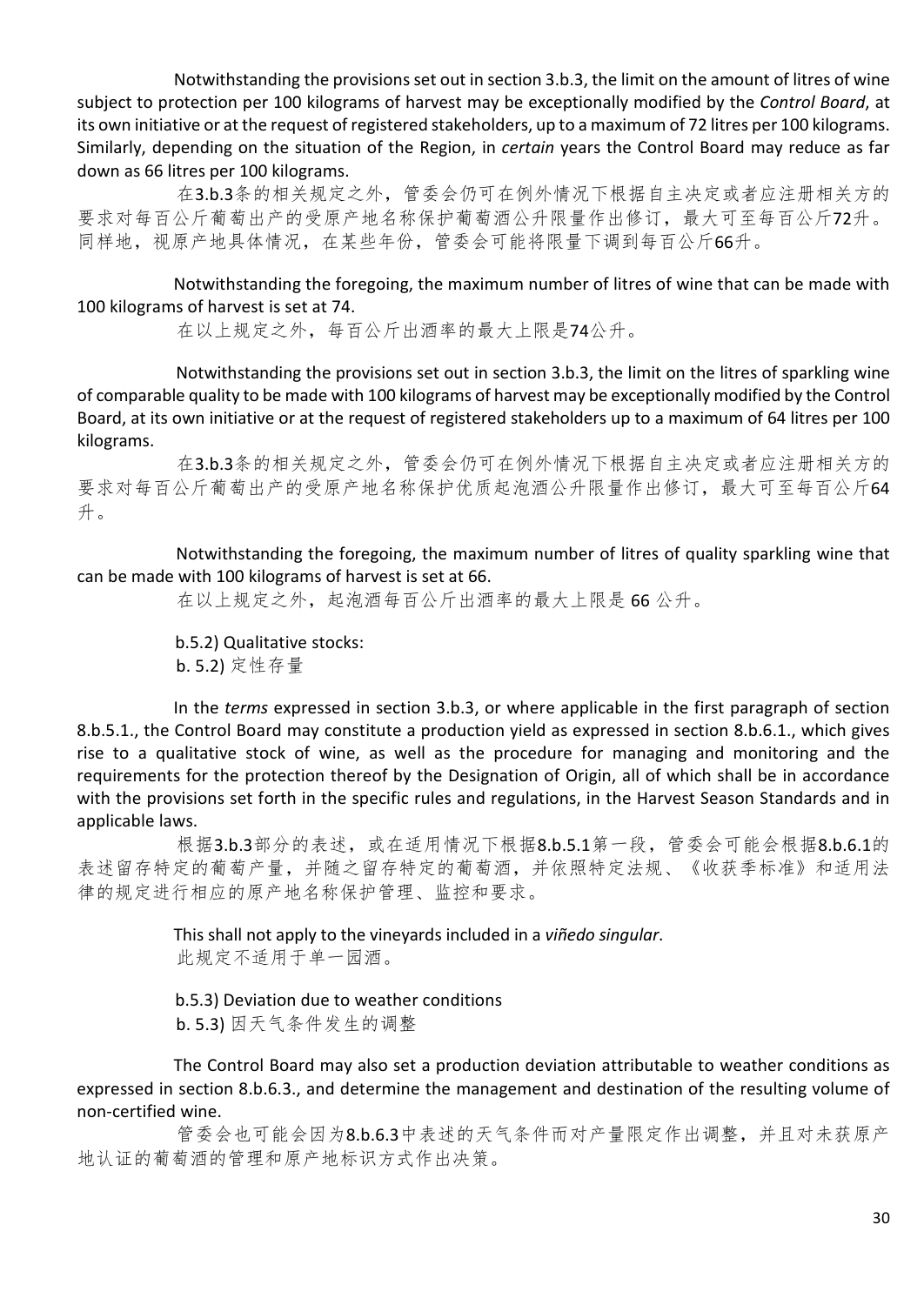Notwithstanding the provisions set out in section 3.b.3, the limit on the amount of litres of wine subject to protection per 100 kilograms of harvest may be exceptionally modified by the *Control Board*, at its own initiative or at the request of registered stakeholders, up to a maximum of 72 litres per 100 kilograms. Similarly, depending on the situation of the Region, in *certain* years the Control Board may reduce as far down as 66 litres per 100 kilograms.

在3.b.3条的相关规定之外，管委会仍可在例外情况下根据自主决定或者应注册相关方的要求对每百公斤葡萄出产的受原产地名称保护葡萄酒公升限量作出修订，最大可至每百公斤72升。同样地，视原产地具体情况，在某些年份，管委会可能将限量下调到每百公斤66升。

Notwithstanding the foregoing, the maximum number of litres of wine that can be made with 100 kilograms of harvest is set at 74.

在以上规定之外，每百公斤出酒率的最大上限是74公升。

Notwithstanding the provisions set out in section 3.b.3, the limit on the litres of sparkling wine of comparable quality to be made with 100 kilograms of harvest may be exceptionally modified by the Control Board, at its own initiative or at the request of registered stakeholders up to a maximum of 64 litres per 100 kilograms.

在3.b.3条的相关规定之外，管委会仍可在例外情况下根据自主决定或者应注册相关方的要求对每百公斤葡萄出产的受原产地名称保护优质起泡酒公升限量作出修订，最大可至每百公斤64升。

Notwithstanding the foregoing, the maximum number of litres of quality sparkling wine that can be made with 100 kilograms of harvest is set at 66.

在以上规定之外，起泡酒每百公斤出酒率的最大上限是 66 公升。

b.5.2) Qualitative stocks:

b. 5.2) 定性存量

In the *terms* expressed in section 3.b.3, or where applicable in the first paragraph of section 8.b.5.1., the Control Board may constitute a production yield as expressed in section 8.b.6.1., which gives rise to a qualitative stock of wine, as well as the procedure for managing and monitoring and the requirements for the protection thereof by the Designation of Origin, all of which shall be in accordance with the provisions set forth in the specific rules and regulations, in the Harvest Season Standards and in applicable laws.

根据3.b.3部分的表述，或在适用情况下根据8.b.5.1第一段，管委会可能会根据8.b.6.1的表述留存特定的葡萄产量，并随之留存特定的葡萄酒，并依照特定法规、《收获季标准》和适用法律的规定进行相应的原产地名称保护管理、监控和要求。

This shall not apply to the vineyards included in a *viñedo singular*.

此规定不适用于单一园酒。

b.5.3) Deviation due to weather conditions

b. 5.3) 因天气条件发生的调整

The Control Board may also set a production deviation attributable to weather conditions as expressed in section 8.b.6.3., and determine the management and destination of the resulting volume of non-certified wine.

管委会也可能会因为8.b.6.3中表述的天气条件而对产量限定作出调整，并且对未获原产地认证的葡萄酒的管理和原产地标识方式作出决策。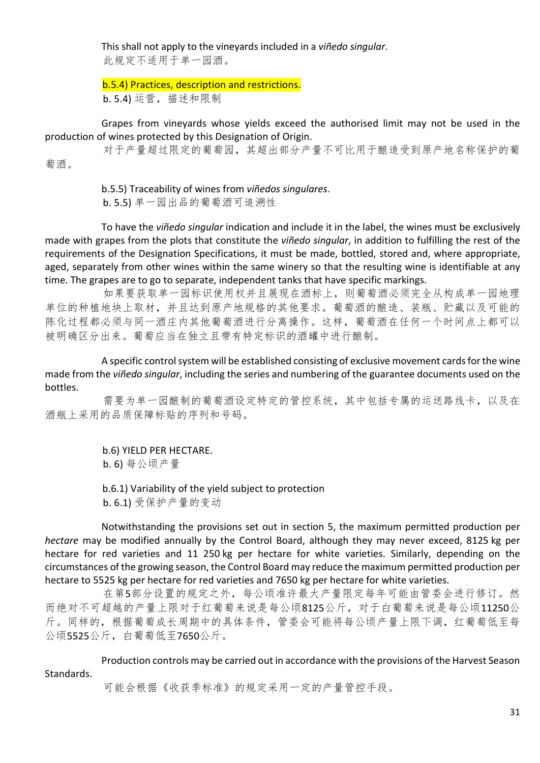This shall not apply to the vineyards included in a *viñedo singular*.
此规定不适用于单一园酒。

b.5.4) Practices, description and restrictions.
b. 5.4) 运营，描述和限制

Grapes from vineyards whose yields exceed the authorised limit may not be used in the production of wines protected by this Designation of Origin.
对于产量超过限定的葡萄园，其超出部分产量不可比用于酿造受到原产地名称保护的葡萄酒。

b.5.5) Traceability of wines from *viñedos singulares*.
b. 5.5) 单一园出品的葡萄酒可追溯性

To have the *viñedo singular* indication and include it in the label, the wines must be exclusively made with grapes from the plots that constitute the *viñedo singular*, in addition to fulfilling the rest of the requirements of the Designation Specifications, it must be made, bottled, stored and, where appropriate, aged, separately from other wines within the same winery so that the resulting wine is identifiable at any time. The grapes are to go to separate, independent tanks that have specific markings.
如果要获取单一园标识使用权并且展现在酒标上，则葡萄酒必须完全从构成单一园地理单位的种植地块上取材，并且达到原产地规格的其他要求。葡萄酒的酿造、装瓶、贮藏以及可能的陈化过程都必须与同一酒庄内其他葡萄酒进行分离操作。这样，葡萄酒在任何一个时间点上都可以被明确区分出来。葡萄应当在独立且带有特定标识的酒罐中进行酿制。

A specific control system will be established consisting of exclusive movement cards for the wine made from the *viñedo singular*, including the series and numbering of the guarantee documents used on the bottles.
需要为单一园酿制的葡萄酒设定特定的管控系统，其中包括专属的运送路线卡，以及在酒瓶上采用的品质保障标贴的序列和号码。

b.6) YIELD PER HECTARE.
b. 6) 每公顷产量

b.6.1) Variability of the yield subject to protection
b. 6.1) 受保护产量的变动

Notwithstanding the provisions set out in section 5, the maximum permitted production per *hectare* may be modified annually by the Control Board, although they may never exceed, 8125 kg per hectare for red varieties and 11 250 kg per hectare for white varieties. Similarly, depending on the circumstances of the growing season, the Control Board may reduce the maximum permitted production per hectare to 5525 kg per hectare for red varieties and 7650 kg per hectare for white varieties.
在第5部分设置的规定之外，每公顷准许最大产量限定每年可能由管委会进行修订。然而绝对不可超越的产量上限对于红葡萄来说是每公顷8125公斤，对于白葡萄来说是每公顷11250公斤。同样的，根据葡萄成长周期中的具体条件，管委会可能将每公顷产量上限下调，红葡萄低至每公顷5525公斤，白葡萄低至7650公斤。

Production controls may be carried out in accordance with the provisions of the Harvest Season Standards.
可能会根据《收获季标准》的规定采用一定的产量管控手段。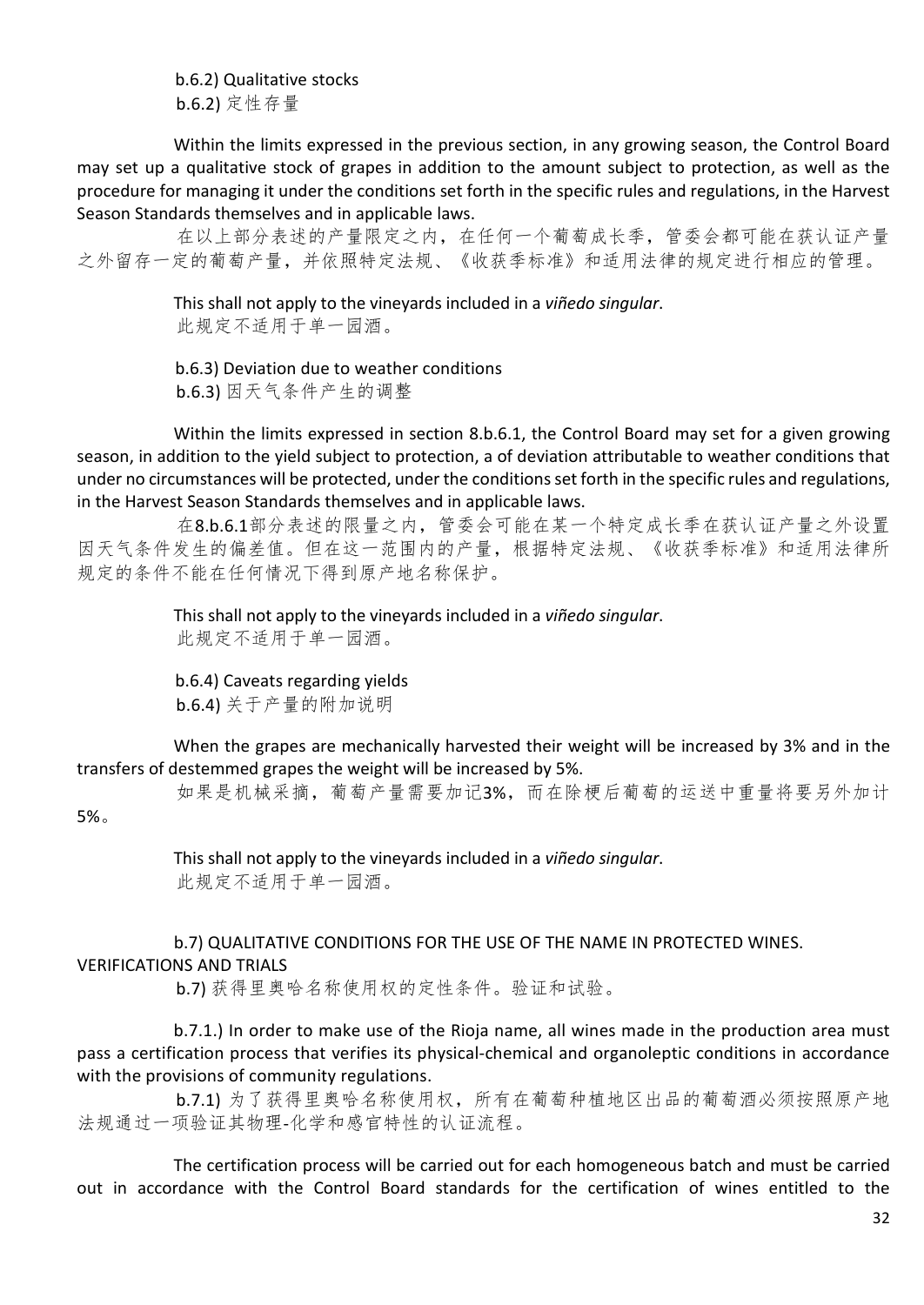b.6.2) Qualitative stocks

b.6.2) 定性存量

Within the limits expressed in the previous section, in any growing season, the Control Board may set up a qualitative stock of grapes in addition to the amount subject to protection, as well as the procedure for managing it under the conditions set forth in the specific rules and regulations, in the Harvest Season Standards themselves and in applicable laws.

在以上部分表述的产量限定之内，在任何一个葡萄成长季，管委会都可能在获认证产量之外留存一定的葡萄产量，并依照特定法规、《收获季标准》和适用法律的规定进行相应的管理。

This shall not apply to the vineyards included in a *viñedo singular*.

此规定不适用于单一园酒。

b.6.3) Deviation due to weather conditions

b.6.3) 因天气条件产生的调整

Within the limits expressed in section 8.b.6.1, the Control Board may set for a given growing season, in addition to the yield subject to protection, a of deviation attributable to weather conditions that under no circumstances will be protected, under the conditions set forth in the specific rules and regulations, in the Harvest Season Standards themselves and in applicable laws.

在8.b.6.1部分表述的限量之内，管委会可能在某一个特定成长季在获认证产量之外设置因天气条件发生的偏差值。但在这一范围内的产量，根据特定法规、《收获季标准》和适用法律所规定的条件不能在任何情况下得到原产地名称保护。

This shall not apply to the vineyards included in a *viñedo singular*.

此规定不适用于单一园酒。

b.6.4) Caveats regarding yields

b.6.4) 关于产量的附加说明

When the grapes are mechanically harvested their weight will be increased by 3% and in the transfers of destemmed grapes the weight will be increased by 5%.

如果是机械采摘，葡萄产量需要加记3%，而在除梗后葡萄的运送中重量将要另外加计5%。

This shall not apply to the vineyards included in a *viñedo singular*.

此规定不适用于单一园酒。

b.7) QUALITATIVE CONDITIONS FOR THE USE OF THE NAME IN PROTECTED WINES. VERIFICATIONS AND TRIALS

b.7) 获得里奥哈名称使用权的定性条件。验证和试验。

b.7.1.) In order to make use of the Rioja name, all wines made in the production area must pass a certification process that verifies its physical-chemical and organoleptic conditions in accordance with the provisions of community regulations.

b.7.1) 为了获得里奥哈名称使用权，所有在葡萄种植地区出品的葡萄酒必须按照原产地法规通过一项验证其物理-化学和感官特性的认证流程。

The certification process will be carried out for each homogeneous batch and must be carried out in accordance with the Control Board standards for the certification of wines entitled to the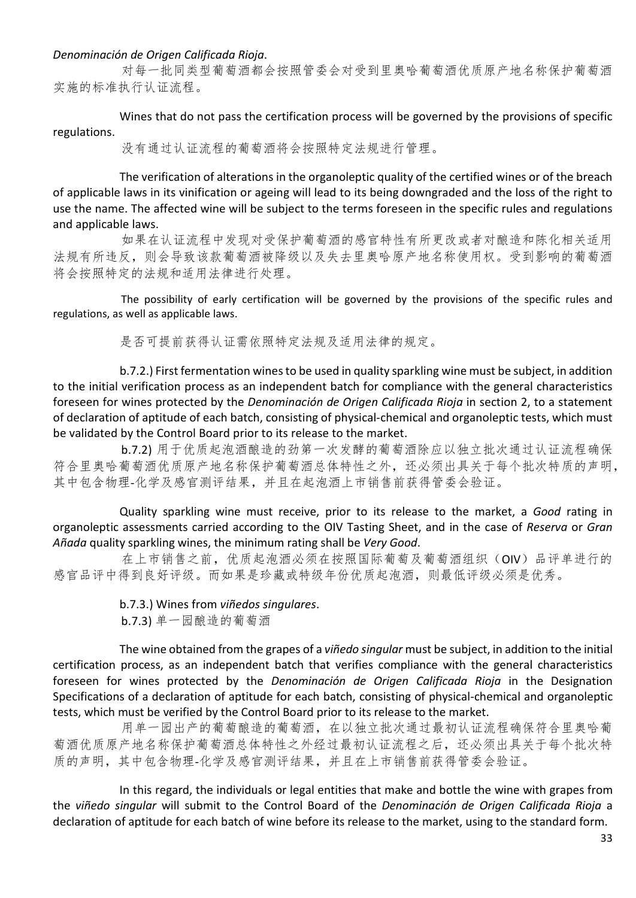*Denominación de Origen Calificada Rioja*.

对每一批同类型葡萄酒都会按照管委会对受到里奥哈葡萄酒优质原产地名称保护葡萄酒实施的标准执行认证流程。

Wines that do not pass the certification process will be governed by the provisions of specific regulations.

没有通过认证流程的葡萄酒将会按照特定法规进行管理。

The verification of alterations in the organoleptic quality of the certified wines or of the breach of applicable laws in its vinification or ageing will lead to its being downgraded and the loss of the right to use the name. The affected wine will be subject to the terms foreseen in the specific rules and regulations and applicable laws.

如果在认证流程中发现对受保护葡萄酒的感官特性有所更改或者对酿造和陈化相关适用法规有所违反，则会导致该款葡萄酒被降级以及失去里奥哈原产地名称使用权。受到影响的葡萄酒将会按照特定的法规和适用法律进行处理。

The possibility of early certification will be governed by the provisions of the specific rules and regulations, as well as applicable laws.

是否可提前获得认证需依照特定法规及适用法律的规定。

b.7.2.) First fermentation wines to be used in quality sparkling wine must be subject, in addition to the initial verification process as an independent batch for compliance with the general characteristics foreseen for wines protected by the *Denominación de Origen Calificada Rioja* in section 2, to a statement of declaration of aptitude of each batch, consisting of physical-chemical and organoleptic tests, which must be validated by the Control Board prior to its release to the market.

b.7.2) 用于优质起泡酒酿造的劲第一次发酵的葡萄酒除应以独立批次通过认证流程确保符合里奥哈葡萄酒优质原产地名称保护葡萄酒总体特性之外，还必须出具关于每个批次特质的声明，其中包含物理-化学及感官测评结果，并且在起泡酒上市销售前获得管委会验证。

Quality sparkling wine must receive, prior to its release to the market, a *Good* rating in organoleptic assessments carried according to the OIV Tasting Sheet, and in the case of *Reserva* or *Gran Añada* quality sparkling wines, the minimum rating shall be *Very Good*.

在上市销售之前，优质起泡酒必须在按照国际葡萄及葡萄酒组织（OIV）品评单进行的感官品评中得到良好评级。而如果是珍藏或特级年份优质起泡酒，则最低评级必须是优秀。

b.7.3.) Wines from *viñedos singulares*.

b.7.3) 单一园酿造的葡萄酒

The wine obtained from the grapes of a *viñedo singular* must be subject, in addition to the initial certification process, as an independent batch that verifies compliance with the general characteristics foreseen for wines protected by the *Denominación de Origen Calificada Rioja* in the Designation Specifications of a declaration of aptitude for each batch, consisting of physical-chemical and organoleptic tests, which must be verified by the Control Board prior to its release to the market.

用单一园出产的葡萄酿造的葡萄酒，在以独立批次通过最初认证流程确保符合里奥哈葡萄酒优质原产地名称保护葡萄酒总体特性之外经过最初认证流程之后，还必须出具关于每个批次特质的声明，其中包含物理-化学及感官测评结果，并且在上市销售前获得管委会验证。

In this regard, the individuals or legal entities that make and bottle the wine with grapes from the *viñedo singular* will submit to the Control Board of the *Denominación de Origen Calificada Rioja* a declaration of aptitude for each batch of wine before its release to the market, using to the standard form.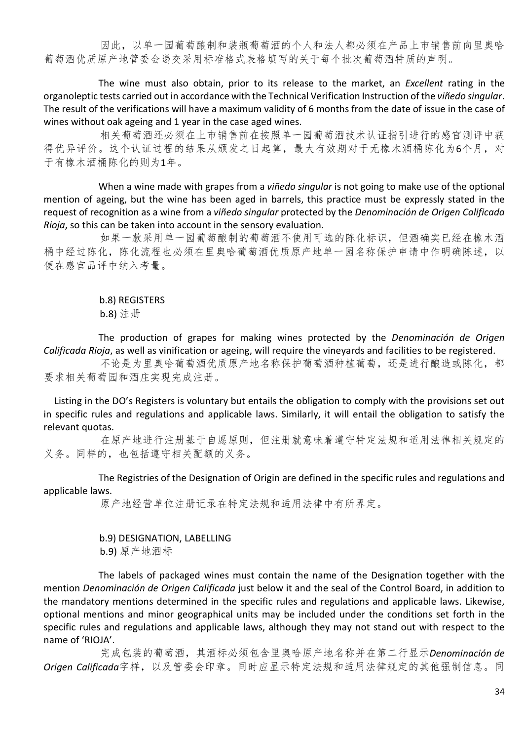因此，以单一园葡萄酿制和装瓶葡萄酒的个人和法人都必须在产品上市销售前向里奥哈葡萄酒优质原产地管委会递交采用标准格式表格填写的关于每个批次葡萄酒特质的声明。

The wine must also obtain, prior to its release to the market, an *Excellent* rating in the organoleptic tests carried out in accordance with the Technical Verification Instruction of the *viñedo singular*. The result of the verifications will have a maximum validity of 6 months from the date of issue in the case of wines without oak ageing and 1 year in the case aged wines.

相关葡萄酒还必须在上市销售前在按照单一园葡萄酒技术认证指引进行的感官测评中获得优异评价。这个认证过程的结果从颁发之日起算，最大有效期对于无橡木酒桶陈化为6个月，对于有橡木酒桶陈化的则为1年。

When a wine made with grapes from a *viñedo singular* is not going to make use of the optional mention of ageing, but the wine has been aged in barrels, this practice must be expressly stated in the request of recognition as a wine from a *viñedo singular* protected by the *Denominación de Origen Calificada Rioja*, so this can be taken into account in the sensory evaluation.

如果一款采用单一园葡萄酿制的葡萄酒不使用可选的陈化标识，但酒确实已经在橡木酒桶中经过陈化，陈化流程也必须在里奥哈葡萄酒优质原产地单一园名称保护申请中作明确陈述，以便在感官品评中纳入考量。

b.8) REGISTERS
b.8) 注册

The production of grapes for making wines protected by the *Denominación de Origen Calificada Rioja*, as well as vinification or ageing, will require the vineyards and facilities to be registered.

不论是为里奥哈葡萄酒优质原产地名称保护葡萄酒种植葡萄，还是进行酿造或陈化，都要求相关葡萄园和酒庄实现完成注册。

Listing in the DO's Registers is voluntary but entails the obligation to comply with the provisions set out in specific rules and regulations and applicable laws. Similarly, it will entail the obligation to satisfy the relevant quotas.

在原产地进行注册基于自愿原则，但注册就意味着遵守特定法规和适用法律相关规定的义务。同样的，也包括遵守相关配额的义务。

The Registries of the Designation of Origin are defined in the specific rules and regulations and applicable laws.

原产地经营单位注册记录在特定法规和适用法律中有所界定。

b.9) DESIGNATION, LABELLING
b.9) 原产地酒标

The labels of packaged wines must contain the name of the Designation together with the mention *Denominación de Origen Calificada* just below it and the seal of the Control Board, in addition to the mandatory mentions determined in the specific rules and regulations and applicable laws. Likewise, optional mentions and minor geographical units may be included under the conditions set forth in the specific rules and regulations and applicable laws, although they may not stand out with respect to the name of 'RIOJA'.

完成包装的葡萄酒，其酒标必须包含里奥哈原产地名称并在第二行显示*Denominación de Origen Calificada*字样，以及管委会印章。同时应显示特定法规和适用法律规定的其他强制信息。同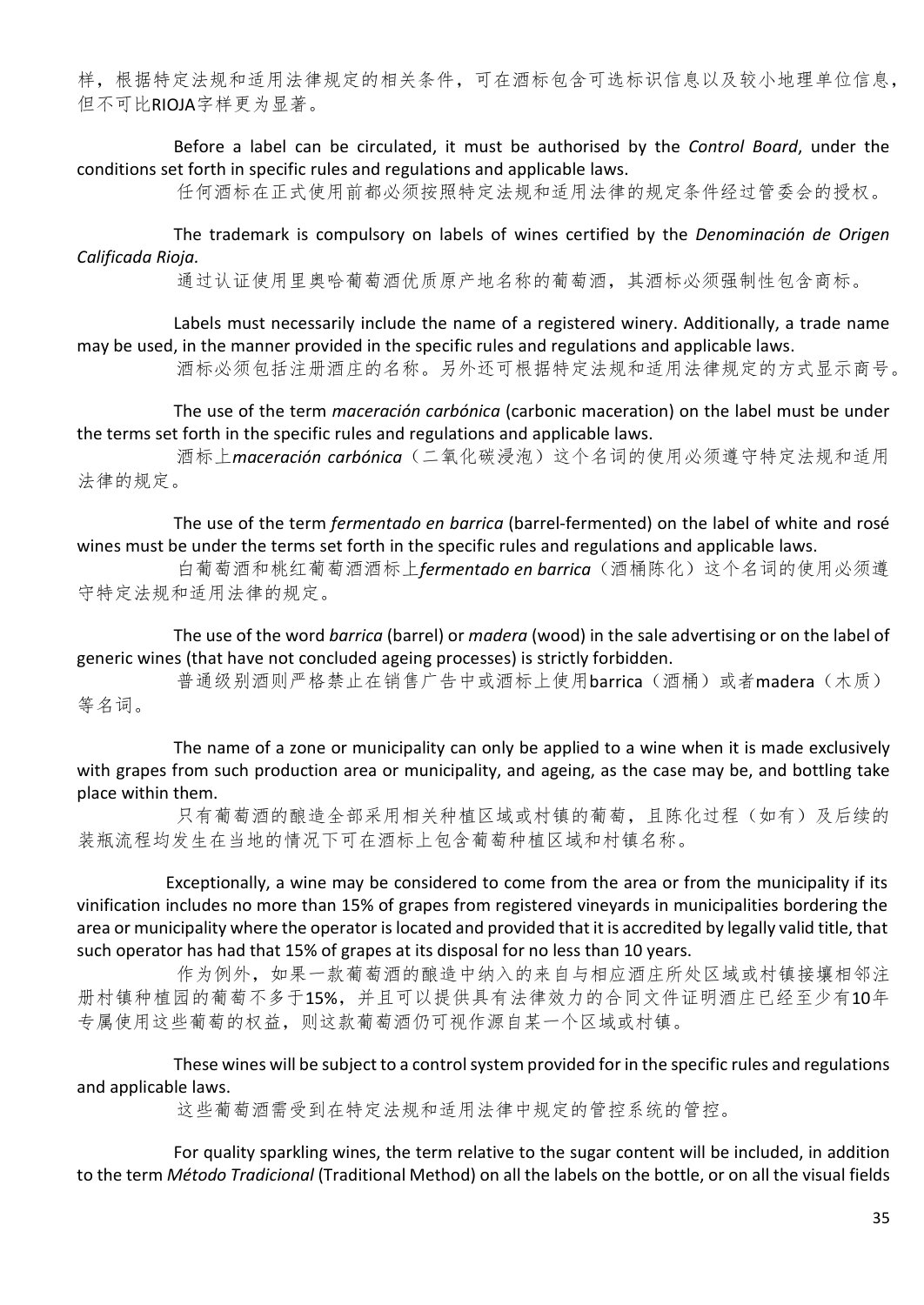样，根据特定法规和适用法律规定的相关条件，可在酒标包含可选标识信息以及较小地理单位信息，但不可比RIOJA字样更为显著。

Before a label can be circulated, it must be authorised by the *Control Board*, under the conditions set forth in specific rules and regulations and applicable laws.

任何酒标在正式使用前都必须按照特定法规和适用法律的规定条件经过管委会的授权。

The trademark is compulsory on labels of wines certified by the *Denominación de Origen Calificada Rioja.*

通过认证使用里奥哈葡萄酒优质原产地名称的葡萄酒，其酒标必须强制性包含商标。

Labels must necessarily include the name of a registered winery. Additionally, a trade name may be used, in the manner provided in the specific rules and regulations and applicable laws.

酒标必须包括注册酒庄的名称。另外还可根据特定法规和适用法律规定的方式显示商号。

The use of the term *maceración carbónica* (carbonic maceration) on the label must be under the terms set forth in the specific rules and regulations and applicable laws.

酒标上*maceración carbónica*（二氧化碳浸泡）这个名词的使用必须遵守特定法规和适用法律的规定。

The use of the term *fermentado en barrica* (barrel-fermented) on the label of white and rosé wines must be under the terms set forth in the specific rules and regulations and applicable laws.

白葡萄酒和桃红葡萄酒酒标上*fermentado en barrica*（酒桶陈化）这个名词的使用必须遵守特定法规和适用法律的规定。

The use of the word *barrica* (barrel) or *madera* (wood) in the sale advertising or on the label of generic wines (that have not concluded ageing processes) is strictly forbidden.

普通级别酒则严格禁止在销售广告中或酒标上使用barrica（酒桶）或者madera（木质）等名词。

The name of a zone or municipality can only be applied to a wine when it is made exclusively with grapes from such production area or municipality, and ageing, as the case may be, and bottling take place within them.

只有葡萄酒的酿造全部采用相关种植区域或村镇的葡萄，且陈化过程（如有）及后续的装瓶流程均发生在当地的情况下可在酒标上包含葡萄种植区域和村镇名称。

Exceptionally, a wine may be considered to come from the area or from the municipality if its vinification includes no more than 15% of grapes from registered vineyards in municipalities bordering the area or municipality where the operator is located and provided that it is accredited by legally valid title, that such operator has had that 15% of grapes at its disposal for no less than 10 years.

作为例外，如果一款葡萄酒的酿造中纳入的来自与相应酒庄所处区域或村镇接壤相邻注册村镇种植园的葡萄不多于15%，并且可以提供具有法律效力的合同文件证明酒庄已经至少有10年专属使用这些葡萄的权益，则这款葡萄酒仍可视作源自某一个区域或村镇。

These wines will be subject to a control system provided for in the specific rules and regulations and applicable laws.

这些葡萄酒需受到在特定法规和适用法律中规定的管控系统的管控。

For quality sparkling wines, the term relative to the sugar content will be included, in addition to the term *Método Tradicional* (Traditional Method) on all the labels on the bottle, or on all the visual fields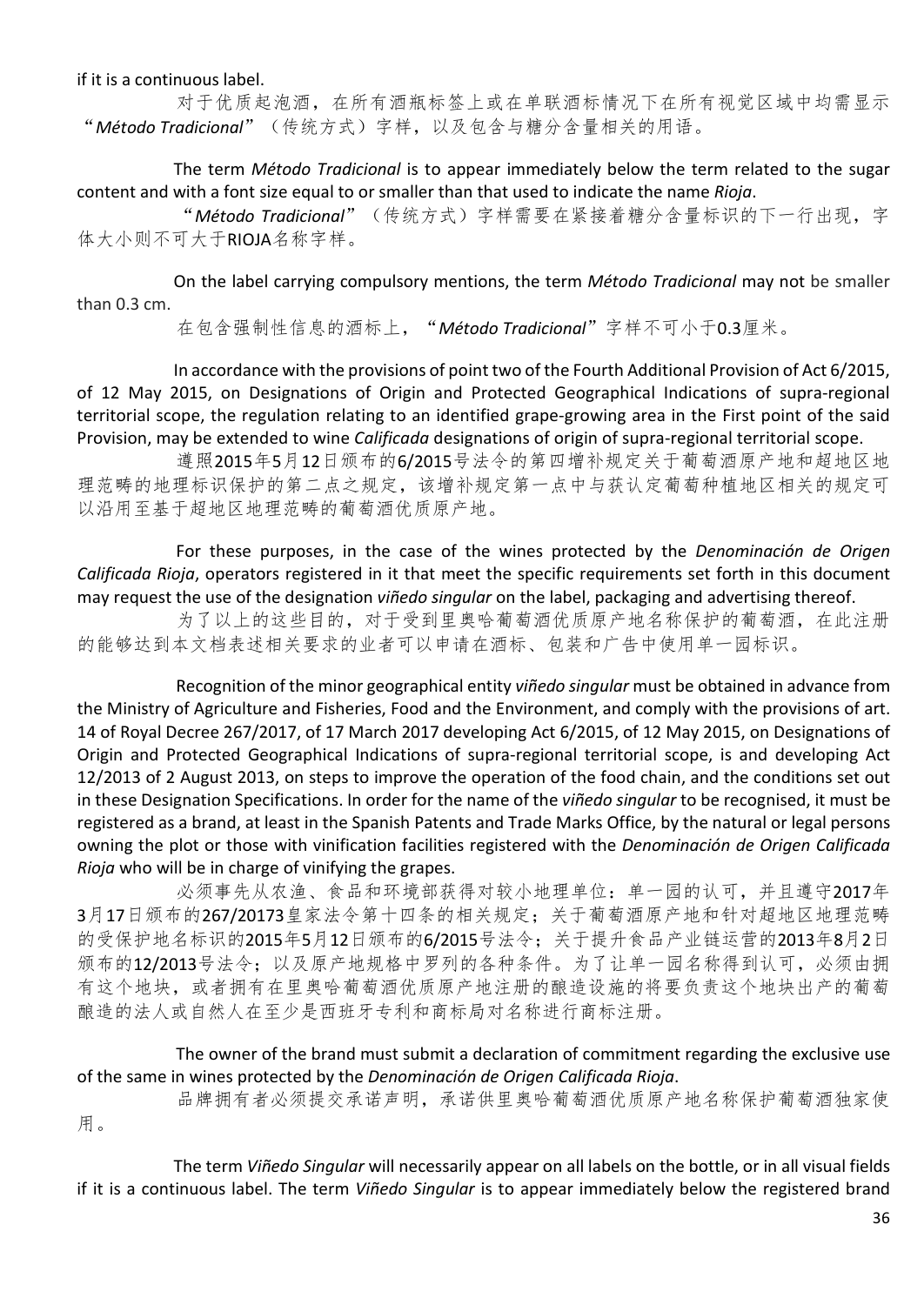if it is a continuous label.

对于优质起泡酒，在所有酒瓶标签上或在单联酒标情况下在所有视觉区域中均需显示"*Método Tradicional*"（传统方式）字样，以及包含与糖分含量相关的用语。

The term *Método Tradicional* is to appear immediately below the term related to the sugar content and with a font size equal to or smaller than that used to indicate the name *Rioja*.

"*Método Tradicional*"（传统方式）字样需要在紧接着糖分含量标识的下一行出现，字体大小则不可大于RIOJA名称字样。

On the label carrying compulsory mentions, the term *Método Tradicional* may not be smaller than 0.3 cm.

在包含强制性信息的酒标上，"*Método Tradicional*"字样不可小于0.3厘米。

In accordance with the provisions of point two of the Fourth Additional Provision of Act 6/2015, of 12 May 2015, on Designations of Origin and Protected Geographical Indications of supra-regional territorial scope, the regulation relating to an identified grape-growing area in the First point of the said Provision, may be extended to wine *Calificada* designations of origin of supra-regional territorial scope.

遵照2015年5月12日颁布的6/2015号法令的第四增补规定关于葡萄酒原产地和超地区地理范畴的地理标识保护的第二点之规定，该增补规定第一点中与获认定葡萄种植地区相关的规定可以沿用至基于超地区地理范畴的葡萄酒优质原产地。

For these purposes, in the case of the wines protected by the *Denominación de Origen Calificada Rioja*, operators registered in it that meet the specific requirements set forth in this document may request the use of the designation *viñedo singular* on the label, packaging and advertising thereof.

为了以上的这些目的，对于受到里奥哈葡萄酒优质原产地名称保护的葡萄酒，在此注册的能够达到本文档表述相关要求的业者可以申请在酒标、包装和广告中使用单一园标识。

Recognition of the minor geographical entity *viñedo singular* must be obtained in advance from the Ministry of Agriculture and Fisheries, Food and the Environment, and comply with the provisions of art. 14 of Royal Decree 267/2017, of 17 March 2017 developing Act 6/2015, of 12 May 2015, on Designations of Origin and Protected Geographical Indications of supra-regional territorial scope, is and developing Act 12/2013 of 2 August 2013, on steps to improve the operation of the food chain, and the conditions set out in these Designation Specifications. In order for the name of the *viñedo singular* to be recognised, it must be registered as a brand, at least in the Spanish Patents and Trade Marks Office, by the natural or legal persons owning the plot or those with vinification facilities registered with the *Denominación de Origen Calificada Rioja* who will be in charge of vinifying the grapes.

必须事先从农渔、食品和环境部获得对较小地理单位：单一园的认可，并且遵守2017年3月17日颁布的267/20173皇家法令第十四条的相关规定；关于葡萄酒原产地和针对超地区地理范畴的受保护地名标识的2015年5月12日颁布的6/2015号法令；关于提升食品产业链运营的2013年8月2日颁布的12/2013号法令；以及原产地规格中罗列的各种条件。为了让单一园名称得到认可，必须由拥有这个地块，或者拥有在里奥哈葡萄酒优质原产地注册的酿造设施的将要负责这个地块出产的葡萄酿造的法人或自然人在至少是西班牙专利和商标局对名称进行商标注册。

The owner of the brand must submit a declaration of commitment regarding the exclusive use of the same in wines protected by the *Denominación de Origen Calificada Rioja*.

品牌拥有者必须提交承诺声明，承诺供里奥哈葡萄酒优质原产地名称保护葡萄酒独家使用。

The term *Viñedo Singular* will necessarily appear on all labels on the bottle, or in all visual fields if it is a continuous label. The term *Viñedo Singular* is to appear immediately below the registered brand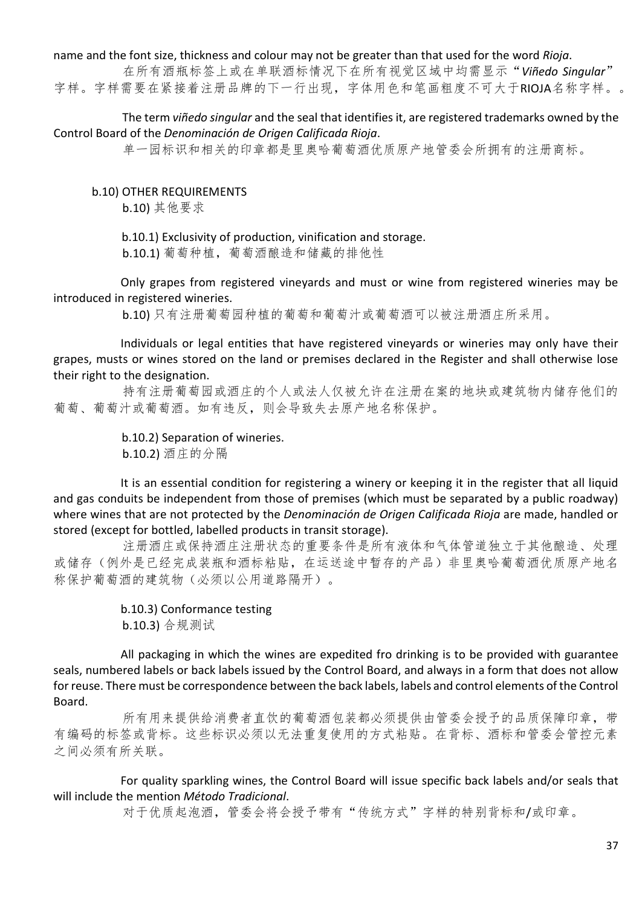name and the font size, thickness and colour may not be greater than that used for the word *Rioja*.

在所有酒瓶标签上或在单联酒标情况下在所有视觉区域中均需显示"*Viñedo Singular*"字样。字样需要在紧接着注册品牌的下一行出现，字体用色和笔画粗度不可大于RIOJA名称字样。。

The term *viñedo singular* and the seal that identifies it, are registered trademarks owned by the Control Board of the *Denominación de Origen Calificada Rioja*.

单一园标识和相关的印章都是里奥哈葡萄酒优质原产地管委会所拥有的注册商标。

b.10) OTHER REQUIREMENTS

b.10) 其他要求

b.10.1) Exclusivity of production, vinification and storage.

b.10.1) 葡萄种植，葡萄酒酿造和储藏的排他性

Only grapes from registered vineyards and must or wine from registered wineries may be introduced in registered wineries.

b.10) 只有注册葡萄园种植的葡萄和葡萄汁或葡萄酒可以被注册酒庄所采用。

Individuals or legal entities that have registered vineyards or wineries may only have their grapes, musts or wines stored on the land or premises declared in the Register and shall otherwise lose their right to the designation.

持有注册葡萄园或酒庄的个人或法人仅被允许在注册在案的地块或建筑物内储存他们的葡萄、葡萄汁或葡萄酒。如有违反，则会导致失去原产地名称保护。

b.10.2) Separation of wineries.

b.10.2) 酒庄的分隔

It is an essential condition for registering a winery or keeping it in the register that all liquid and gas conduits be independent from those of premises (which must be separated by a public roadway) where wines that are not protected by the *Denominación de Origen Calificada Rioja* are made, handled or stored (except for bottled, labelled products in transit storage).

注册酒庄或保持酒庄注册状态的重要条件是所有液体和气体管道独立于其他酿造、处理或储存（例外是已经完成装瓶和酒标粘贴，在运送途中暂存的产品）非里奥哈葡萄酒优质原产地名称保护葡萄酒的建筑物（必须以公用道路隔开）。

b.10.3) Conformance testing

b.10.3) 合规测试

All packaging in which the wines are expedited fro drinking is to be provided with guarantee seals, numbered labels or back labels issued by the Control Board, and always in a form that does not allow for reuse. There must be correspondence between the back labels, labels and control elements of the Control Board.

所有用来提供给消费者直饮的葡萄酒包装都必须提供由管委会授予的品质保障印章，带有编码的标签或背标。这些标识必须以无法重复使用的方式粘贴。在背标、酒标和管委会管控元素之间必须有所关联。

For quality sparkling wines, the Control Board will issue specific back labels and/or seals that will include the mention *Método Tradicional*.

对于优质起泡酒，管委会将会授予带有"传统方式"字样的特别背标和/或印章。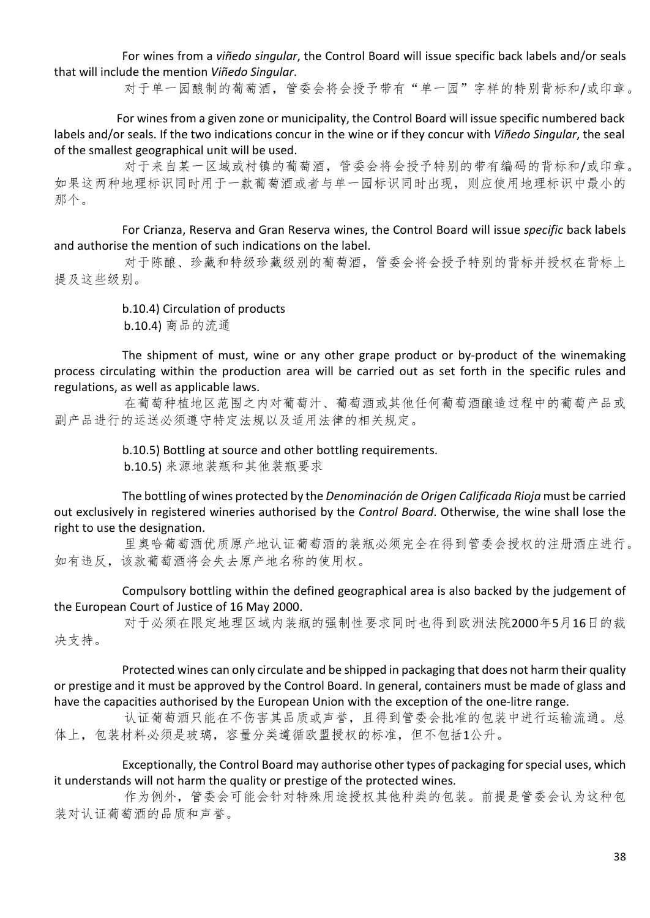For wines from a *viñedo singular*, the Control Board will issue specific back labels and/or seals that will include the mention *Viñedo Singular*.

对于单一园酿制的葡萄酒，管委会将会授予带有“单一园”字样的特别背标和/或印章。

For wines from a given zone or municipality, the Control Board will issue specific numbered back labels and/or seals. If the two indications concur in the wine or if they concur with *Viñedo Singular*, the seal of the smallest geographical unit will be used.

对于来自某一区域或村镇的葡萄酒，管委会将会授予特别的带有编码的背标和/或印章。如果这两种地理标识同时用于一款葡萄酒或者与单一园标识同时出现，则应使用地理标识中最小的那个。

For Crianza, Reserva and Gran Reserva wines, the Control Board will issue *specific* back labels and authorise the mention of such indications on the label.

对于陈酿、珍藏和特级珍藏级别的葡萄酒，管委会将会授予特别的背标并授权在背标上提及这些级别。

b.10.4) Circulation of products

b.10.4) 商品的流通

The shipment of must, wine or any other grape product or by-product of the winemaking process circulating within the production area will be carried out as set forth in the specific rules and regulations, as well as applicable laws.

在葡萄种植地区范围之内对葡萄汁、葡萄酒或其他任何葡萄酒酿造过程中的葡萄产品或副产品进行的运送必须遵守特定法规以及适用法律的相关规定。

b.10.5) Bottling at source and other bottling requirements.

b.10.5) 来源地装瓶和其他装瓶要求

The bottling of wines protected by the *Denominación de Origen Calificada Rioja* must be carried out exclusively in registered wineries authorised by the *Control Board*. Otherwise, the wine shall lose the right to use the designation.

里奥哈葡萄酒优质原产地认证葡萄酒的装瓶必须完全在得到管委会授权的注册酒庄进行。如有违反，该款葡萄酒将会失去原产地名称的使用权。

Compulsory bottling within the defined geographical area is also backed by the judgement of the European Court of Justice of 16 May 2000.

对于必须在限定地理区域内装瓶的强制性要求同时也得到欧洲法院2000年5月16日的裁决支持。

Protected wines can only circulate and be shipped in packaging that does not harm their quality or prestige and it must be approved by the Control Board. In general, containers must be made of glass and have the capacities authorised by the European Union with the exception of the one-litre range.

认证葡萄酒只能在不伤害其品质或声誉，且得到管委会批准的包装中进行运输流通。总体上，包装材料必须是玻璃，容量分类遵循欧盟授权的标准，但不包括1公升。

Exceptionally, the Control Board may authorise other types of packaging for special uses, which it understands will not harm the quality or prestige of the protected wines.

作为例外，管委会可能会针对特殊用途授权其他种类的包装。前提是管委会认为这种包装对认证葡萄酒的品质和声誉。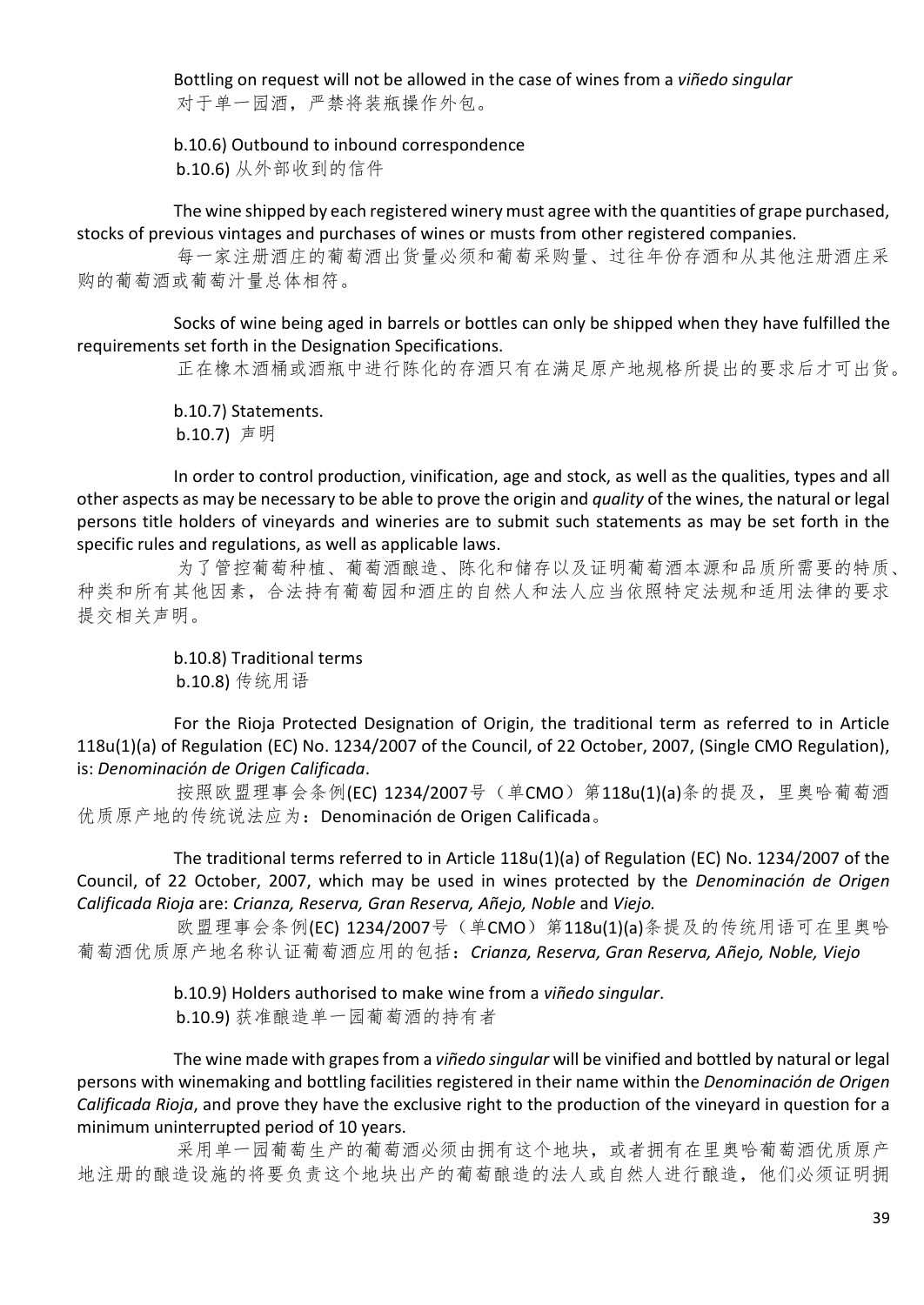Bottling on request will not be allowed in the case of wines from a *viñedo singular*
对于单一园酒，严禁将装瓶操作外包。

b.10.6) Outbound to inbound correspondence
b.10.6) 从外部收到的信件

The wine shipped by each registered winery must agree with the quantities of grape purchased, stocks of previous vintages and purchases of wines or musts from other registered companies.
每一家注册酒庄的葡萄酒出货量必须和葡萄采购量、过往年份存酒和从其他注册酒庄采购的葡萄酒或葡萄汁量总体相符。

Socks of wine being aged in barrels or bottles can only be shipped when they have fulfilled the requirements set forth in the Designation Specifications.
正在橡木酒桶或酒瓶中进行陈化的存酒只有在满足原产地规格所提出的要求后才可出货。

b.10.7) Statements.
b.10.7) 声明

In order to control production, vinification, age and stock, as well as the qualities, types and all other aspects as may be necessary to be able to prove the origin and *quality* of the wines, the natural or legal persons title holders of vineyards and wineries are to submit such statements as may be set forth in the specific rules and regulations, as well as applicable laws.
为了管控葡萄种植、葡萄酒酿造、陈化和储存以及证明葡萄酒本源和品质所需要的特质、种类和所有其他因素，合法持有葡萄园和酒庄的自然人和法人应当依照特定法规和适用法律的要求提交相关声明。

b.10.8) Traditional terms
b.10.8) 传统用语

For the Rioja Protected Designation of Origin, the traditional term as referred to in Article 118u(1)(a) of Regulation (EC) No. 1234/2007 of the Council, of 22 October, 2007, (Single CMO Regulation), is: *Denominación de Origen Calificada*.
按照欧盟理事会条例(EC) 1234/2007号（单CMO）第118u(1)(a)条的提及，里奥哈葡萄酒优质原产地的传统说法应为：Denominación de Origen Calificada。

The traditional terms referred to in Article 118u(1)(a) of Regulation (EC) No. 1234/2007 of the Council, of 22 October, 2007, which may be used in wines protected by the *Denominación de Origen Calificada Rioja* are: *Crianza, Reserva, Gran Reserva, Añejo, Noble* and *Viejo.*
欧盟理事会条例(EC) 1234/2007号（单CMO）第118u(1)(a)条提及的传统用语可在里奥哈葡萄酒优质原产地名称认证葡萄酒应用的包括：*Crianza, Reserva, Gran Reserva, Añejo, Noble, Viejo*

b.10.9) Holders authorised to make wine from a *viñedo singular*.
b.10.9) 获准酿造单一园葡萄酒的持有者

The wine made with grapes from a *viñedo singular* will be vinified and bottled by natural or legal persons with winemaking and bottling facilities registered in their name within the *Denominación de Origen Calificada Rioja*, and prove they have the exclusive right to the production of the vineyard in question for a minimum uninterrupted period of 10 years.
采用单一园葡萄生产的葡萄酒必须由拥有这个地块，或者拥有在里奥哈葡萄酒优质原产地注册的酿造设施的将要负责这个地块出产的葡萄酿造的法人或自然人进行酿造，他们必须证明拥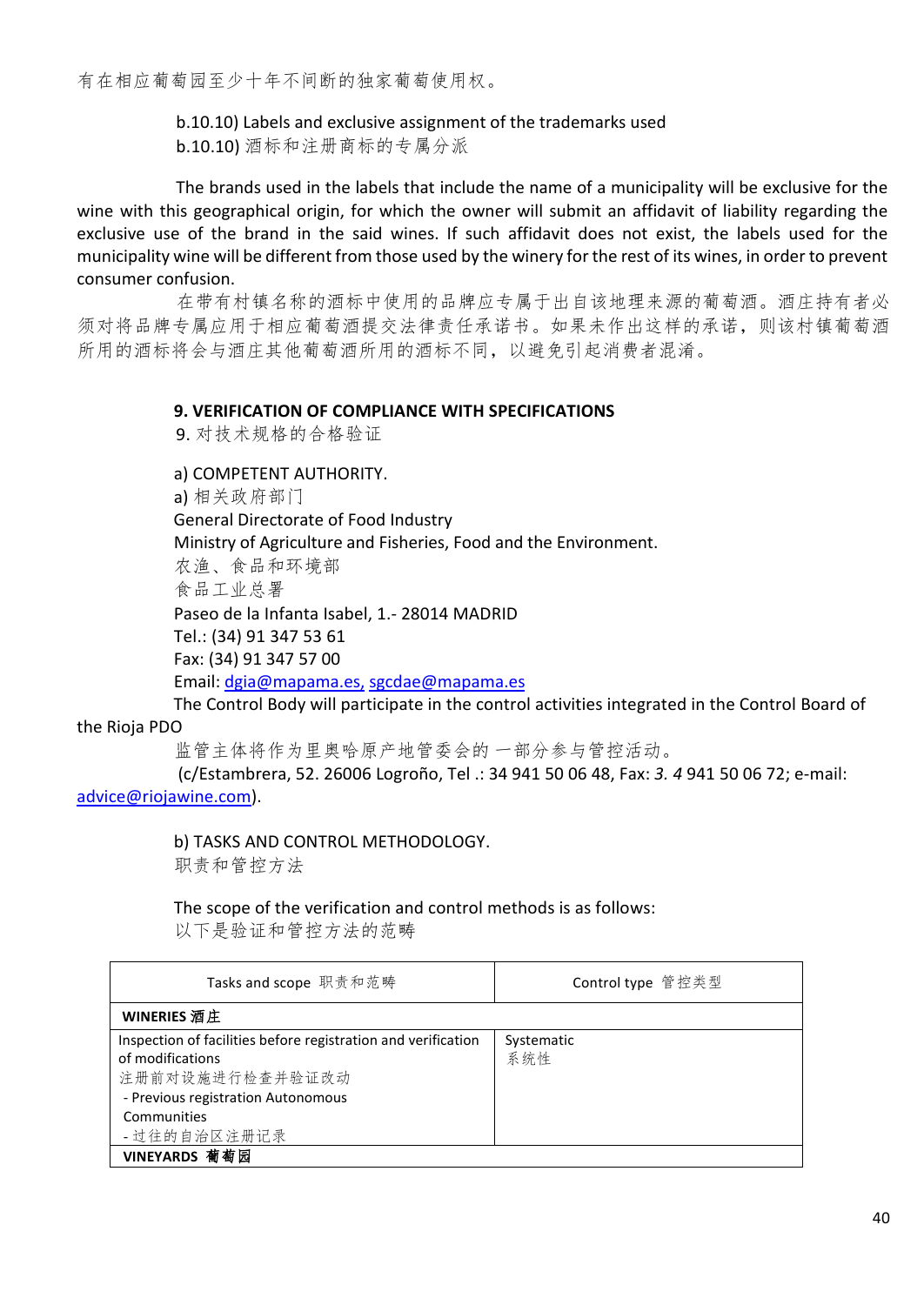有在相应葡萄园至少十年不间断的独家葡萄使用权。

b.10.10) Labels and exclusive assignment of the trademarks used
b.10.10) 酒标和注册商标的专属分派

The brands used in the labels that include the name of a municipality will be exclusive for the wine with this geographical origin, for which the owner will submit an affidavit of liability regarding the exclusive use of the brand in the said wines. If such affidavit does not exist, the labels used for the municipality wine will be different from those used by the winery for the rest of its wines, in order to prevent consumer confusion.

在带有村镇名称的酒标中使用的品牌应专属于出自该地理来源的葡萄酒。酒庄持有者必须对将品牌专属应用于相应葡萄酒提交法律责任承诺书。如果未作出这样的承诺，则该村镇葡萄酒所用的酒标将会与酒庄其他葡萄酒所用的酒标不同，以避免引起消费者混淆。

## 9. VERIFICATION OF COMPLIANCE WITH SPECIFICATIONS
9. 对技术规格的合格验证

a) COMPETENT AUTHORITY.
a) 相关政府部门
General Directorate of Food Industry
Ministry of Agriculture and Fisheries, Food and the Environment.
农渔、食品和环境部
食品工业总署
Paseo de la Infanta Isabel, 1.- 28014 MADRID
Tel.: (34) 91 347 53 61
Fax: (34) 91 347 57 00
Email: dgia@mapama.es, sgcdae@mapama.es

The Control Body will participate in the control activities integrated in the Control Board of the Rioja PDO
监管主体将作为里奥哈原产地管委会的一部分参与管控活动。
(c/Estambrera, 52. 26006 Logroño, Tel .: 34 941 50 06 48, Fax: *3. 4* 941 50 06 72; e-mail: advice@riojawine.com).

b) TASKS AND CONTROL METHODOLOGY.
职责和管控方法

The scope of the verification and control methods is as follows:
以下是验证和管控方法的范畴

| Tasks and scope 职责和范畴 | Control type 管控类型 |
|---|---|
| **WINERIES 酒庄** | |
| Inspection of facilities before registration and verification of modifications<br>注册前对设施进行检查并验证改动<br>- Previous registration Autonomous Communities<br>- 过往的自治区注册记录 | Systematic<br>系统性 |
| **VINEYARDS 葡萄园** | |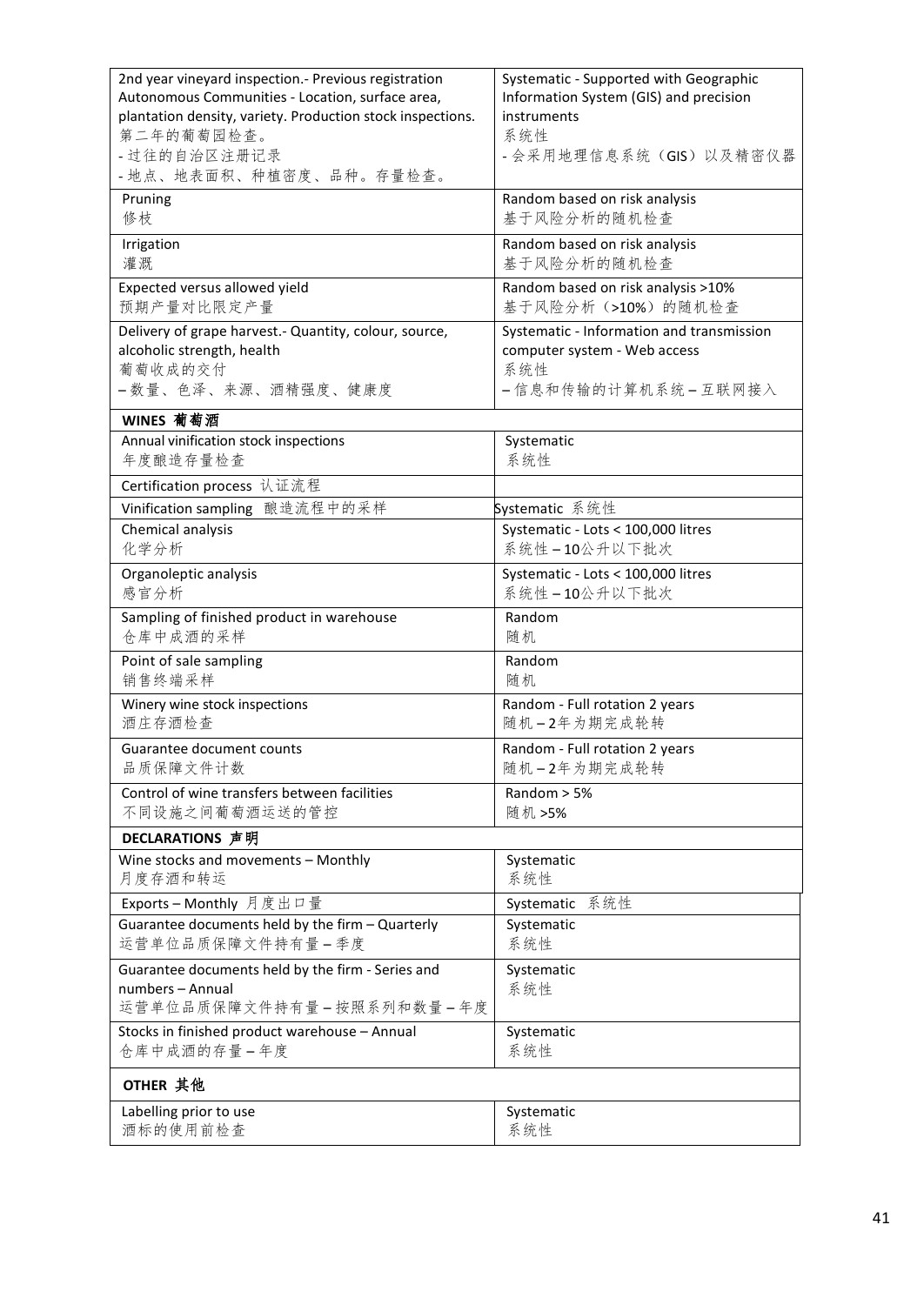| | |
|---|---|
| 2nd year vineyard inspection.- Previous registration Autonomous Communities - Location, surface area, plantation density, variety. Production stock inspections.<br>第二年的葡萄园检查。<br>- 过往的自治区注册记录<br>- 地点、地表面积、种植密度、品种。存量检查。 | Systematic - Supported with Geographic Information System (GIS) and precision instruments<br>系统性<br>- 会采用地理信息系统（GIS）以及精密仪器 |
| Pruning<br>修枝 | Random based on risk analysis<br>基于风险分析的随机检查 |
| Irrigation<br>灌溉 | Random based on risk analysis<br>基于风险分析的随机检查 |
| Expected versus allowed yield<br>预期产量对比限定产量 | Random based on risk analysis >10%<br>基于风险分析（>10%）的随机检查 |
| Delivery of grape harvest.- Quantity, colour, source, alcoholic strength, health<br>葡萄收成的交付<br>– 数量、色泽、来源、酒精强度、健康度 | Systematic - Information and transmission computer system - Web access<br>系统性<br>– 信息和传输的计算机系统 – 互联网接入 |
| **WINES 葡萄酒** | |
| Annual vinification stock inspections<br>年度酿造存量检查 | Systematic<br>系统性 |
| Certification process 认证流程 | |
| Vinification sampling 酿造流程中的采样 | Systematic 系统性 |
| Chemical analysis<br>化学分析 | Systematic - Lots < 100,000 litres<br>系统性 – 10公升以下批次 |
| Organoleptic analysis<br>感官分析 | Systematic - Lots < 100,000 litres<br>系统性 – 10公升以下批次 |
| Sampling of finished product in warehouse<br>仓库中成酒的采样 | Random<br>随机 |
| Point of sale sampling<br>销售终端采样 | Random<br>随机 |
| Winery wine stock inspections<br>酒庄存酒检查 | Random - Full rotation 2 years<br>随机 – 2年为期完成轮转 |
| Guarantee document counts<br>品质保障文件计数 | Random - Full rotation 2 years<br>随机 – 2年为期完成轮转 |
| Control of wine transfers between facilities<br>不同设施之间葡萄酒运送的管控 | Random > 5%<br>随机 >5% |
| **DECLARATIONS 声明** | |
| Wine stocks and movements – Monthly<br>月度存酒和转运 | Systematic<br>系统性 |
| Exports – Monthly 月度出口量 | Systematic 系统性 |
| Guarantee documents held by the firm – Quarterly<br>运营单位品质保障文件持有量 – 季度 | Systematic<br>系统性 |
| Guarantee documents held by the firm - Series and numbers – Annual<br>运营单位品质保障文件持有量 – 按照系列和数量 – 年度 | Systematic<br>系统性 |
| Stocks in finished product warehouse – Annual<br>仓库中成酒的存量 – 年度 | Systematic<br>系统性 |
| **OTHER 其他** | |
| Labelling prior to use<br>酒标的使用前检查 | Systematic<br>系统性 |